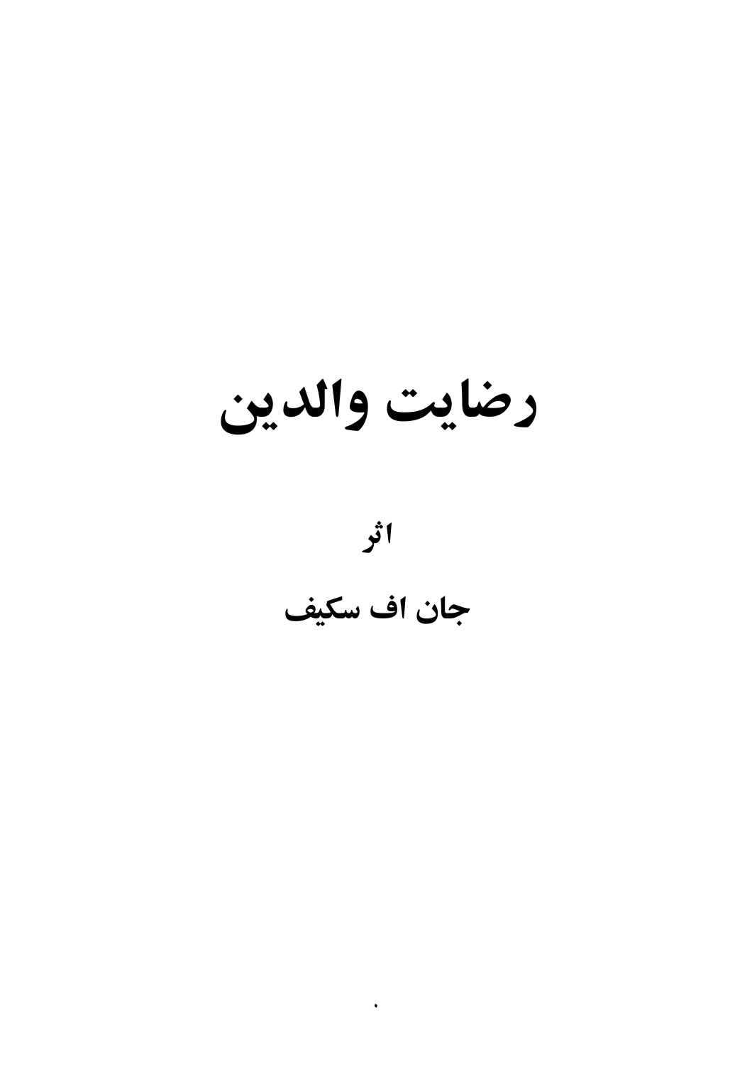# رضایت والدین

**اثر**

**جان اف سکیف**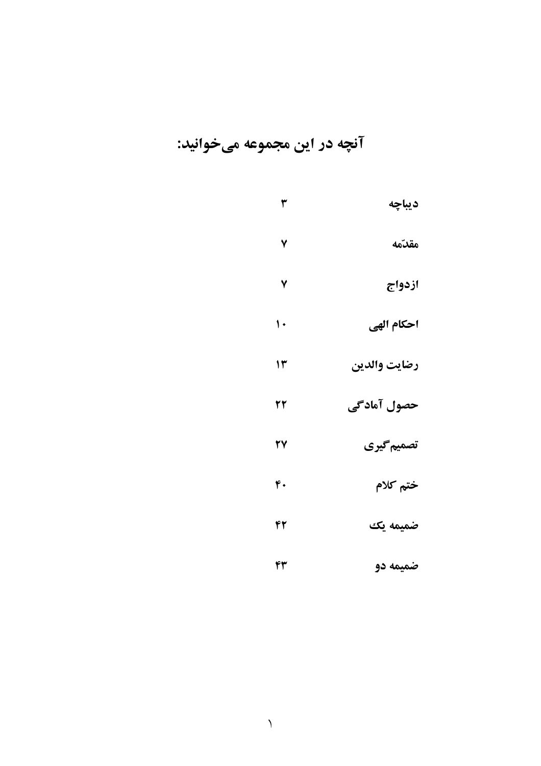## آنچه در این مجموعه می‌خوانید:

| | |
|---|---|
| دیباچه | ۳ |
| مقدّمه | ۷ |
| ازدواج | ۷ |
| احکام الهی | ۱۰ |
| رضایت والدین | ۱۳ |
| حصول آمادگی | ۲۲ |
| تصمیم‌گیری | ۲۷ |
| ختم کلام | ۴۰ |
| ضمیمه یک | ۴۲ |
| ضمیمه دو | ۴۳ |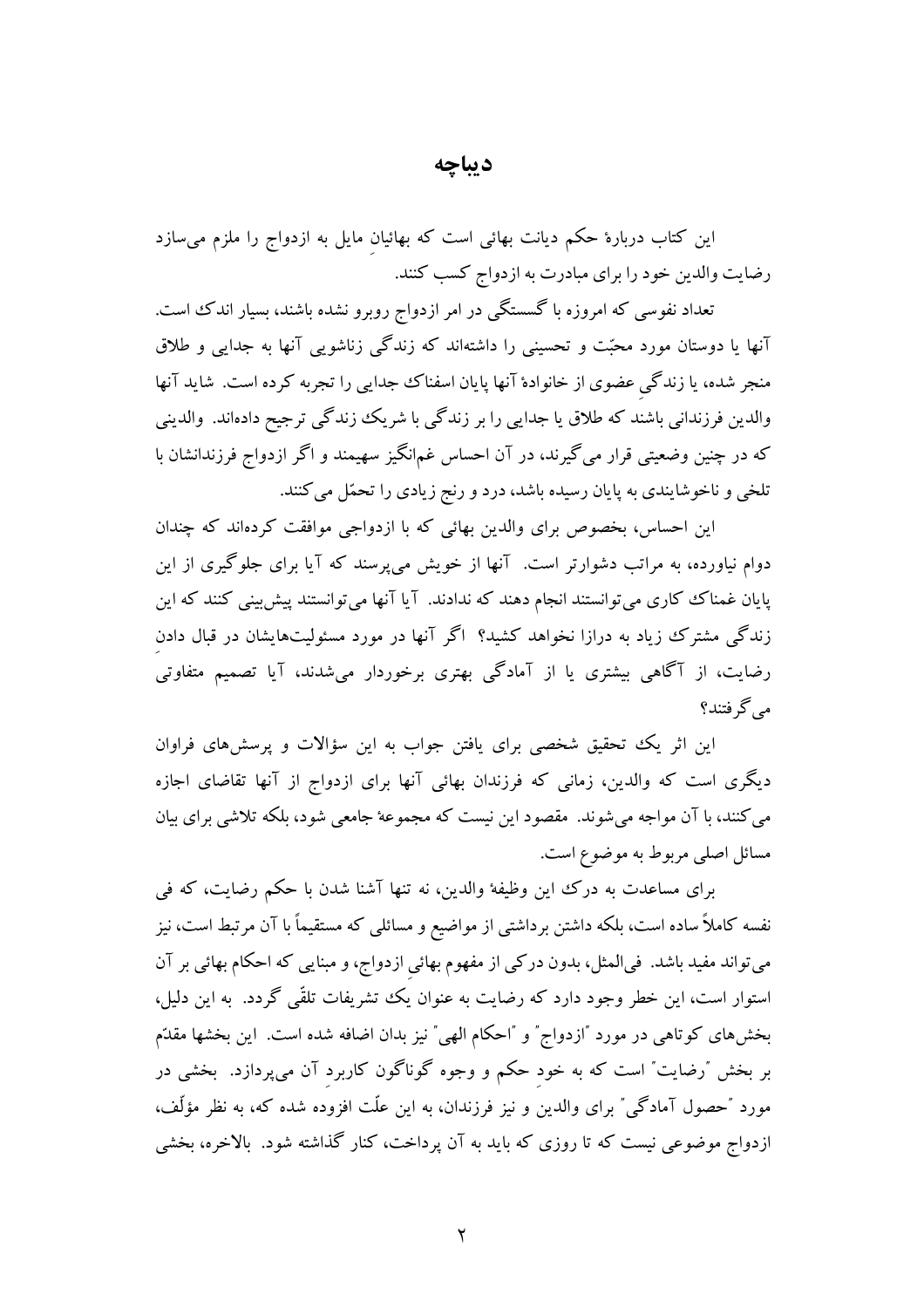# دیباچه

این کتاب دربارۀ حکم دیانت بهائی است که بهائیانِ مایل به ازدواج را ملزم می‌سازد رضایت والدین خود را برای مبادرت به ازدواج کسب کنند.

تعداد نفوسی که امروزه با گسستگی در امر ازدواج روبرو نشده باشند، بسیار اندک است. آنها یا دوستان مورد محبّت و تحسینی را داشته‌اند که زندگی زناشویی آنها به جدایی و طلاق منجر شده، یا زندگیِ عضوی از خانوادۀ آنها پایان اسفناک جدایی را تجربه کرده است. شاید آنها والدین فرزندانی باشند که طلاق یا جدایی را بر زندگی با شریک زندگی ترجیح داده‌اند. والدینی که در چنین وضعیتی قرار می‌گیرند، در آن احساس غم‌انگیز سهیمند و اگر ازدواج فرزندانشان با تلخی و ناخوشایندی به پایان رسیده باشد، درد و رنج زیادی را تحمّل می‌کنند.

این احساس، بخصوص برای والدین بهائی که با ازدواجی موافقت کرده‌اند که چندان دوام نیاورده، به مراتب دشوارتر است. آنها از خویش می‌پرسند که آیا برای جلوگیری از این پایان غمناک کاری می‌توانستند انجام دهند که ندادند. آیا آنها می‌توانستند پیش‌بینی کنند که این زندگی مشترک زیاد به درازا نخواهد کشید؟ اگر آنها در مورد مسئولیت‌هایشان در قبال دادنِ رضایت، از آگاهی بیشتری یا از آمادگی بهتری برخوردار می‌شدند، آیا تصمیم متفاوتی می‌گرفتند؟

این اثر یک تحقیق شخصی برای یافتن جواب به این سؤالات و پرسش‌های فراوان دیگری است که والدین، زمانی که فرزندان بهائی آنها برای ازدواج از آنها تقاضای اجازه می‌کنند، با آن مواجه می‌شوند. مقصود این نیست که مجموعۀ جامعی شود، بلکه تلاشی برای بیان مسائل اصلی مربوط به موضوع است.

برای مساعدت به درک این وظیفۀ والدین، نه تنها آشنا شدن با حکم رضایت، که فی نفسه کاملاً ساده است، بلکه داشتن برداشتی از مواضیع و مسائلی که مستقیماً با آن مرتبط است، نیز می‌تواند مفید باشد. فی‌المثل، بدون درکی از مفهوم بهائیِ ازدواج، و مبنایی که احکام بهائی بر آن استوار است، این خطر وجود دارد که رضایت به عنوان یک تشریفات تلقّی گردد. به این دلیل، بخش‌های کوتاهی در مورد "ازدواج" و "احکام الهی" نیز بدان اضافه شده است. این بخشها مقدّم بر بخش "رضایت" است که به خودِ حکم و وجوه گوناگون کاربردِ آن می‌پردازد. بخشی در مورد "حصول آمادگی" برای والدین و نیز فرزندان، به این علّت افزوده شده که، به نظر مؤلّف، ازدواج موضوعی نیست که تا روزی که باید به آن پرداخت، کنار گذاشته شود. بالاخره، بخشی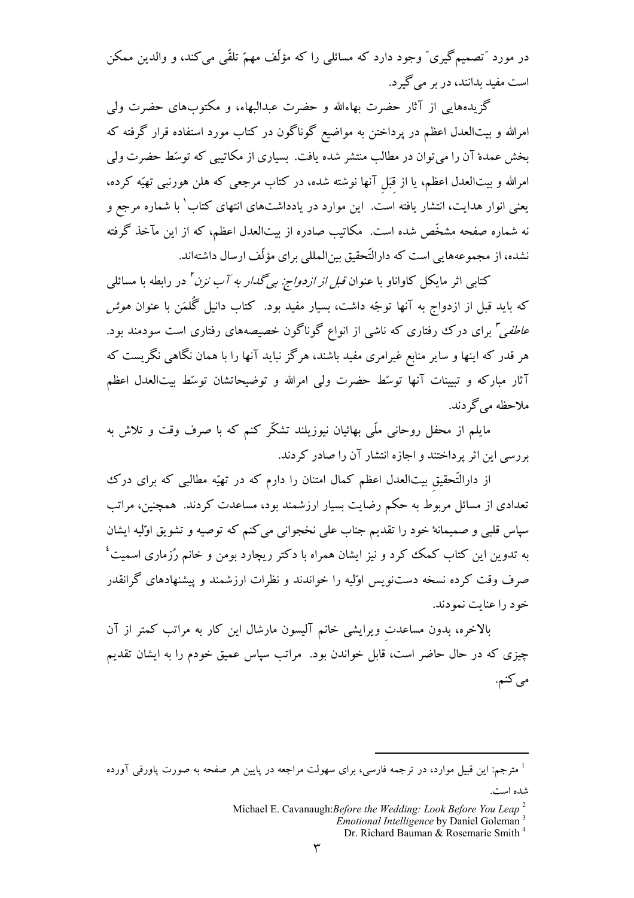در مورد "تصمیم‌گیری" وجود دارد که مسائلی را که مؤلّف مهمّ تلقّی می‌کند، و والدین ممکن است مفید بدانند، در بر می‌گیرد.

گزیده‌هایی از آثار حضرت بهاءالله و حضرت عبدالبهاء، و مکتوب‌های حضرت ولی امرالله و بیت‌العدل اعظم در پرداختن به مواضیع گوناگون در کتاب مورد استفاده قرار گرفته که بخش عمدهٔ آن را می‌توان در مطالب منتشر شده یافت. بسیاری از مکاتیبی که توسّط حضرت ولی امرالله و بیت‌العدل اعظم، یا از قِبَلِ آنها نوشته شده، در کتاب مرجعی که هلن هورنبی تهیّه کرده، یعنی انوار هدایت، انتشار یافته است. این موارد در یادداشت‌های انتهای کتاب[1] با شماره مرجع و نه شماره صفحه مشخّص شده است. مکاتیب صادره از بیت‌العدل اعظم، که از این مآخذ گرفته نشده، از مجموعه‌هایی است که دارالتّحقیق بین‌المللی برای مؤلّف ارسال داشته‌اند.

کتابی اثر مایکل کاواناو با عنوان *قبل از ازدواج: بی‌گدار به آب نزن*[2] در رابطه با مسائلی که باید قبل از ازدواج به آنها توجّه داشت، بسیار مفید بود. کتاب دانیل گُلمَن با عنوان *هوش عاطفی*[3] برای درک رفتاری که ناشی از انواع گوناگون خصیصه‌های رفتاری است سودمند بود. هر قدر که اینها و سایر منابع غیرامری مفید باشند، هرگز نباید آنها را با همان نگاهی نگریست که آثار مبارکه و تبیینات آنها توسّط حضرت ولی امرالله و توضیحاتشان توسّط بیت‌العدل اعظم ملاحظه می‌گردند.

مایلم از محفل روحانی ملّی بهائیان نیوزیلند تشکّر کنم که با صرف وقت و تلاش به بررسی این اثر پرداختند و اجازه انتشار آن را صادر کردند.

از دارالتّحقیقِ بیت‌العدل اعظم کمال امتنان را دارم که در تهیّه مطالبی که برای درک تعدادی از مسائل مربوط به حکم رضایت بسیار ارزشمند بود، مساعدت کردند. همچنین، مراتب سپاس قلبی و صمیمانهٔ خود را تقدیم جناب علی نخجوانی می‌کنم که توصیه و تشویق اوّلیه ایشان به تدوین این کتاب کمک کرد و نیز ایشان همراه با دکتر ریچارد بومن و خانم رُزماری اسمیت[4] صرف وقت کرده نسخه دست‌نویس اوّلیه را خواندند و نظرات ارزشمند و پیشنهادهای گرانقدر خود را عنایت نمودند.

بالاخره، بدون مساعدتِ ویرایشی خانم آلیسون مارشال این کار به مراتب کمتر از آن چیزی که در حال حاضر است، قابل خواندن بود. مراتب سپاس عمیق خودم را به ایشان تقدیم می‌کنم.

---

[1] مترجم: این قبیل موارد، در ترجمه فارسی، برای سهولت مراجعه در پایین هر صفحه به صورت پاورقی آورده شده است.

[2] Michael E. Cavanaugh: *Before the Wedding: Look Before You Leap*

[3] *Emotional Intelligence* by Daniel Goleman

[4] Dr. Richard Bauman & Rosemarie Smith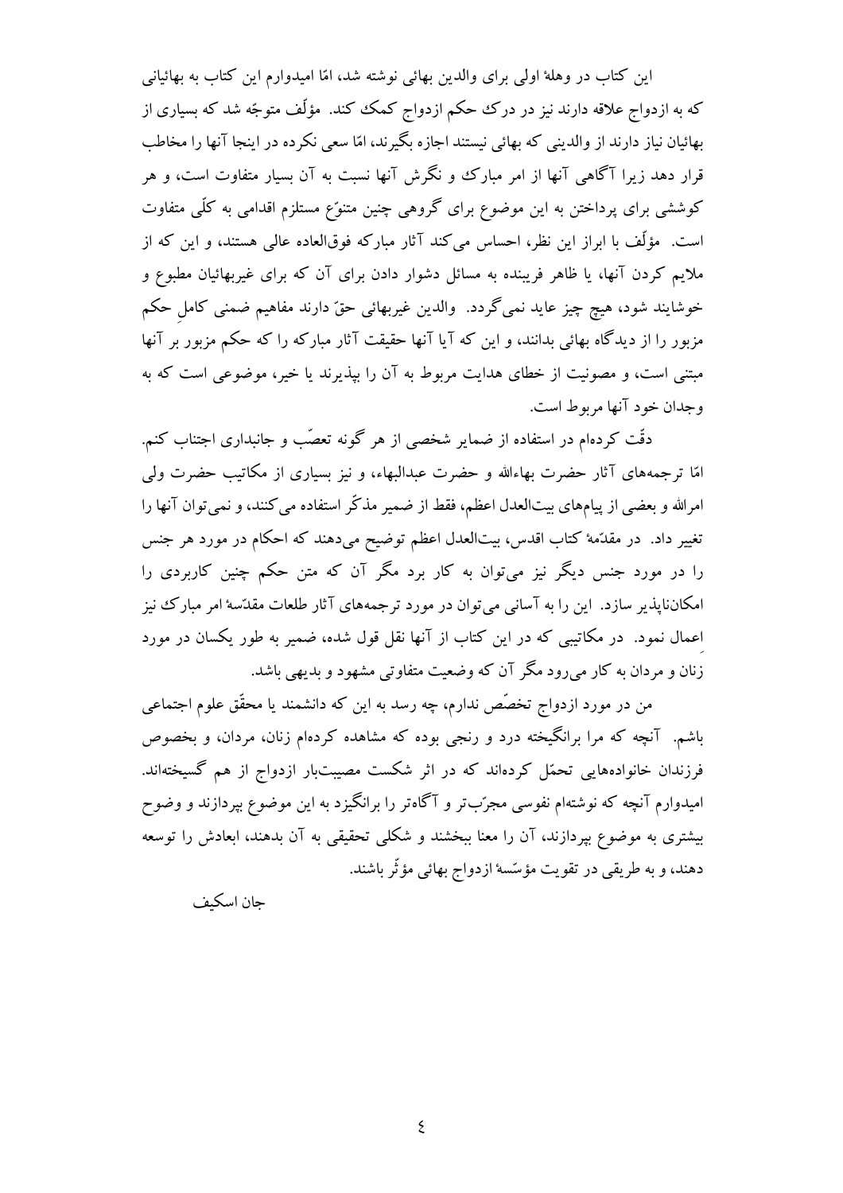این کتاب در وهلهٔ اولی برای والدین بهائی نوشته شد، امّا امیدوارم این کتاب به بهائیانی که به ازدواج علاقه دارند نیز در درک حکم ازدواج کمک کند. مؤلّف متوجّه شد که بسیاری از بهائیان نیاز دارند از والدینی که بهائی نیستند اجازه بگیرند، امّا سعی نکرده در اینجا آنها را مخاطب قرار دهد زیرا آگاهی آنها از امر مبارک و نگرش آنها نسبت به آن بسیار متفاوت است، و هر کوششی برای پرداختن به این موضوع برای گروهی چنین متنوّع مستلزم اقدامی به کلّی متفاوت است. مؤلّف با ابراز این نظر، احساس می‌کند آثار مبارکه فوق‌العاده عالی هستند، و این که از ملایم کردن آنها، یا ظاهر فریبنده به مسائل دشوار دادن برای آن که برای غیربهائیان مطبوع و خوشایند شود، هیچ چیز عاید نمی‌گردد. والدین غیربهائی حقّ دارند مفاهیم ضمنی کاملِ حکم مزبور را از دیدگاه بهائی بدانند، و این که آیا آنها حقیقت آثار مبارکه را که حکم مزبور بر آنها مبتنی است، و مصونیت از خطای هدایت مربوط به آن را بپذیرند یا خیر، موضوعی است که به وجدان خود آنها مربوط است.

دقّت کرده‌ام در استفاده از ضمایر شخصی از هر گونه تعصّب و جانبداری اجتناب کنم. امّا ترجمه‌های آثار حضرت بهاءالله و حضرت عبدالبهاء، و نیز بسیاری از مکاتیب حضرت ولی امرالله و بعضی از پیام‌های بیت‌العدل اعظم، فقط از ضمیر مذکّر استفاده می‌کنند، و نمی‌توان آنها را تغییر داد. در مقدّمهٔ کتاب اقدس، بیت‌العدل اعظم توضیح می‌دهند که احکام در مورد هر جنس را در مورد جنس دیگر نیز می‌توان به کار برد مگر آن که متن حکم چنین کاربردی را امکان‌ناپذیر سازد. این را به آسانی می‌توان در مورد ترجمه‌های آثار طلعات مقدّسهٔ امر مبارک نیز اِعمال نمود. در مکاتیبی که در این کتاب از آنها نقل قول شده، ضمیر به طور یکسان در مورد زنان و مردان به کار می‌رود مگر آن که وضعیت متفاوتی مشهود و بدیهی باشد.

من در مورد ازدواج تخصّص ندارم، چه رسد به این که دانشمند یا محقّق علوم اجتماعی باشم. آنچه که مرا برانگیخته درد و رنجی بوده که مشاهده کرده‌ام زنان، مردان، و بخصوص فرزندان خانواده‌هایی تحمّل کرده‌اند که در اثر شکست مصیبت‌بار ازدواج از هم گسیخته‌اند. امیدوارم آنچه که نوشته‌ام نفوسی مجرّب‌تر و آگاه‌تر را برانگیزد به این موضوع بپردازند و وضوح بیشتری به موضوع بپردازند، آن را معنا ببخشند و شکلی تحقیقی به آن بدهند، ابعادش را توسعه دهند، و به طریقی در تقویت مؤسّسهٔ ازدواج بهائی مؤثّر باشند.

جان اسکیف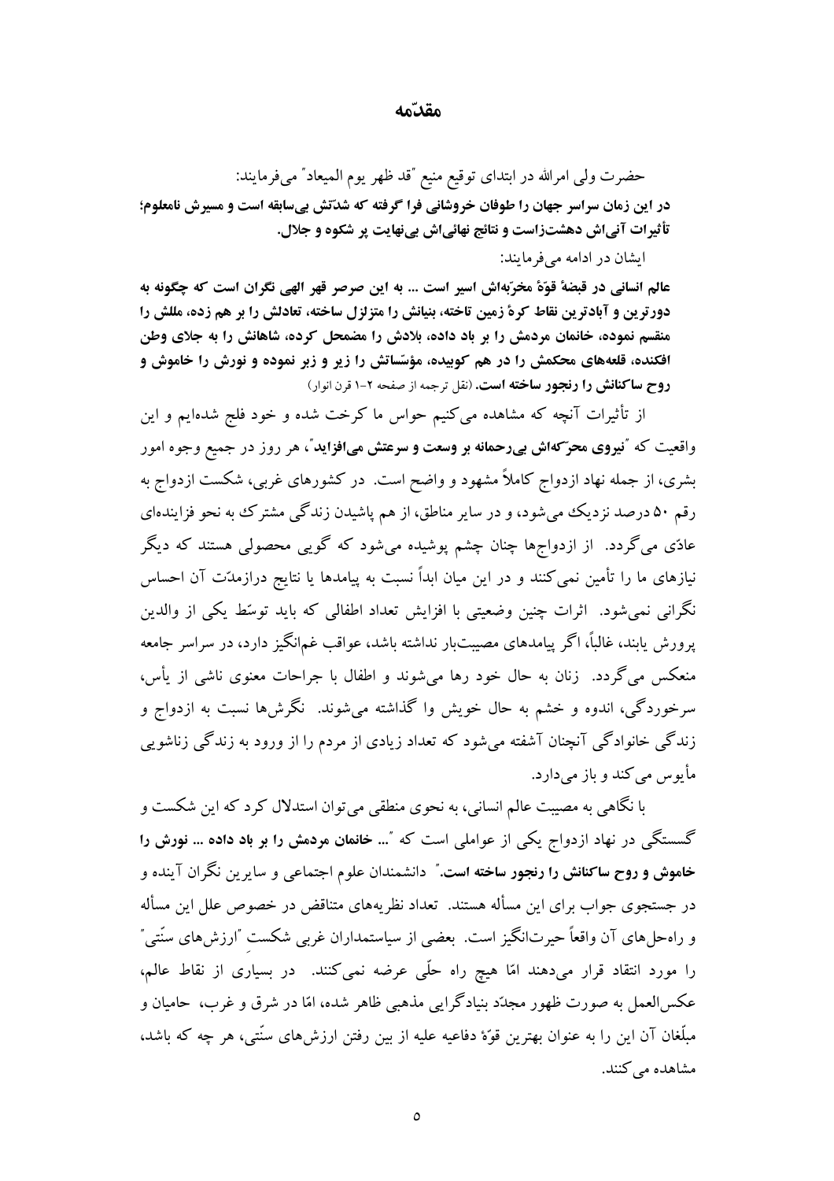# مقدّمه

حضرت ولی امرالله در ابتدای توقیع منیع "قد ظهر یوم المیعاد" می‌فرمایند:

**در این زمان سراسر جهان را طوفان خروشانی فرا گرفته که شدّتش بی‌سابقه است و مسیرش نامعلوم؛ تأثیرات آنی‌اش دهشت‌زاست و نتائج نهائی‌اش بی‌نهایت پر شکوه و جلال.**

ایشان در ادامه می‌فرمایند:

**عالم انسانی در قبضهٔ قوّهٔ مخرّبه‌اش اسیر است ... به این صرصر قهر الهی نگران است که چگونه به دورترین و آبادترین نقاط کرهٔ زمین تاخته، بنیانش را متزلزل ساخته، تعادلش را بر هم زده، مللش را منقسم نموده، خانمان مردمش را بر باد داده، بلادش را مضمحل کرده، شاهانش را به جلای وطن افکنده، قلعه‌های محکمش را در هم کوبیده، مؤسّساتش را زیر و زبر نموده و نورش را خاموش و روح ساکنانش را رنجور ساخته است.** (نقل ترجمه از صفحه ۲-۱ قرن انوار)

از تأثیرات آنچه که مشاهده می‌کنیم حواس ما کرخت شده و خود فلج شده‌ایم و این واقعیت که "**نیروی محرّکه‌اش بی‌رحمانه بر وسعت و سرعتش می‌افزاید**"، هر روز در جمیع وجوه امور بشری، از جمله نهاد ازدواج کاملاً مشهود و واضح است. در کشورهای غربی، شکست ازدواج به رقم ۵۰ درصد نزدیک می‌شود، و در سایر مناطق، از هم پاشیدن زندگی مشترک به نحو فزاینده‌ای عادّی می‌گردد. از ازدواج‌ها چنان چشم پوشیده می‌شود که گویی محصولی هستند که دیگر نیازهای ما را تأمین نمی‌کنند و در این میان ابداً نسبت به پیامدها یا نتایج درازمدّت آن احساس نگرانی نمی‌شود. اثرات چنین وضعیتی با افزایش تعداد اطفالی که باید توسّط یکی از والدین پرورش یابند، غالباً، اگر پیامدهای مصیبت‌بار نداشته باشد، عواقب غم‌انگیز دارد، در سراسر جامعه منعکس می‌گردد. زنان به حال خود رها می‌شوند و اطفال با جراحات معنوی ناشی از یأس، سرخوردگی، اندوه و خشم به حال خویش وا گذاشته می‌شوند. نگرش‌ها نسبت به ازدواج و زندگی خانوادگی آنچنان آشفته می‌شود که تعداد زیادی از مردم را از ورود به زندگی زناشویی مأیوس می‌کند و باز می‌دارد.

با نگاهی به مصیبت عالم انسانی، به نحوی منطقی می‌توان استدلال کرد که این شکست و گسستگی در نهاد ازدواج یکی از عواملی است که "**... خانمان مردمش را بر باد داده ... نورش را خاموش و روح ساکنانش را رنجور ساخته است.**" دانشمندان علوم اجتماعی و سایرین نگران آینده و در جستجوی جواب برای این مسأله هستند. تعداد نظریه‌های متناقض در خصوص علل این مسأله و راه‌حل‌های آن واقعاً حیرت‌انگیز است. بعضی از سیاستمداران غربی شکست "ارزش‌های سنّتی" را مورد انتقاد قرار می‌دهند امّا هیچ راه حلّی عرضه نمی‌کنند. در بسیاری از نقاط عالم، عکس‌العمل به صورت ظهور مجدّد بنیادگرایی مذهبی ظاهر شده، امّا در شرق و غرب، حامیان و مبلّغان آن این را به عنوان بهترین قوّهٔ دفاعیه علیه از بین رفتن ارزش‌های سنّتی، هر چه که باشد، مشاهده می‌کنند.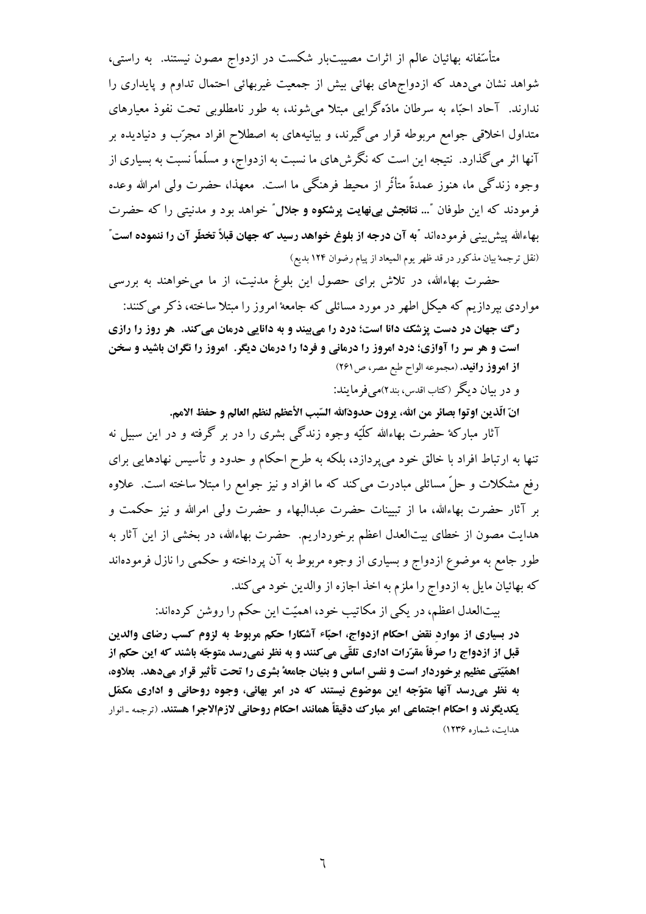متأسّفانه بهائیان عالم از اثرات مصیبت‌بار شکست در ازدواج مصون نیستند. به راستی، شواهد نشان می‌دهد که ازدواج‌های بهائی بیش از جمعیت غیربهائی احتمال تداوم و پایداری را ندارند. آحاد احبّاء به سرطان مادّه‌گرایی مبتلا می‌شوند، به طور نامطلوبی تحت نفوذ معیارهای متداول اخلاقی جوامع مربوطه قرار می‌گیرند، و بینیه‌های به اصطلاح افراد مجرّب و دنیادیده بر آنها اثر می‌گذارد. نتیجه این است که نگرش‌های ما نسبت به ازدواج، و مسلّماً نسبت به بسیاری از وجوه زندگی ما، هنوز عمدةً متأثّر از محیط فرهنگی ما است. معهذا، حضرت ولی امرالله وعده فرمودند که این طوفان "**... نتائجش بی‌نهایت پرشکوه و جلال**" خواهد بود و مدنیتی را که حضرت بهاءالله پیش‌بینی فرموده‌اند "**به آن درجه از بلوغ خواهد رسید که جهان قبلاً تخطّر آن را ننموده است**" (نقل ترجمهٔ بیان مذکور در قد ظهر یوم المیعاد از پیام رضوان ۱۲۴ بدیع)

حضرت بهاءالله، در تلاش برای حصول این بلوغ مدنیت، از ما می‌خواهند به بررسی مواردی بپردازیم که هیکل اطهر در مورد مسائلی که جامعهٔ امروز را مبتلا ساخته، ذکر می‌کنند:

**رگ جهان در دست پزشک دانا است؛ درد را می‌بیند و به دانایی درمان می‌کند. هر روز را رازی است و هر سر را آوازی؛ درد امروز را درمانی و فردا را درمان دیگر. امروز را نگران باشید و سخن از امروز رانید.** (مجموعه الواح طبع مصر، ص ۲۶۱)

و در بیان دیگر (کتاب اقدس، بند۲)می‌فرمایند:

**انّ الّذین اوتوا بصائر من الله، یرون حدودالله السّبب الأعظم لنظم العالم و حفظ الامم.**

آثار مبارکهٔ حضرت بهاءالله کلّیّه وجوه زندگی بشری را در بر گرفته و در این سبیل نه تنها به ارتباط افراد با خالق خود می‌پردازد، بلکه به طرح احکام و حدود و تأسیس نهادهایی برای رفع مشکلات و حلّ مسائلی مبادرت می‌کند که ما افراد و نیز جوامع را مبتلا ساخته است. علاوه بر آثار حضرت بهاءالله، ما از تبیینات حضرت عبدالبهاء و حضرت ولی امرالله و نیز حکمت و هدایت مصون از خطای بیت‌العدل اعظم برخورداریم. حضرت بهاءالله، در بخشی از این آثار به طور جامع به موضوع ازدواج و بسیاری از وجوه مربوط به آن پرداخته و حکمی را نازل فرموده‌اند که بهائیان مایل به ازدواج را ملزم به اخذ اجازه از والدین خود می‌کند.

بیت‌العدل اعظم، در یکی از مکاتیب خود، اهمیّت این حکم را روشن کرده‌اند:

**در بسیاری از مواردِ نقض احکام ازدواج، احبّاء آشکارا حکم مربوط به لزوم کسب رضای والدین قبل از ازدواج را صرفاً مقرّرات اداری تلقّی می‌کنند و به نظر نمی‌رسد متوجّه باشند که این حکم از اهمّیّتی عظیم برخوردار است و نفسِ اساس و بنیان جامعهٔ بشری را تحت تأثیر قرار می‌دهد. بعلاوه، به نظر می‌رسد آنها متوجّه این موضوع نیستند که در امر بهائی، وجوه روحانی و اداری مکمّل یکدیگرند و احکام اجتماعی امر مبارک دقیقاً همانند احکام روحانی لازم‌الاجرا هستند.** (ترجمه ـ انوار هدایت، شماره ۱۲۳۶)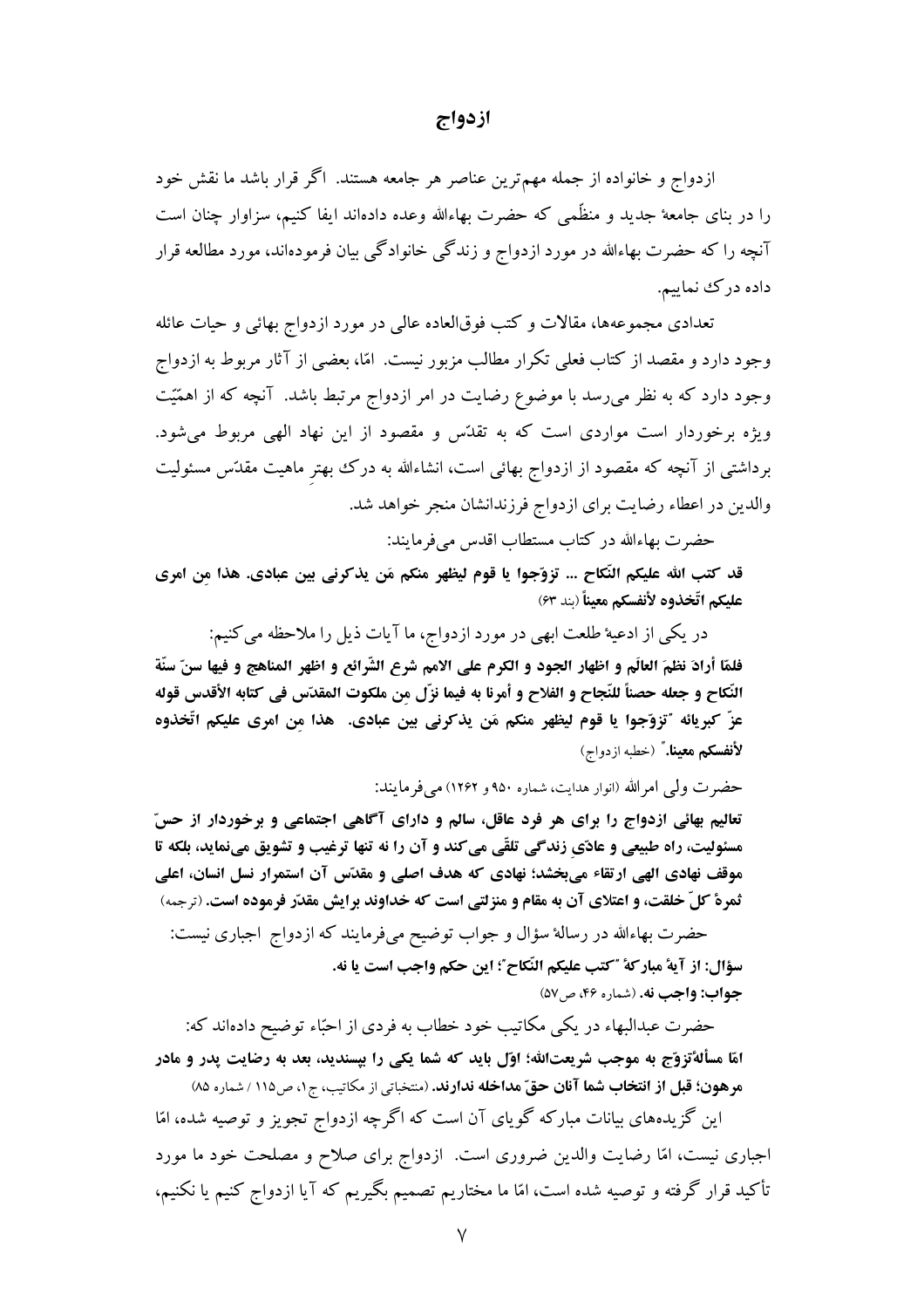# ازدواج

ازدواج و خانواده از جمله مهم‌ترین عناصر هر جامعه هستند. اگر قرار باشد ما نقش خود را در بنای جامعهٔ جدید و منظّمی که حضرت بهاءالله وعده داده‌اند ایفا کنیم، سزاوار چنان است آنچه را که حضرت بهاءالله در مورد ازدواج و زندگی خانوادگی بیان فرموده‌اند، مورد مطالعه قرار داده درک نماییم.

تعدادی مجموعه‌ها، مقالات و کتب فوق‌العاده عالی در مورد ازدواج بهائی و حیات عائله وجود دارد و مقصد از کتاب فعلی تکرار مطالب مزبور نیست. امّا، بعضی از آثار مربوط به ازدواج وجود دارد که به نظر می‌رسد با موضوع رضایت در امر ازدواج مرتبط باشد. آنچه که از اهمّیّت ویژه برخوردار است مواردی است که به تقدّس و مقصود از این نهاد الهی مربوط می‌شود. برداشتی از آنچه که مقصود از ازدواج بهائی است، انشاءالله به درک بهترِ ماهیت مقدّس مسئولیت والدین در اعطاء رضایت برای ازدواج فرزندانشان منجر خواهد شد.

حضرت بهاءالله در کتاب مستطاب اقدس می‌فرمایند:

**قد کتب الله علیکم النّکاح ... تزوّجوا یا قوم لیظهر منکم مَن یذکرنی بین عبادی. هذا مِن امری علیکم اتّخذوه لأنفسکم معیناً** (بند ۶۳)

در یکی از ادعیهٔ طلعت ابهی در مورد ازدواج، ما آیات ذیل را ملاحظه می‌کنیم:

**فلمّا أرادَ نظمَ العالَم و اظهار الجود و الکرم علی الامم شرع الشّرائع و اظهر المناهج و فیها سنّ سنّة النّکاح و جعله حصناً للنّجاح و الفلاح و أمرنا به فیما نزّل مِن ملکوت المقدّس فی کتابه الأقدس قوله عزّ کبریائه "تزوّجوا یا قوم لیظهر منکم مَن یذکرنی بین عبادی. هذا مِن امری علیکم اتّخذوه لأنفسکم معینا."** (خطبه ازدواج)

حضرت ولی امرالله (انوار هدایت، شماره ۹۵۰ و ۱۲۶۲) می‌فرمایند:

**تعالیم بهائی ازدواج را برای هر فرد عاقل، سالم و دارای آگاهی اجتماعی و برخوردار از حسّ مسئولیت، راه طبیعی و عادیِ زندگی تلقّی می‌کند و آن را نه تنها ترغیب و تشویق می‌نماید، بلکه تا موقف نهادی الهی ارتقاء می‌بخشد؛ نهادی که هدف اصلی و مقدّس آن استمرار نسل انسان، اعلی ثمرهٔ کلّ خلقت، و اعتلای آن به مقام و منزلتی است که خداوند برایش مقدّر فرموده است.** (ترجمه)

حضرت بهاءالله در رسالهٔ سؤال و جواب توضیح می‌فرمایند که ازدواج اجباری نیست:

**سؤال: از آیهٔ مبارکهٔ "کتب علیکم النّکاح"؛ این حکم واجب است یا نه.**

**جواب: واجب نه.** (شماره ۴۶، ص۵۷)

حضرت عبدالبهاء در یکی مکاتیب خود خطاب به فردی از احبّاء توضیح داده‌اند که:

**امّا مسألهٔ تزوّج به موجب شریعت‌الله؛ اوّل باید که شما یکی را بپسندید، بعد به رضایت پدر و مادر مرهون؛ قبل از انتخاب شما آنان حقّ مداخله ندارند.** (منتخباتی از مکاتیب، ج۱، ص۱۱۵ / شماره ۸۵)

این گزیده‌های بیانات مبارکه گویای آن است که اگرچه ازدواج تجویز و توصیه شده، امّا اجباری نیست، امّا رضایت والدین ضروری است. ازدواج برای صلاح و مصلحت خود ما مورد تأکید قرار گرفته و توصیه شده است، امّا ما مختاریم تصمیم بگیریم که آیا ازدواج کنیم یا نکنیم،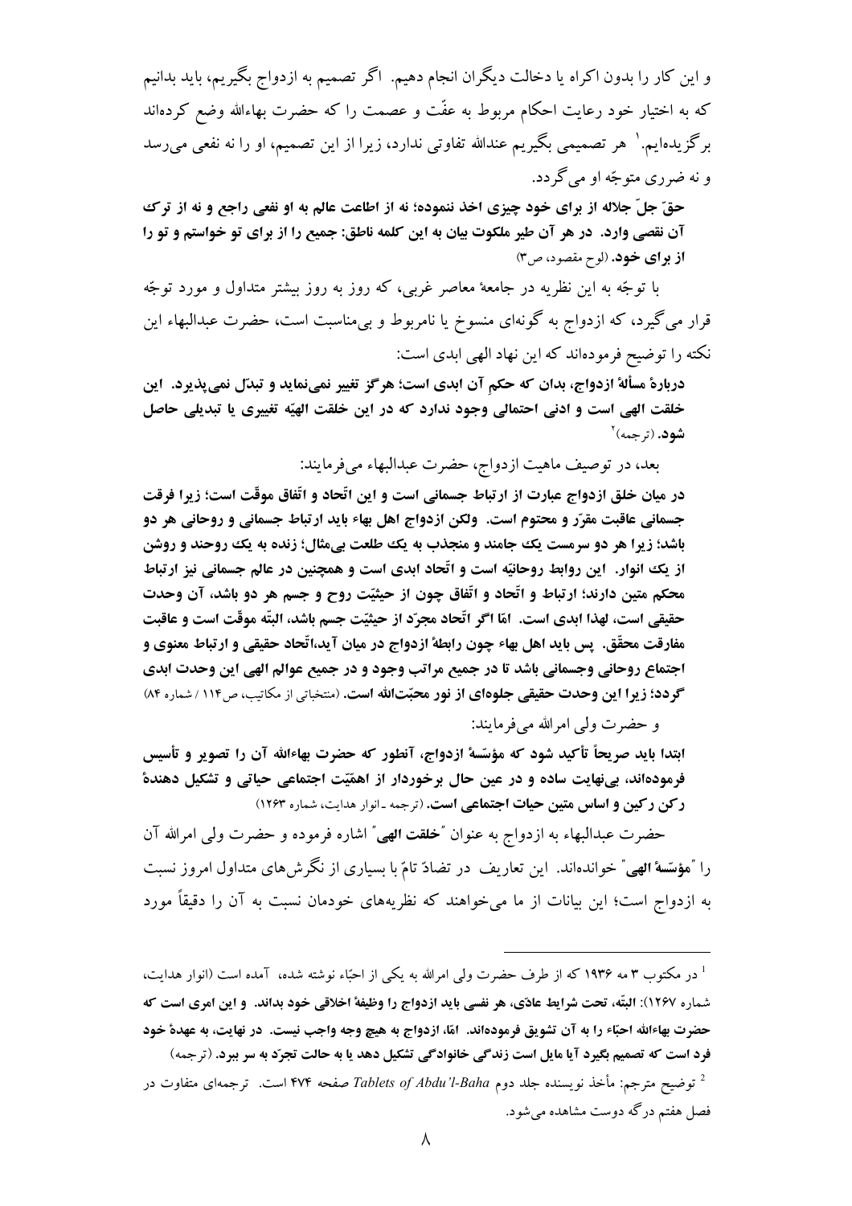و این کار را بدون اکراه یا دخالت دیگران انجام دهیم. اگر تصمیم به ازدواج بگیریم، باید بدانیم که به اختیار خود رعایت احکام مربوط به عفّت و عصمت را که حضرت بهاءالله وضع کرده‌اند برگزیده‌ایم.[1] هر تصمیمی بگیریم عندالله تفاوتی ندارد، زیرا از این تصمیم، او را نه نفعی می‌رسد و نه ضرری متوجّه او می‌گردد.

**حقّ جلّ جلاله از برای خود چیزی اخذ ننموده؛ نه از اطاعت عالم به او نفعی راجع و نه از ترک آن نقصی وارد. در هر آن طیر ملکوت بیان به این کلمه ناطق: جمیع را از برای تو خواستم و تو را از برای خود.** (لوح مقصود، ص۳)

با توجّه به این نظریه در جامعهٔ معاصر غربی، که روز به روز بیشتر متداول و مورد توجّه قرار می‌گیرد، که ازدواج به گونه‌ای منسوخ یا نامربوط و بی‌مناسبت است، حضرت عبدالبهاء این نکته را توضیح فرموده‌اند که این نهاد الهی ابدی است:

**دربارهٔ مسألهٔ ازدواج، بدان که حکمِ آن ابدی است؛ هرگز تغییر نمی‌نماید و تبدّل نمی‌پذیرد. این خلقت الهی است و ادنی احتمالی وجود ندارد که در این خلقت الهیّه تغییری یا تبدیلی حاصل شود.** (ترجمه)[2]

بعد، در توصیف ماهیت ازدواج، حضرت عبدالبهاء می‌فرمایند:

**در میان خلق ازدواج عبارت از ارتباط جسمانی است و این اتّحاد و اتّفاق موقّت است؛ زیرا فرقت جسمانی عاقبت مقرّر و محتوم است. ولکن ازدواج اهل بهاء باید ارتباط جسمانی و روحانی هر دو باشد؛ زیرا هر دو سرمست یک جامند و منجذب به یک طلعت بی‌مثال؛ زنده به یک روحند و روشن از یک انوار. این روابط روحانیّه است و اتّحاد ابدی است و همچنین در عالم جسمانی نیز ارتباط محکم متین دارند؛ ارتباط و اتّحاد و اتّفاق چون از حیثیّت روح و جسم هر دو باشد، آن وحدت حقیقی است، لهذا ابدی است. امّا اگر اتّحاد مجرّد از حیثیّت جسم باشد، البتّه موقّت است و عاقبت مفارقت محقّق. پس باید اهل بهاء چون رابطهٔ ازدواج در میان آید،اتّحاد حقیقی و ارتباط معنوی و اجتماع روحانی وجسمانی باشد تا در جمیع مراتب وجود و در جمیع عوالم الهی این وحدت ابدی گردد؛ زیرا این وحدت حقیقی جلوه‌ای از نور محبّت‌الله است.** (منتخباتی از مکاتیب، ص۱۱۴ / شماره ۸۴)

و حضرت ولی امرالله می‌فرمایند:

**ابتدا باید صریحاً تأکید شود که مؤسّسهٔ ازدواج، آنطور که حضرت بهاءالله آن را تصویر و تأسیس فرموده‌اند، بی‌نهایت ساده و در عین حال برخوردار از اهمیّت اجتماعی حیاتی و تشکیل دهندهٔ رکن رکین و اساس متین حیات اجتماعی است.** (ترجمه ـ انوار هدایت، شماره ۱۲۶۳)

حضرت عبدالبهاء به ازدواج به عنوان "**خلقت الهی**" اشاره فرموده و حضرت ولی امرالله آن را "**مؤسّسهٔ الهی**" خوانده‌اند. این تعاریف در تضادّ تامّ با بسیاری از نگرش‌های متداول امروز نسبت به ازدواج است؛ این بیانات از ما می‌خواهند که نظریه‌های خودمان نسبت به آن را دقیقاً مورد

---

[1] در مکتوب ۳ مه ۱۹۳۶ که از طرف حضرت ولی امرالله به یکی از احبّاء نوشته شده، آمده است (انوار هدایت، شماره ۱۲۶۷): **البتّه، تحت شرایط عادّی، هر نفسی باید ازدواج را وظیفهٔ اخلاقی خود بداند. و این امری است که حضرت بهاءالله احبّاء را به آن تشویق فرموده‌اند. امّا، ازدواج به هیچ وجه واجب نیست. در نهایت، به عهدهٔ خود فرد است که تصمیم بگیرد آیا مایل است زندگی خانوادگی تشکیل دهد یا به حالت تجرّد به سر ببرد.** (ترجمه)

[2] توضیح مترجم: مأخذ نویسنده جلد دوم *Tablets of Abdu'l-Baha* صفحه ۴۷۴ است. ترجمه‌ای متفاوت در فصل هفتم درگه دوست مشاهده می‌شود.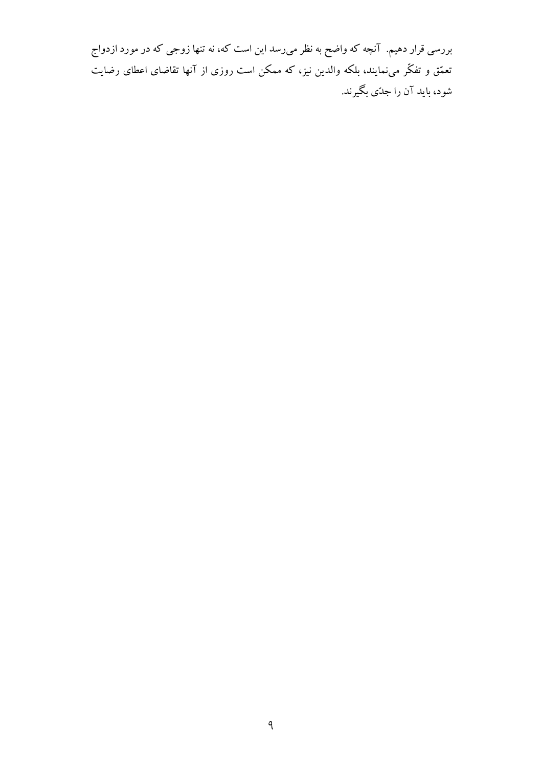بررسی قرار دهیم. آنچه که واضح به نظر می‌رسد این است که، نه تنها زوجی که در مورد ازدواج تعمّق و تفکّر می‌نمایند، بلکه والدین نیز، که ممکن است روزی از آنها تقاضای اعطای رضایت شود، باید آن را جدّی بگیرند.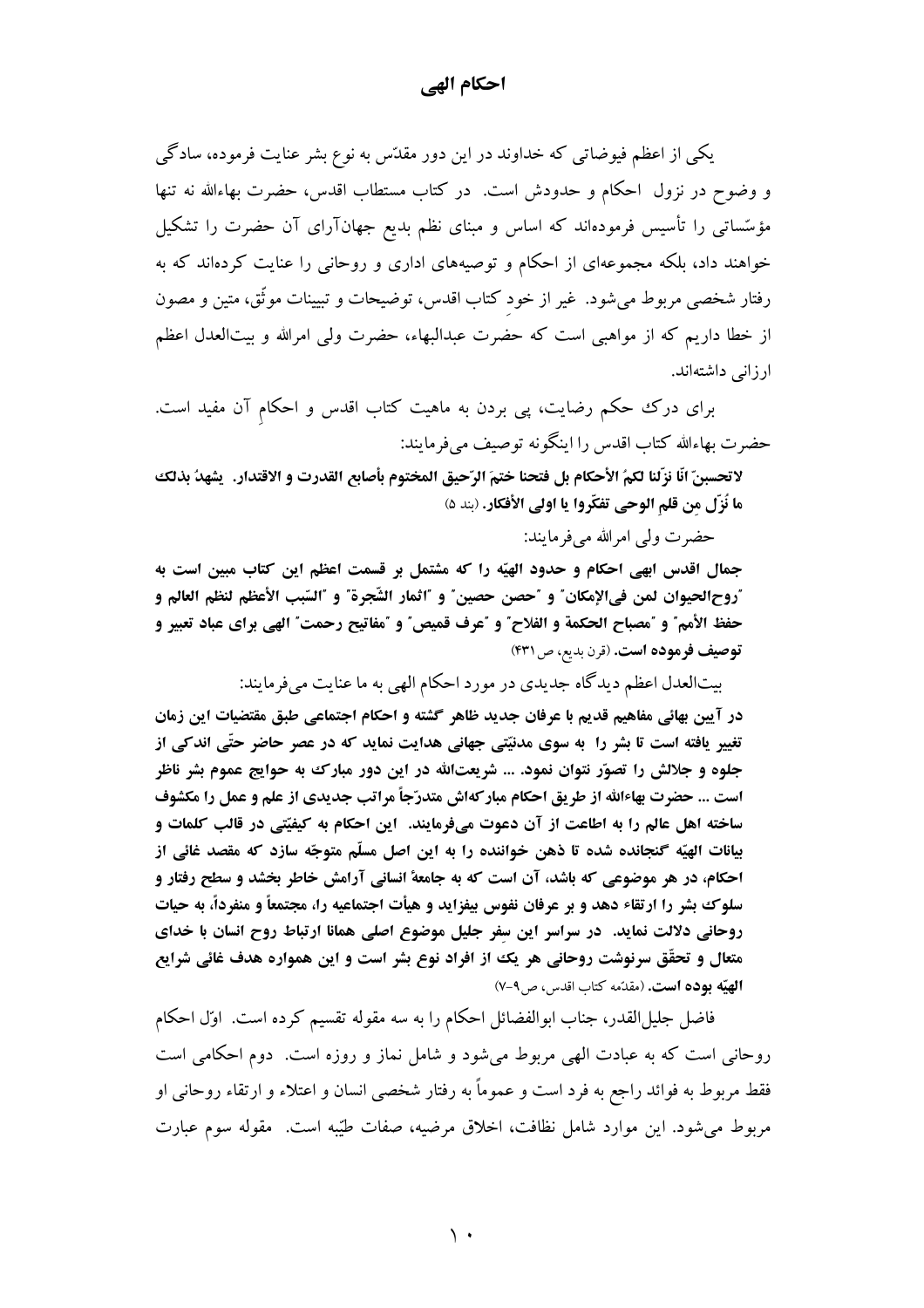## احکام الهی

یکی از اعظم فیوضاتی که خداوند در این دور مقدّس به نوع بشر عنایت فرموده، سادگی و وضوح در نزول احکام و حدودش است. در کتاب مستطاب اقدس، حضرت بهاءالله نه تنها مؤسّساتی را تأسیس فرموده‌اند که اساس و مبنای نظم بدیع جهان‌آرای آن حضرت را تشکیل خواهند داد، بلکه مجموعه‌ای از احکام و توصیه‌های اداری و روحانی را عنایت کرده‌اند که به رفتار شخصی مربوط می‌شود. غیر از خودِ کتاب اقدس، توضیحات و تبیینات موثّق، متین و مصون از خطا داریم که از مواهبی است که حضرت عبدالبهاء، حضرت ولی امرالله و بیت‌العدل اعظم ارزانی داشته‌اند.

برای درکِ حکم رضایت، پی بردن به ماهیت کتاب اقدس و احکامِ آن مفید است. حضرت بهاءالله کتاب اقدس را اینگونه توصیف می‌فرمایند:

**لاتحسبنّ انّا نزّلنا لکمُ الأحکام بل فتحنا ختمَ الرّحیق المختوم بأصابع القدرت و الاقتدار. یشهدُ بذلک ما نُزّل مِن قلمِ الوحی تفکّروا یا اولی الأفکار.** (بند ۵)

حضرت ولی امرالله می‌فرمایند:

**جمال اقدس ابهی احکام و حدود الهیّه را که مشتمل بر قسمت اعظم این کتاب مبین است به "روح‌الحیوان لمن فی‌الإمکان" و "حصن حصین" و "اثمار الشّجرة" و "السّبب الأعظم لنظم العالم و حفظ الأمم" و "مصباح الحکمة و الفلاح" و "عرف قمیص" و "مفاتیح رحمت" الهی برای عباد تعبیر و توصیف فرموده است.** (قرن بدیع، ص ۴۳۱)

بیت‌العدل اعظم دیدگاه جدیدی در مورد احکام الهی به ما عنایت می‌فرمایند:

**در آیین بهائی مفاهیم قدیم با عرفان جدید ظاهر گشته و احکام اجتماعی طبق مقتضیات این زمان تغییر یافته است تا بشر را به سوی مدنیّتی جهانی هدایت نماید که در عصر حاضر حتّی اندکی از جلوه و جلالش را تصوّر نتوان نمود. ... شریعت‌الله در این دور مبارک به حوایج عموم بشر ناظر است ... حضرت بهاءالله از طریق احکام مبارکه‌اش متدرّجاً مراتب جدیدی از علم و عمل را مکشوف ساخته اهل عالم را به اطاعت از آن دعوت می‌فرمایند. این احکام به کیفیّتی در قالب کلمات و بیانات الهیّه گنجانده شده تا ذهن خواننده را به این اصل مسلّم متوجّه سازد که مقصد غائی از احکام، در هر موضوعی که باشد، آن است که به جامعهٔ انسانی آرامش خاطر بخشد و سطح رفتار و سلوک بشر را ارتقاء دهد و بر عرفان نفوس بیفزاید و هیأت اجتماعیه را، مجتمعاً و منفرداً، به حیات روحانی دلالت نماید. در سراسر این سِفر جلیل موضوع اصلی همانا ارتباط روح انسان با خدای متعال و تحقّق سرنوشت روحانی هر یک از افراد نوع بشر است و این همواره هدف غائی شرایع الهیّه بوده است.** (مقدّمه کتاب اقدس، ص ۹-۷)

فاضل جلیل‌القدر، جناب ابوالفضائل احکام را به سه مقوله تقسیم کرده است. اوّل احکام روحانی است که به عبادت الهی مربوط می‌شود و شامل نماز و روزه است. دوم احکامی است فقط مربوط به فوائد راجع به فرد است و عموماً به رفتار شخصی انسان و اعتلاء و ارتقاء روحانی او مربوط می‌شود. این موارد شامل نظافت، اخلاق مرضیه، صفات طیّبه است. مقوله سوم عبارت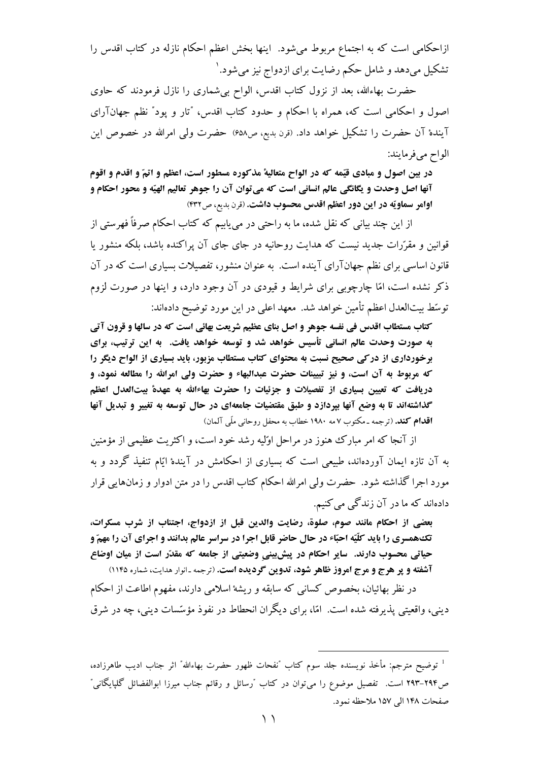ازاحکامی است که به اجتماع مربوط می‌شود.  اینها بخش اعظم احکام نازله در کتاب اقدس را تشکیل می‌دهد و شامل حکم رضایت برای ازدواج نیز می‌شود.[1]

حضرت بهاءالله، بعد از نزول کتاب اقدس، الواح بی‌شماری را نازل فرمودند که حاوی اصول و احکامی است که، همراه با احکام و حدود کتاب اقدس، "تار و پود" نظم جهان‌آرای آیندهٔ آن حضرت را تشکیل خواهد داد. (قرن بدیع، ص۶۵۸)  حضرت ولی امرالله در خصوص این الواح می‌فرمایند:

**در بین اصول و مبادی قیّمه که در الواح متعالیهٔ مذکوره مسطور است، اعظم و اتمّ و اقدم و اقوم آنها اصل وحدت و یگانگی عالم انسانی است که می‌توان آن را جوهر تعالیم الهیّه و محور احکام و اوامر سماویّه در این دور اعظم اقدس محسوب داشت.** (قرن بدیع، ص۴۳۲)

از این چند بیانی که نقل شده، ما به راحتی در می‌یابیم که کتاب احکام صرفاً فهرستی از قوانین و مقرّرات جدید نیست که هدایت روحانیه در جای جای آن پراکنده باشد، بلکه منشور یا قانون اساسی برای نظم جهان‌آرای آینده است.  به عنوان منشور، تفصیلات بسیاری است که در آن ذکر نشده است، امّا چارچوبی برای شرایط و قیودی در آن وجود دارد، و اینها در صورت لزوم توسّط بیت‌العدل اعظم تأمین خواهد شد.  معهد اعلی در این مورد توضیح داده‌اند:

**کتاب مستطاب اقدس فی نفسه جوهر و اصل بنای عظیم شریعت بهائی است که در سالها و قرون آتی به صورت وحدت عالم انسانی تأسیس خواهد شد و توسعه خواهد یافت.  به این ترتیب، برای برخورداری از درکی صحیح نسبت به محتوای کتاب مستطاب مزبور، باید بسیاری از الواح دیگر را که مربوط به آن است، و نیز تبیینات حضرت عبدالبهاء و حضرت ولی امرالله را مطالعه نمود، و دریافت که تعیین بسیاری از تفصیلات و جزئیات را حضرت بهاءالله به عهدهٔ بیت‌العدل اعظم گذاشته‌اند تا به وضع آنها بپردازد و طبق مقتضیات جامعه‌ای در حال توسعه به تغییر و تبدیل آنها اقدام کند.** (ترجمه ـ مکتوب ۷ مه ۱۹۸۰ خطاب به محفل روحانی ملّی آلمان)

از آنجا که امر مبارک هنوز در مراحل اوّلیه رشد خود است، و اکثریت عظیمی از مؤمنین به آن تازه ایمان آورده‌اند، طبیعی است که بسیاری از احکامش در آیندهٔ ایّام تنفیذ گردد و به مورد اجرا گذاشته شود.  حضرت ولی امرالله احکام کتاب اقدس را در متن ادوار و زمان‌هایی قرار داده‌اند که ما در آن زندگی می‌کنیم.

**بعضی از احکام مانند صوم، صلوة، رضایت والدین قبل از ازدواج، اجتناب از شرب مسکرات، تک‌همسری را باید کلّیّه احبّاء در حال حاضر قابل اجرا در سراسر عالم بدانند و اجرای آن را مهمّ و حیاتی محسوب دارند.  سایر احکام در پیش‌بینی وضعیتی از جامعه که مقدّر است از میان اوضاع آشفته و پر هرج و مرج امروز ظاهر شود، تدوین گردیده است.** (ترجمه ـ انوار هدایت، شماره ۱۱۴۵)

در نظر بهائیان، بخصوص کسانی که سابقه و ریشهٔ اسلامی دارند، مفهوم اطاعت از احکام دینی، واقعیتی پذیرفته شده است.  امّا، برای دیگران انحطاط در نفوذ مؤسّسات دینی، چه در شرق

---

[1] توضیح مترجم: مأخذ نویسنده جلد سوم کتاب "نفحات ظهور حضرت بهاءالله" اثر جناب ادیب طاهرزاده، ص۲۹۴-۲۹۳ است.  تفصیل موضوع را می‌توان در کتاب "رسائل و رقائم جناب میرزا ابوالفضائل گلپایگانی" صفحات ۱۴۸ الی ۱۵۷ ملاحظه نمود.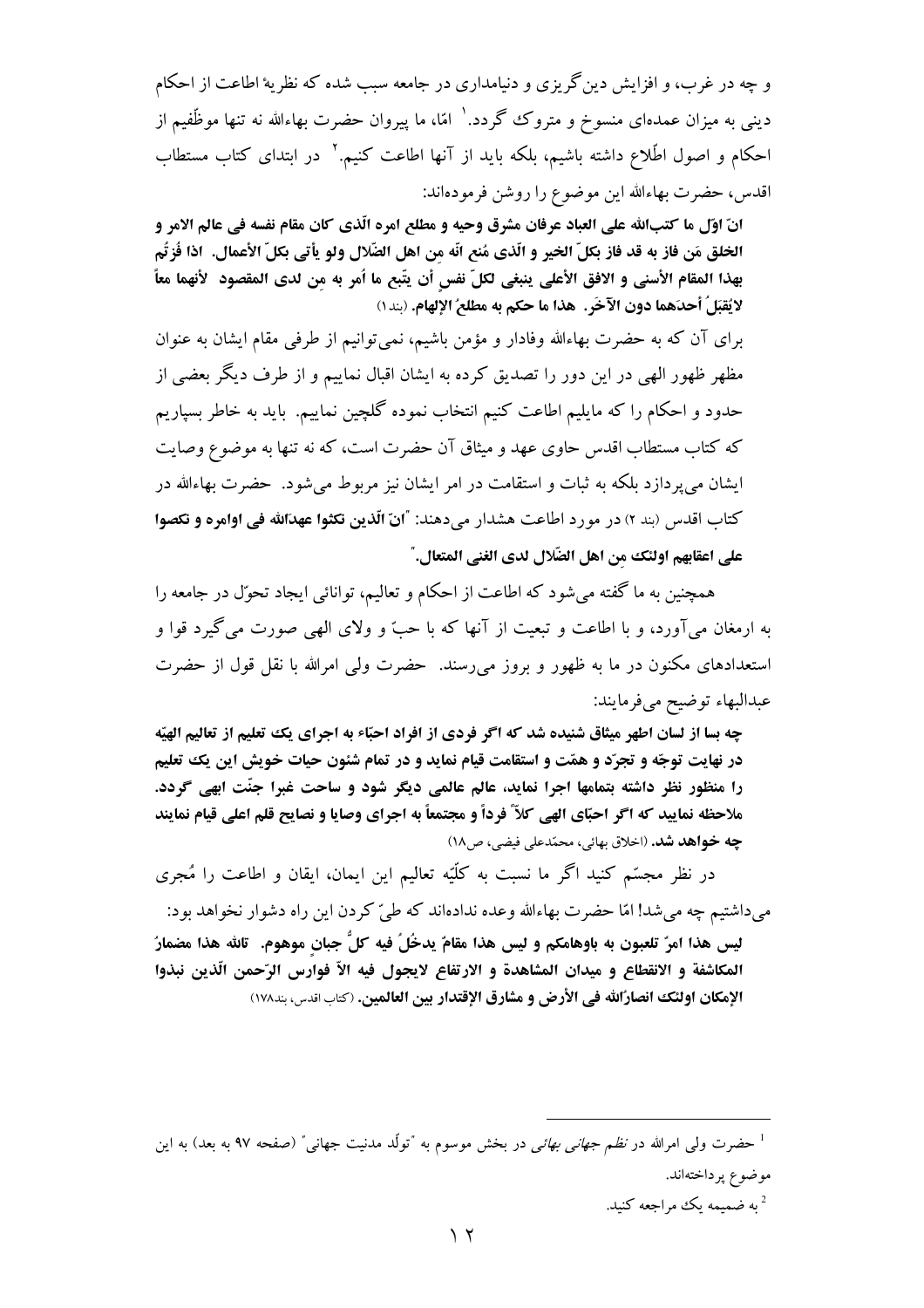و چه در غرب، و افزایش دین‌گریزی و دنیامداری در جامعه سبب شده که نظریهٔ اطاعت از احکام دینی به میزان عمده‌ای منسوخ و متروک گردد.[1] امّا، ما پیروان حضرت بهاءالله نه تنها موظّفیم از احکام و اصول اطّلاع داشته باشیم، بلکه باید از آنها اطاعت کنیم.[2] در ابتدای کتاب مستطاب اقدس، حضرت بهاءالله این موضوع را روشن فرموده‌اند:

**انّ اوّل ما کتب‌الله علی العباد عرفان مشرق وحیه و مطلع امره الّذی کان مقام نفسه فی عالم الامر و الخلق مَن فاز به قد فاز بکلّ الخیر و الّذی مُنع انّه مِن اهل الضّلال ولو یأتی بکلّ الأعمال. اذا فُزتُم بهذا المقام الأسنی و الافق الأعلی ینبغی لکلّ نفسٍ أن یتبع ما اُمر به مِن لدی المقصود لأنهما معاً لایُقبَلُ أحدَهما دون الآخَر. هذا ما حکم به مطلعُ الإلهام.** (بند ۱)

برای آن که به حضرت بهاءالله وفادار و مؤمن باشیم، نمی‌توانیم از طرفی مقام ایشان به عنوان مظهر ظهور الهی در این دور را تصدیق کرده به ایشان اقبال نماییم و از طرف دیگر بعضی از حدود و احکام را که مایلیم اطاعت کنیم انتخاب نموده گلچین نماییم. باید به خاطر بسپاریم که کتاب مستطاب اقدس حاوی عهد و میثاق آن حضرت است، که نه تنها به موضوع وصایت ایشان می‌پردازد بلکه به ثبات و استقامت در امر ایشان نیز مربوط می‌شود. حضرت بهاءالله در کتاب اقدس (بند ۲) در مورد اطاعت هشدار می‌دهند: "**انّ الّذین نکثوا عهدالله فی اوامره و نکصوا علی اعقابهم اولئک مِن اهل الضّلال لدی الغنی المتعال.**"

همچنین به ما گفته می‌شود که اطاعت از احکام و تعالیم، توانائی ایجاد تحوّل در جامعه را به ارمغان می‌آورد، و با اطاعت و تبعیت از آنها که با حبّ و ولای الهی صورت می‌گیرد قوا و استعدادهای مکنون در ما به ظهور و بروز می‌رسند. حضرت ولی امرالله با نقل قول از حضرت عبدالبهاء توضیح می‌فرمایند:

**چه بسا از لسان اطهر میثاق شنیده شد که اگر فردی از افراد احبّاء به اجرای یک تعلیم از تعالیم الهیّه در نهایت توجّه و تجرّد و همّت و استقامت قیام نماید و در تمام شئون حیات خویش این یک تعلیم را منظور نظر داشته بتمامها اجرا نماید، عالم عالمی دیگر شود و ساحت غبرا جنّت ابهی گردد. ملاحظه نمایید که اگر احبّای الهی کلاًّ فرداً و مجتمعاً به اجرای وصایا و نصایح قلم اعلی قیام نمایند چه خواهد شد.** (اخلاق بهائی، محمّدعلی فیضی، ص۱۸)

در نظر مجسّم کنید اگر ما نسبت به کلّیه تعالیم این ایمان، ایقان و اطاعت را مُجری می‌داشتیم چه می‌شد! امّا حضرت بهاءالله وعده نداده‌اند که طیّ کردن این راه دشوار نخواهد بود:

**لیس هذا امرٌ تلعبون به باوهامکم و لیس هذا مقامٌ یدخُلُ فیه کلُّ جبانٍ موهوم. تالله هذا مضمارُ المکاشفة و الانقطاع و میدان المشاهدة و الارتفاع لایجول فیه الاّ فوارس الرّحمن الّذین نبذوا الإمکان اولئک انصارُالله فی الأرض و مشارق الإقتدار بین العالمین.** (کتاب اقدس، بند۱۷۸)

---

[1] حضرت ولی امرالله در *نظم جهانی بهائی* در بخش موسوم به "تولّد مدنیت جهانی" (صفحه ۹۷ به بعد) به این موضوع پرداخته‌اند.

[2] به ضمیمه یک مراجعه کنید.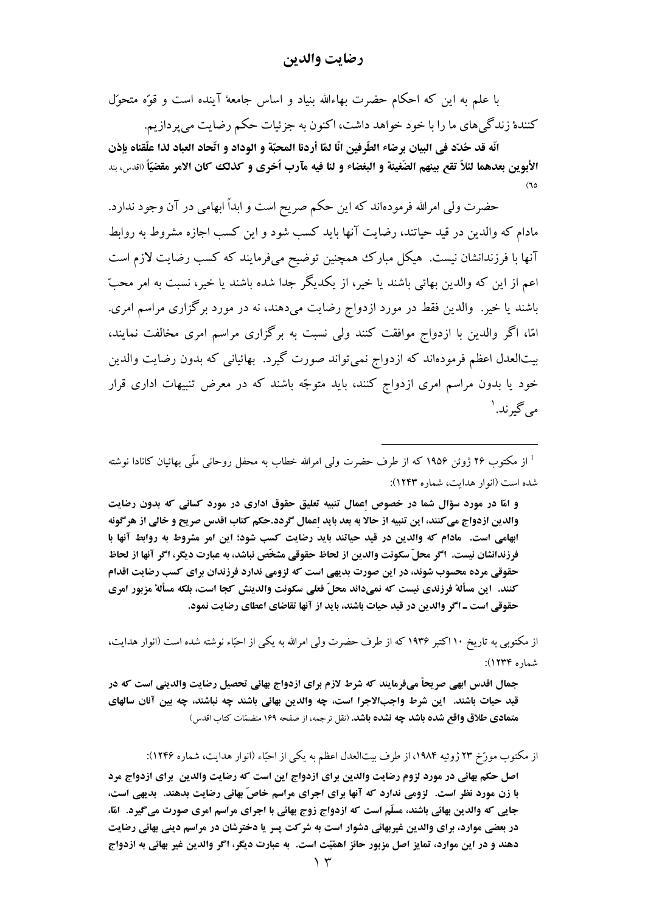## رضایت والدین

با علم به این که احکام حضرت بهاءالله بنیاد و اساس جامعهٔ آینده است و قوّه متحوّل کنندهٔ زندگی‌های ما را با خود خواهد داشت، اکنون به جزئیات حکم رضایت می‌پردازیم.

**انّه قد حُدّد فی البیان برضاء الطّرفین انّا لمّا أردنا المحبّة و الوداد و اتّحاد العباد لذا علّقناه بإذن الأبوین بعدهما لئلاّ تقع بینهم الضّغینة و البغضاء و لنا فیه مآرب أُخری و کذلک کان الامر مقضیّاً** (اقدس، بند ٦٥)

حضرت ولی امرالله فرموده‌اند که این حکم صریح است و ابداً ابهامی در آن وجود ندارد. مادام که والدین در قید حیاتند، رضایت آنها باید کسب شود و این کسب اجازه مشروط به روابط آنها با فرزندانشان نیست. هیکل مبارک همچنین توضیح می‌فرمایند که کسب رضایت لازم است اعم از این که والدین بهائی باشند یا خیر، از یکدیگر جدا شده باشند یا خیر، نسبت به امر محبّ باشند یا خیر. والدین فقط در مورد ازدواج رضایت می‌دهند، نه در مورد برگزاری مراسم امری. امّا، اگر والدین با ازدواج موافقت کنند ولی نسبت به برگزاری مراسم امری مخالفت نمایند، بیت‌العدل اعظم فرموده‌اند که ازدواج نمی‌تواند صورت گیرد. بهائیانی که بدون رضایت والدین خود یا بدون مراسم امری ازدواج کنند، باید متوجّه باشند که در معرض تنبیهات اداری قرار می‌گیرند.[1]

---

[1] از مکتوب ۲۶ ژوئن ۱۹۵۶ که از طرف حضرت ولی امرالله خطاب به محفل روحانی ملّی بهائیان کانادا نوشته شده است (انوار هدایت، شماره ۱۲۴۳):

**و امّا در مورد سؤال شما در خصوص اعمال تنبیه تعلیق حقوق اداری در مورد کسانی که بدون رضایت والدین ازدواج می‌کنند، این تنبیه از حالا به بعد باید اعمال گردد. حکم کتاب اقدس صریح و خالی از هرگونه ابهامی است. مادام که والدین در قید حیاتند باید رضایت کسب شود؛ این امر مشروط به روابط آنها با فرزندانشان نیست. اگر محلّ سکونت والدین از لحاظ حقوقی مشخّص نباشد، به عبارت دیگر، اگر آنها از لحاظ حقوقی مرده محسوب شوند، در این صورت بدیهی است که لزومی ندارد فرزندان برای کسب رضایت اقدام کنند. این مسألهٔ فرزندی نیست که نمی‌داند محلّ فعلی سکونت والدینش کجا است، بلکه مسألهٔ مزبور امری حقوقی است ـ اگر والدین در قید حیات باشند، باید از آنها تقاضای اعطای رضایت نمود.**

از مکتوبی به تاریخ ۱۰ اکتبر ۱۹۳۶ که از طرف حضرت ولی امرالله به یکی از احبّاء نوشته شده است (انوار هدایت، شماره ۱۲۳۴):

**جمال اقدس ابهی صریحاً می‌فرمایند که شرط لازم برای ازدواج بهائی تحصیل رضایت والدینی است که در قید حیات باشند. این شرط واجب‌الاجرا است، چه والدین بهائی باشند چه نباشند، چه بین آنان سالهای متمادی طلاق واقع شده باشد چه نشده باشد.** (نقل ترجمه، از صفحه ۱۶۹ منضمّات کتاب اقدس)

از مکتوب مورّخ ۲۳ ژوئیه ۱۹۸۴، از طرف بیت‌العدل اعظم به یکی از احبّاء (انوار هدایت، شماره ۱۲۴۶):

**اصل حکم بهائی در مورد لزوم رضایت والدین برای ازدواج این است که رضایت والدین برای ازدواج مرد با زن مورد نظر است. لزومی ندارد که آنها برای اجرای مراسم خاصّ بهائی رضایت بدهند. بدیهی است، جایی که والدین بهائی باشند، مسلّم است که ازدواج زوج بهائی با اجرای مراسم امری صورت می‌گیرد. امّا، در بعضی موارد، برای والدین غیربهائی دشوار است به شرکت پسر یا دخترشان در مراسم دینی بهائی رضایت دهند و در این موارد، تمایز اصل مزبور حائز اهمیّت است. به عبارت دیگر، اگر والدین غیر بهائی به ازدواج**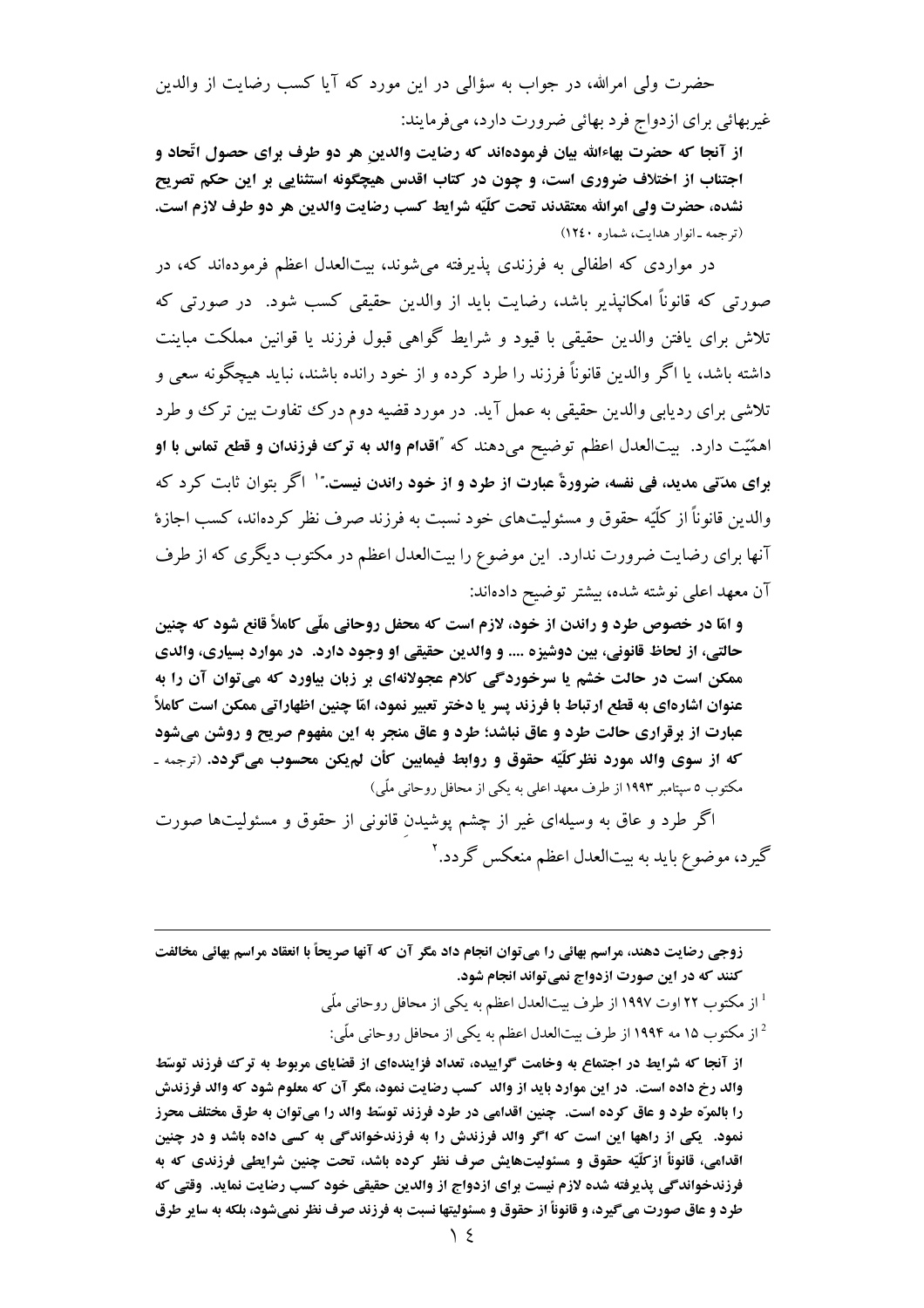حضرت ولی امرالله، در جواب به سؤالی در این مورد که آیا کسب رضایت از والدین غیربهائی برای ازدواج فرد بهائی ضرورت دارد، می‌فرمایند:

**از آنجا که حضرت بهاءالله بیان فرموده‌اند که رضایت والدینِ هر دو طرف برای حصول اتّحاد و اجتناب از اختلاف ضروری است، و چون در کتاب اقدس هیچگونه استثنایی بر این حکم تصریح نشده، حضرت ولی امرالله معتقدند تحت کلّیّه شرایط کسب رضایت والدین هر دو طرف لازم است.** (ترجمه ـ انوار هدایت، شماره ۱۲۴۰)

در مواردی که اطفالی به فرزندی پذیرفته می‌شوند، بیت‌العدل اعظم فرموده‌اند که، در صورتی که قانوناً امکانپذیر باشد، رضایت باید از والدین حقیقی کسب شود. در صورتی که تلاش برای یافتن والدین حقیقی با قیود و شرایط گواهی قبول فرزند یا قوانین مملکت مباینت داشته باشد، یا اگر والدین قانوناً فرزند را طرد کرده و از خود رانده باشند، نباید هیچگونه سعی و تلاشی برای ردیابی والدین حقیقی به عمل آید. در مورد قضیه دوم درک تفاوت بین ترک و طرد اهمّیّت دارد. بیت‌العدل اعظم توضیح می‌دهند که **"اقدام والد به ترک فرزندان و قطع تماس با او برای مدّتی مدید، فی نفسه، ضرورةً عبارت از طرد و از خود راندن نیست."**[1] اگر بتوان ثابت کرد که والدین قانوناً از کلّیّه حقوق و مسئولیت‌های خود نسبت به فرزند صرف نظر کرده‌اند، کسب اجازهٔ آنها برای رضایت ضرورت ندارد. این موضوع را بیت‌العدل اعظم در مکتوب دیگری که از طرف آن معهد اعلی نوشته شده، بیشتر توضیح داده‌اند:

**و امّا در خصوص طرد و راندن از خود، لازم است که محفل روحانی ملّی کاملاً قانع شود که چنین حالتی، از لحاظ قانونی، بین دوشیزه .... و والدین حقیقی او وجود دارد. در موارد بسیاری، والدی ممکن است در حالت خشم یا سرخوردگی کلام عجولانه‌ای بر زبان بیاورد که می‌توان آن را به عنوان اشاره‌ای به قطع ارتباط با فرزند پسر یا دختر تعبیر نمود، امّا چنین اظهاراتی ممکن است کاملاً عبارت از برقراری حالت طرد و عاق نباشد؛ طرد و عاق منجر به این مفهوم صریح و روشن می‌شود که از سوی والد مورد نظر کلّیّه حقوق و روابط فیمابین کأن لم‌یکن محسوب می‌گردد.** (ترجمه ـ مکتوب ۵ سپتامبر ۱۹۹۳ از طرف معهد اعلی به یکی از محافل روحانی ملّی)

اگر طرد و عاق به وسیله‌ای غیر از چشم پوشیدنِ قانونی از حقوق و مسئولیت‌ها صورت گیرد، موضوع باید به بیت‌العدل اعظم منعکس گردد.[2]

---

**زوجی رضایت دهند، مراسم بهائی را می‌توان انجام داد مگر آن که آنها صریحاً با انعقاد مراسم بهائی مخالفت کنند که در این صورت ازدواج نمی‌تواند انجام شود.**

[1] از مکتوب ۲۲ اوت ۱۹۹۷ از طرف بیت‌العدل اعظم به یکی از محافل روحانی ملّی

[2] از مکتوب ۱۵ مه ۱۹۹۴ از طرف بیت‌العدل اعظم به یکی از محافل روحانی ملّی:

**از آنجا که شرایط در اجتماع به وخامت گراییده، تعداد فزاینده‌ای از قضایای مربوط به ترک فرزند توسّط والد رخ داده است. در این موارد باید از والد کسب رضایت نمود، مگر آن که معلوم شود که والد فرزندش را بالمرّه طرد و عاق کرده است. چنین اقدامی در طرد فرزند توسّط والد را می‌توان به طرق مختلف محرز نمود. یکی از راهها این است که اگر والد فرزندش را به فرزندخواندگی به کسی داده باشد و در چنین اقدامی، قانوناً ازکلّیّه حقوق و مسئولیت‌هایش صرف نظر کرده باشد، تحت چنین شرایطی فرزندی که به فرزندخواندگی پذیرفته شده لازم نیست برای ازدواج از والدین حقیقی خود کسب رضایت نماید. وقتی که طرد و عاق صورت می‌گیرد، و قانوناً از حقوق و مسئولیتها نسبت به فرزند صرف نظر نمی‌شود، بلکه به سایر طرق**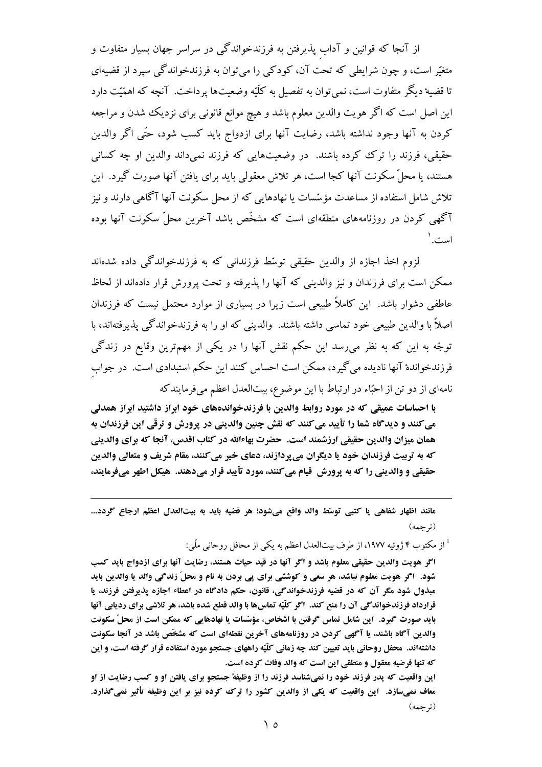از آنجا که قوانین و آدابِ پذیرفتن به فرزندخواندگی در سراسر جهان بسیار متفاوت و متغیّر است، و چون شرایطی که تحت آن، کودکی را می‌توان به فرزندخواندگی سپرد از قضیه‌ای تا قضیهٔ دیگر متفاوت است، نمی‌توان به تفصیل به کلّیّه وضعیت‌ها پرداخت. آنچه که اهمّیّت دارد این اصل است که اگر هویت والدین معلوم باشد و هیچ موانع قانونی برای نزدیک شدن و مراجعه کردن به آنها وجود نداشته باشد، رضایت آنها برای ازدواج باید کسب شود، حتّی اگر والدین حقیقی، فرزند را ترک کرده باشند. در وضعیت‌هایی که فرزند نمی‌داند والدین او چه کسانی هستند، یا محلّ سکونت آنها کجا است، هر تلاش معقولی باید برای یافتن آنها صورت گیرد. این تلاش شامل استفاده از مساعدت مؤسّسات یا نهادهایی که از محل سکونت آنها آگاهی دارند و نیز آگهی کردن در روزنامه‌های منطقه‌ای است که مشخّص باشد آخرین محلّ سکونت آنها بوده است.[1]

لزوم اخذ اجازه از والدین حقیقی توسّط فرزندانی که به فرزندخواندگی داده شده‌اند ممکن است برای فرزندان و نیز والدینی که آنها را پذیرفته و تحت پرورش قرار داده‌اند از لحاظ عاطفی دشوار باشد. این کاملاً طبیعی است زیرا در بسیاری از موارد محتمل نیست که فرزندان اصلاً با والدین طبیعی خود تماسی داشته باشند. والدینی که او را به فرزندخواندگی پذیرفته‌اند، با توجّه به این که به نظر می‌رسد این حکم نقش آنها را در یکی از مهم‌ترین وقایع در زندگی فرزندخواندهٔ آنها نادیده می‌گیرد، ممکن است احساس کنند این حکم استبدادی است. در جوابِ نامه‌ای از دو تن از احبّاء در ارتباط با این موضوع، بیت‌العدل اعظم می‌فرمایندکه

**با احساسات عمیقی که در مورد روابط والدین با فرزندخوانده‌های خود ابراز داشتید ابراز همدلی می‌کنند و دیدگاه شما را تأیید می‌کنند که نقش چنین والدینی در پرورش و ترقّی این فرزندان به همان میزان والدین حقیقی ارزشمند است. حضرت بهاءالله در کتاب اقدس، آنجا که برای والدینی که به تربیت فرزندان خود یا دیگران می‌پردازند، دعای خیر می‌کنند، مقام شریف و متعالی والدین حقیقی و والدینی را که به پرورش قیام می‌کنند، مورد تأیید قرار می‌دهند. هیکل اطهر می‌فرمایند،**

---

**مانند اظهار شفاهی یا کتبی توسّط والد واقع می‌شود؛ هر قضیه باید به بیت‌العدل اعظم ارجاع گردد...** (ترجمه)

[1] از مکتوب ۴ ژوئیه ۱۹۷۷، از طرف بیت‌العدل اعظم به یکی از محافل روحانی ملّی:

**اگر هویت والدین حقیقی معلوم باشد و اگر آنها در قید حیات هستند، رضایت آنها برای ازدواج باید کسب شود. اگر هویت معلوم نباشد، هر سعی و کوششی برای پی بردن به نام و محلّ زندگی والد یا والدین باید مبذول شود مگر آن که در قضیه فرزندخواندگی، قانون، حکم دادگاه در اعطاء اجازه پذیرفتن فرزند، یا قرارداد فرزندخواندگی آن را منع کند. اگر کلّیّه تماس‌ها با والد قطع شده باشد، هر تلاشی برای ردیابی آنها باید صورت گیرد. این شامل تماس گرفتن با اشخاص، مؤسّسات یا نهادهایی که ممکن است از محلّ سکونت والدین آگاه باشند، یا آگهی کردن در روزنامه‌های آخرین نقطه‌ای است که مشخّص باشد در آنجا سکونت داشته‌اند. محفل روحانی باید تعیین کند چه زمانی کلّیّه راههای جستجو مورد استفاده قرار گرفته است، و این که تنها فرضیه معقول و منطقی این است که والد وفات کرده است.**

**این واقعیت که پدر فرزند خود را نمی‌شناسد فرزند را از وظیفهٔ جستجو برای یافتن او و کسب رضایت از او معاف نمی‌سازد. این واقعیت که یکی از والدین کشور را ترک کرده نیز بر این وظیفه تأثیر نمی‌گذارد.** (ترجمه)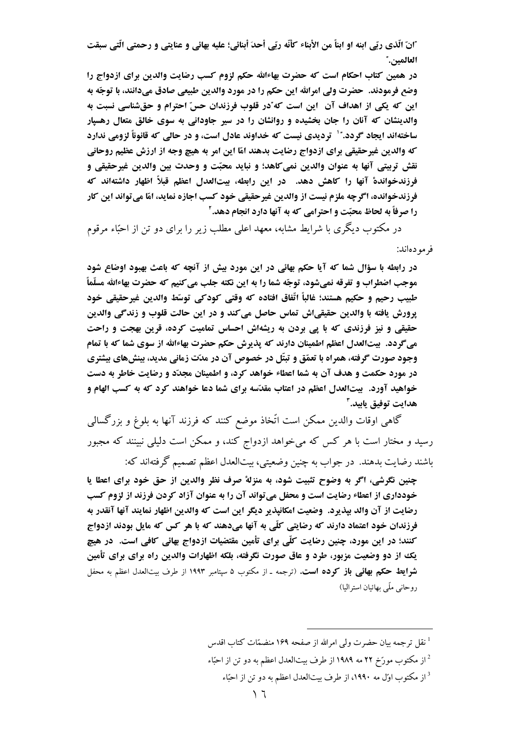**"انّ الّذی ربّی ابنه او ابناً من الأبناء کأنّه ربّی أحدَ أبنائی؛ علیه بهائی و عنایتی و رحمتی الّتی سبقت العالمین."**

**در همین کتاب احکام است که حضرت بهاءالله حکم لزوم کسب رضایت والدین برای ازدواج را وضع فرمودند. حضرت ولی امرالله این حکم را در مورد والدین طبیعی صادق می‌دانند، با توجّه به این که یکی از اهداف آن این است که"در قلوب فرزندان حسّ احترام و حق‌شناسی نسبت به والدینشان که آنان را جان بخشیده و روانشان را در سیر جاودانی به سوی خالق متعال رهسپار ساخته‌اند ایجاد گردد."[1] تردیدی نیست که خداوند عادل است، و در حالی که قانوناً لزومی ندارد که والدین غیرحقیقی برای ازدواج رضایت بدهند امّا این امر به هیچ وجه از ارزش عظیم روحانی نقش تربیتی آنها به عنوان والدین نمی‌کاهد؛ و نباید محبّت و وحدت بین والدین غیرحقیقی و فرزندخواندهٔ آنها را کاهش دهد. در این رابطه، بیت‌العدل اعظم قبلاً اظهار داشته‌اند که فرزندخوانده، اگرچه ملزم نیست از والدین غیرحقیقی خود کسب اجازه نماید، امّا می‌تواند این کار را صرفاً به لحاظ محبّت و احترامی که به آنها دارد انجام دهد.[2]**

در مکتوب دیگری با شرایط مشابه، معهد اعلی مطلب زیر را برای دو تن از احبّاء مرقوم فرموده‌اند:

**در رابطه با سؤال شما که آیا حکم بهائی در این مورد بیش از آنچه که باعث بهبود اوضاع شود موجب اضطراب و تفرقه نمی‌شود، توجّه شما را به این نکته جلب می‌کنیم که حضرت بهاءالله مسلّماً طبیب رحیم و حکیم هستند؛ غالباً اتّفاق افتاده که وقتی کودکی توسّط والدین غیرحقیقی خود پرورش یافته با والدین حقیقی‌اش تماس حاصل می‌کند و در این حالت قلوب و زندگی والدین حقیقی و نیز فرزندی که با پی بردن به ریشه‌اش احساس تمامیت کرده، قرین بهجت و راحت می‌گردد. بیت‌العدل اعظم اطمینان دارند که پذیرش حکم حضرت بهاءالله از سوی شما که با تمام وجود صورت گرفته، همراه با تعمّق و تبتّل در خصوص آن در مدّت زمانی مدید، بینش‌های بیشتری در مورد حکمت و هدف آن به شما اعطاء خواهد کرد، و اطمینان مجدّد و رضایت خاطر به دست خواهید آورد. بیت‌العدل اعظم در اعتاب مقدّسه برای شما دعا خواهند کرد که به کسب الهام و هدایت توفیق یابید.[3]**

گاهی اوقات والدین ممکن است اتّخاذ موضع کنند که فرزند آنها به بلوغ و بزرگسالی رسید و مختار است با هر کس که می‌خواهد ازدواج کند، و ممکن است دلیلی نبینند که مجبور باشند رضایت بدهند. در جواب به چنین وضعیتی، بیت‌العدل اعظم تصمیم گرفته‌اند که:

**چنین نگرشی، اگر به وضوح تثبیت شود، به منزلهٔ صرف نظر والدین از حق خود برای اعطا یا خودداری از اعطاء رضایت است و محفل می‌تواند آن را به عنوان آزاد کردن فرزند از لزوم کسب رضایت از آن والد بپذیرد. وضعیت امکانپذیر دیگر این است که والدین اظهار نمایند آنها آنقدر به فرزندان خود اعتماد دارند که رضایتی کلّی به آنها می‌دهند که با هر کس که مایل بودند ازدواج کنند؛ در این مورد، چنین رضایت کلّی برای تأمین مقتضیات ازدواج بهائی کافی است. در هیچ یک از دو وضعیت مزبور، طرد و عاق صورت نگرفته، بلکه اظهارات والدین راه برای برای تأمین شرایط حکم بهائی باز کرده است.** (ترجمه ـ از مکتوب ۵ سپتامبر ۱۹۹۳ از طرف بیت‌العدل اعظم به محفل روحانی ملّی بهائیان استرالیا)

---

[1] نقل ترجمه بیان حضرت ولی امرالله از صفحه ۱۶۹ منضمّات کتاب اقدس

[2] از مکتوب مورّخ ۲۲ مه ۱۹۸۹ از طرف بیت‌العدل اعظم به دو تن از احبّاء

[3] از مکتوب اوّل مه ۱۹۹۰، از طرف بیت‌العدل اعظم به دو تن از احبّاء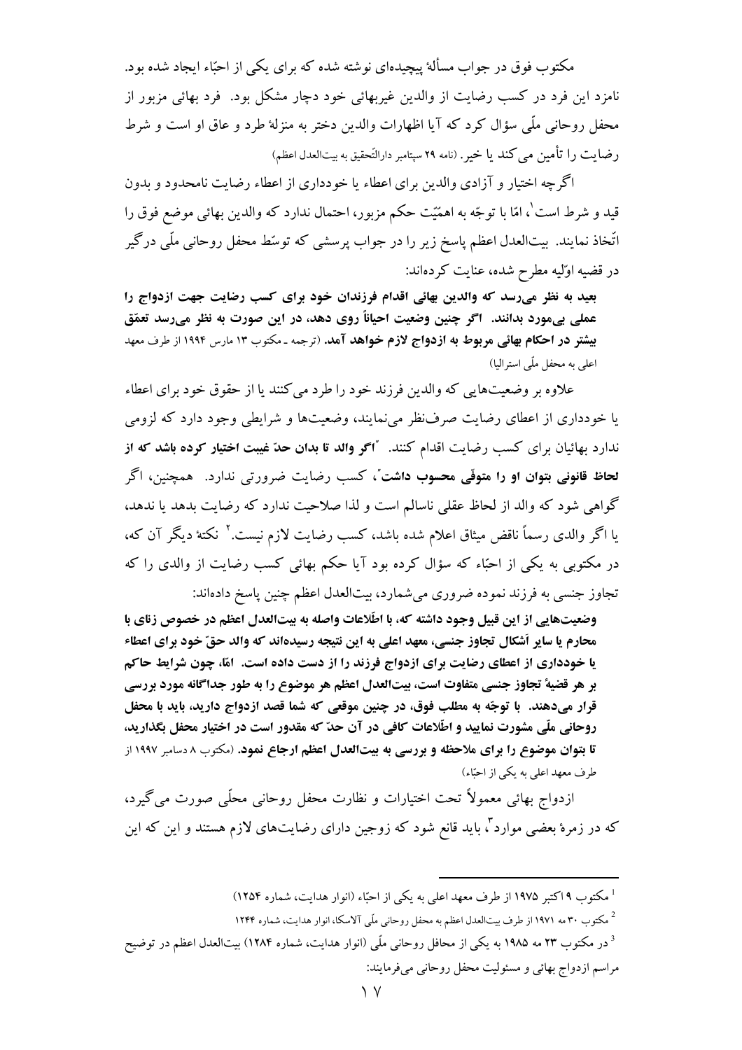مکتوب فوق در جواب مسألهٔ پیچیده‌ای نوشته شده که برای یکی از احبّاء ایجاد شده بود. نامزد این فرد در کسب رضایت از والدین غیربهائی خود دچار مشکل بود. فرد بهائی مزبور از محفل روحانی ملّی سؤال کرد که آیا اظهارات والدین دختر به منزلهٔ طرد و عاق او است و شرط رضایت را تأمین می‌کند یا خیر. (نامه ۲۹ سپتامبر دارالتّحقیق به بیت‌العدل اعظم)

اگرچه اختیار و آزادی والدین برای اعطاء یا خودداری از اعطاء رضایت نامحدود و بدون قید و شرط است[1]، امّا با توجّه به اهمّیّت حکم مزبور، احتمال ندارد که والدین بهائی موضع فوق را اتّخاذ نمایند. بیت‌العدل اعظم پاسخ زیر را در جواب پرسشی که توسّط محفل روحانی ملّی درگیر در قضیه اوّلیه مطرح شده، عنایت کرده‌اند:

**بعید به نظر می‌رسد که والدین بهائی اقدام فرزندان خود برای کسب رضایت جهت ازدواج را عملی بی‌مورد بدانند. اگر چنین وضعیت احیاناً روی دهد، در این صورت به نظر می‌رسد تعمّق بیشتر در احکام بهائی مربوط به ازدواج لازم خواهد آمد.** (ترجمه ـ مکتوب ۱۳ مارس ۱۹۹۴ از طرف معهد اعلی به محفل ملّی استرالیا)

علاوه بر وضعیت‌هایی که والدین فرزند خود را طرد می‌کنند یا از حقوق خود برای اعطاء یا خودداری از اعطای رضایت صرف‌نظر می‌نمایند، وضعیت‌ها و شرایطی وجود دارد که لزومی ندارد بهائیان برای کسب رضایت اقدام کنند. "**اگر والد تا بدان حدّ غیبت اختیار کرده باشد که از لحاظ قانونی بتوان او را متوفّی محسوب داشت**"، کسب رضایت ضرورتی ندارد. همچنین، اگر گواهی شود که والد از لحاظ عقلی ناسالم است و لذا صلاحیت ندارد که رضایت بدهد یا ندهد، یا اگر والدی رسماً ناقض میثاق اعلام شده باشد، کسب رضایت لازم نیست.[2] نکتهٔ دیگر آن که، در مکتوبی به یکی از احبّاء که سؤال کرده بود آیا حکم بهائی کسب رضایت از والدی را که تجاوز جنسی به فرزند نموده ضروری می‌شمارد، بیت‌العدل اعظم چنین پاسخ داده‌اند:

**وضعیت‌هایی از این قبیل وجود داشته که، با اطّلاعات واصله به بیت‌العدل اعظم در خصوص زنای با محارم یا سایر اَشکال تجاوز جنسی، معهد اعلی به این نتیجه رسیده‌اند که والد حقّ خود برای اعطاء یا خودداری از اعطای رضایت برای ازدواج فرزند را از دست داده است. امّا، چون شرایط حاکم بر هر قضیهٔ تجاوز جنسی متفاوت است، بیت‌العدل اعظم هر موضوع را به طور جداگانه مورد بررسی قرار می‌دهند. با توجّه به مطلب فوق، در چنین موقعی که شما قصد ازدواج دارید، باید با محفل روحانی ملّی مشورت نمایید و اطّلاعات کافی در آن حدّ که مقدور است در اختیار محفل بگذارید، تا بتوان موضوع را برای ملاحظه و بررسی به بیت‌العدل اعظم ارجاع نمود.** (مکتوب ۸ دسامبر ۱۹۹۷ از طرف معهد اعلی به یکی از احبّاء)

ازدواج بهائی معمولاً تحت اختیارات و نظارت محفل روحانی محلّی صورت می‌گیرد، که در زمرهٔ بعضی موارد[3]، باید قانع شود که زوجین دارای رضایت‌های لازم هستند و این که این

---

[1] مکتوب ۹ اکتبر ۱۹۷۵ از طرف معهد اعلی به یکی از احبّاء (انوار هدایت، شماره ۱۲۵۴)

[2] مکتوب ۳۰ مه ۱۹۷۱ از طرف بیت‌العدل اعظم به محفل روحانی ملّی آلاسکا، انوار هدایت، شماره ۱۲۴۴

[3] در مکتوب ۲۳ مه ۱۹۸۵ به یکی از محافل روحانی ملّی (انوار هدایت، شماره ۱۲۸۴) بیت‌العدل اعظم در توضیح مراسم ازدواج بهائی و مسئولیت محفل روحانی می‌فرمایند: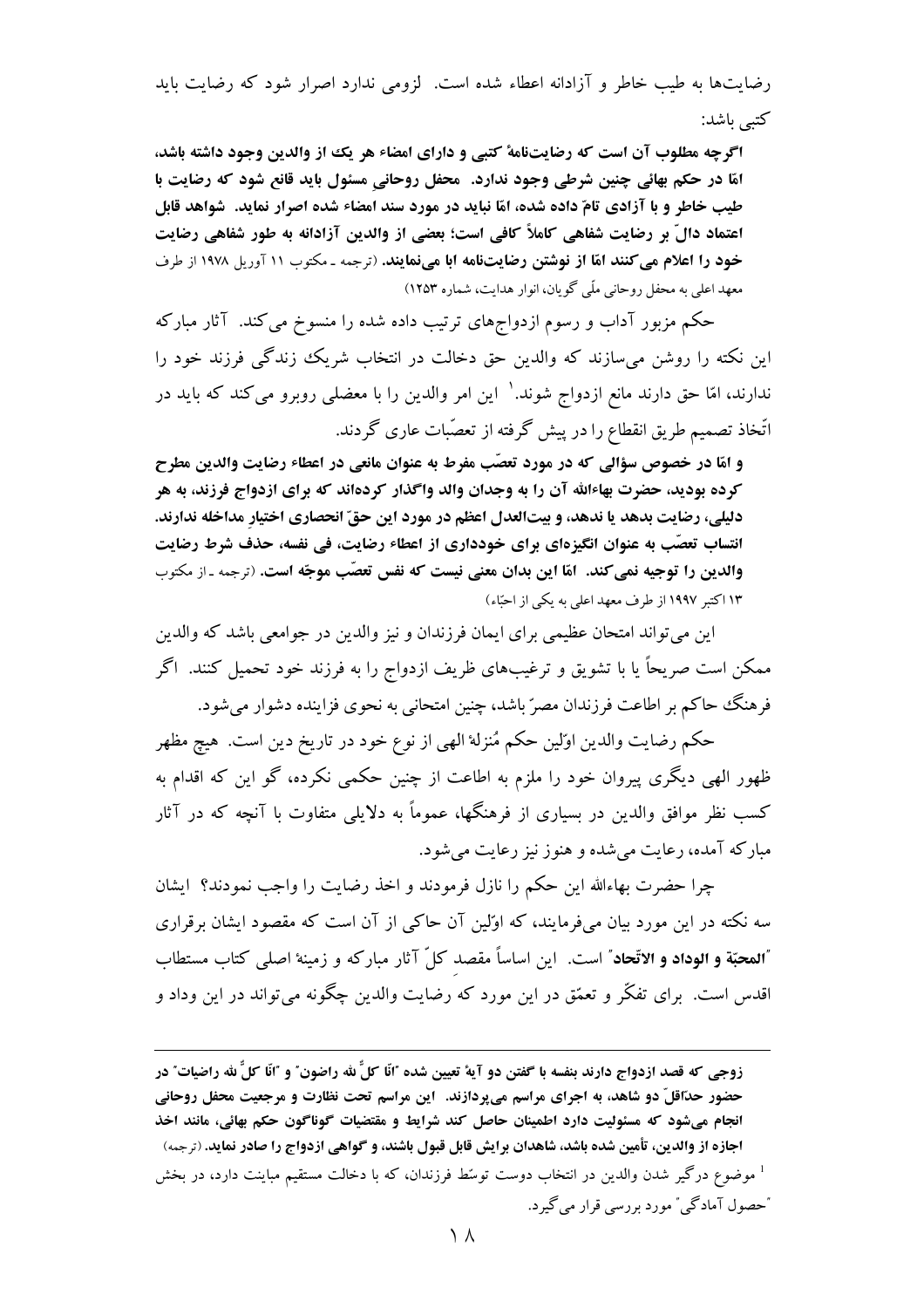رضایت‌ها به طیب خاطر و آزادانه اعطاء شده است. لزومی ندارد اصرار شود که رضایت باید کتبی باشد:

**اگرچه مطلوب آن است که رضایت‌نامهٔ کتبی و دارای امضاء هر یک از والدین وجود داشته باشد، امّا در حکم بهائی چنین شرطی وجود ندارد. محفل روحانیِ مسئول باید قانع شود که رضایت با طیب خاطر و با آزادی تامّ داده شده، امّا نباید در مورد سند امضاء شده اصرار نماید. شواهد قابل اعتماد دالّ بر رضایت شفاهی کاملاً کافی است؛ بعضی از والدین آزادانه به طور شفاهی رضایت خود را اعلام می‌کنند امّا از نوشتن رضایت‌نامه ابا می‌نمایند.** (ترجمه ـ مکتوب ۱۱ آوریل ۱۹۷۸ از طرف معهد اعلی به محفل روحانی ملّی گویان، انوار هدایت، شماره ۱۲۵۳)

حکم مزبور آداب و رسوم ازدواج‌های ترتیب داده شده را منسوخ می‌کند. آثار مبارکه این نکته را روشن می‌سازند که والدین حق دخالت در انتخاب شریک زندگی فرزند خود را ندارند، امّا حق دارند مانع ازدواج شوند.[1] این امر والدین را با معضلی روبرو می‌کند که باید در اتّخاذ تصمیم طریق انقطاع را در پیش گرفته از تعصّبات عاری گردند.

**و امّا در خصوص سؤالی که در مورد تعصّب مفرط به عنوان مانعی در اعطاء رضایت والدین مطرح کرده بودید، حضرت بهاءالله آن را به وجدان والد واگذار کرده‌اند که برای ازدواج فرزند، به هر دلیلی، رضایت بدهد یا ندهد، و بیت‌العدل اعظم در مورد این حقّ انحصاری اختیارِ مداخله ندارند. انتساب تعصّب به عنوان انگیزه‌ای برای خودداری از اعطاء رضایت، فی نفسه، حذف شرط رضایت والدین را توجیه نمی‌کند. امّا این بدان معنی نیست که نفس تعصّب موجّه است.** (ترجمه ـ از مکتوب ۱۳ اکتبر ۱۹۹۷ از طرف معهد اعلی به یکی از احبّاء)

این می‌تواند امتحان عظیمی برای ایمان فرزندان و نیز والدین در جوامعی باشد که والدین ممکن است صریحاً یا با تشویق و ترغیب‌های ظریف ازدواج را به فرزند خود تحمیل کنند. اگر فرهنگ حاکم بر اطاعت فرزندان مصرّ باشد، چنین امتحانی به نحوی فزاینده دشوار می‌شود.

حکم رضایت والدین اوّلین حکم مُنزلهٔ الهی از نوع خود در تاریخ دین است. هیچ مظهر ظهور الهی دیگری پیروان خود را ملزم به اطاعت از چنین حکمی نکرده، گو این که اقدام به کسب نظر موافق والدین در بسیاری از فرهنگها، عموماً به دلایلی متفاوت با آنچه که در آثار مبارکه آمده، رعایت می‌شده و هنوز نیز رعایت می‌شود.

چرا حضرت بهاءالله این حکم را نازل فرمودند و اخذ رضایت را واجب نمودند؟ ایشان سه نکته در این مورد بیان می‌فرمایند، که اوّلین آن حاکی از آن است که مقصود ایشان برقراری "**المحبّة و الوداد و الاتّحاد**" است. این اساساً مقصدِ کلّ آثار مبارکه و زمینهٔ اصلی کتاب مستطاب اقدس است. برای تفکّر و تعمّق در این مورد که رضایت والدین چگونه می‌تواند در این وداد و

---

**زوجی که قصد ازدواج دارند بنفسه با گفتن دو آیهٔ تعیین شده "انّا کلٌّ لله راضون" و "انّا کلٌّ لله راضیات" در حضور حدّاقلّ دو شاهد، به اجرای مراسم می‌پردازند. این مراسم تحت نظارت و مرجعیت محفل روحانی انجام می‌شود که مسئولیت دارد اطمینان حاصل کند شرایط و مقتضیات گوناگون حکم بهائی، مانند اخذ اجازه از والدین، تأمین شده باشد، شاهدان برایش قابل قبول باشند، و گواهی ازدواج را صادر نماید.** (ترجمه)

[1] موضوع درگیر شدن والدین در انتخاب دوست توسّط فرزندان، که با دخالت مستقیم مباینت دارد، در بخش "حصول آمادگی" مورد بررسی قرار می‌گیرد.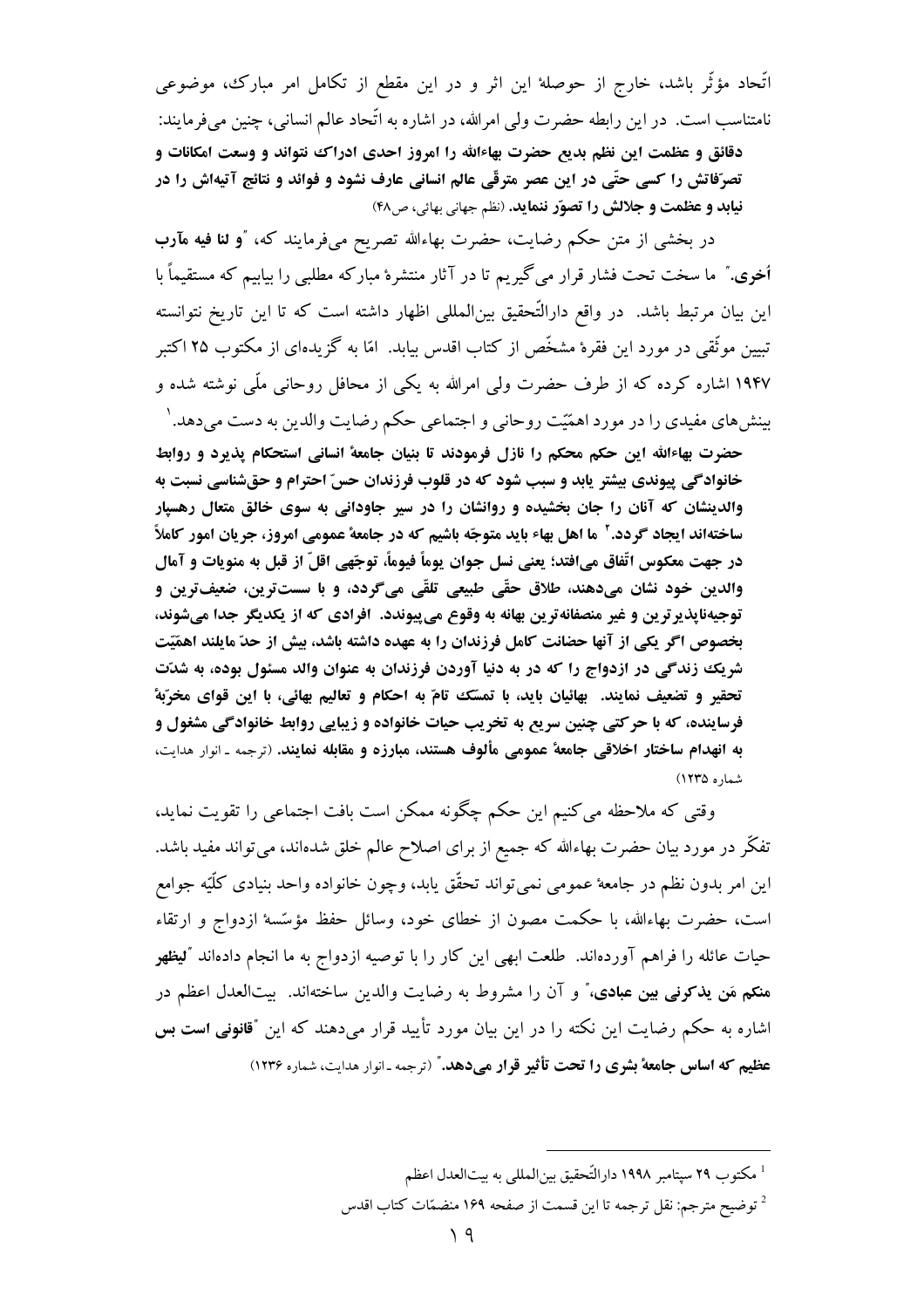اتّحاد مؤثّر باشد، خارج از حوصلهٔ این اثر و در این مقطع از تکامل امر مبارک، موضوعی نامتناسب است. در این رابطه حضرت ولی امرالله، در اشاره به اتّحاد عالم انسانی، چنین می‌فرمایند:

**دقائق و عظمت این نظم بدیع حضرت بهاءالله را امروز احدی ادراک نتواند و وسعت امکانات و تصرّفاتش را کسی حتّی در این عصر مترقّی عالم انسانی عارف نشود و فوائد و نتائج آتیه‌اش را در نیابد و عظمت و جلالش را تصوّر ننماید.** (نظم جهانی بهائی، ص۴۸)

در بخشی از متن حکم رضایت، حضرت بهاءالله تصریح می‌فرمایند که، "**و لنا فیه مآرب اُخری.**" ما سخت تحت فشار قرار می‌گیریم تا در آثار منتشرهٔ مبارکه مطلبی را بیابیم که مستقیماً با این بیان مرتبط باشد. در واقع دارالتّحقیق بین‌المللی اظهار داشته است که تا این تاریخ نتوانسته تبیین موثّقی در مورد این فقرهٔ مشخّص از کتاب اقدس بیابد. امّا به گزیده‌ای از مکتوب ۲۵ اکتبر ۱۹۴۷ اشاره کرده که از طرف حضرت ولی امرالله به یکی از محافل روحانی ملّی نوشته شده و بینش‌های مفیدی را در مورد اهمّیّت روحانی و اجتماعی حکم رضایت والدین به دست می‌دهد.[1]

**حضرت بهاءالله این حکم محکم را نازل فرمودند تا بنیان جامعهٔ انسانی استحکام پذیرد و روابط خانوادگی پیوندی بیشتر یابد و سبب شود که در قلوب فرزندان حسّ احترام و حق‌شناسی نسبت به والدینشان که آنان را جان بخشیده و روانشان را در سیر جاودانی به سوی خالق متعال رهسپار ساخته‌اند ایجاد گردد.[2] ما اهل بهاء باید متوجّه باشیم که در جامعهٔ عمومی امروز، جریان امور کاملاً در جهت معکوس اتّفاق می‌افتد؛ یعنی نسل جوان یوماً فیوماً، توجّهی اقلّ از قبل به منویات و آمال والدین خود نشان می‌دهند، طلاق حقّی طبیعی تلقّی می‌گردد، و با سست‌ترین، ضعیف‌ترین و توجیه‌ناپذیرترین و غیر منصفانه‌ترین بهانه به وقوع می‌پیوندد. افرادی که از یکدیگر جدا می‌شوند، بخصوص اگر یکی از آنها حضانت کامل فرزندان را به عهده داشته باشد، بیش از حدّ مایلند اهمّیّت شریک زندگی در ازدواج را که در به دنیا آوردن فرزندان به عنوان والد مسئول بوده، به شدّت تحقیر و تضعیف نمایند. بهائیان باید، با تمسّک تامّ به احکام و تعالیم بهائی، با این قوای مخرّبهٔ فرساینده، که با حرکتی چنین سریع به تخریب حیات خانواده و زیبایی روابط خانوادگی مشغول و به انهدام ساختار اخلاقی جامعهٔ عمومی مألوف هستند، مبارزه و مقابله نمایند.** (ترجمه ـ انوار هدایت، شماره ۱۲۳۵)

وقتی که ملاحظه می‌کنیم این حکم چگونه ممکن است بافت اجتماعی را تقویت نماید، تفکّر در مورد بیان حضرت بهاءالله که جمیع از برای اصلاح عالم خلق شده‌اند، می‌تواند مفید باشد. این امر بدون نظم در جامعهٔ عمومی نمی‌تواند تحقّق یابد، وچون خانواده واحد بنیادی کلّیّه جوامع است، حضرت بهاءالله، با حکمت مصون از خطای خود، وسائل حفظ مؤسّسهٔ ازدواج و ارتقاء حیات عائله را فراهم آورده‌اند. طلعت ابهی این کار را با توصیه ازدواج به ما انجام داده‌اند "**لیظهر منکم مَن یذکرنی بین عبادی،**" و آن را مشروط به رضایت والدین ساخته‌اند. بیت‌العدل اعظم در اشاره به حکم رضایت این نکته را در این بیان مورد تأیید قرار می‌دهند که این "**قانونی است بس عظیم که اساس جامعهٔ بشری را تحت تأثیر قرار می‌دهد.**" (ترجمه ـ انوار هدایت، شماره ۱۲۳۶)

---

[1] مکتوب ۲۹ سپتامبر ۱۹۹۸ دارالتّحقیق بین‌المللی به بیت‌العدل اعظم

[2] توضیح مترجم: نقل ترجمه تا این قسمت از صفحه ۱۶۹ منضمّات کتاب اقدس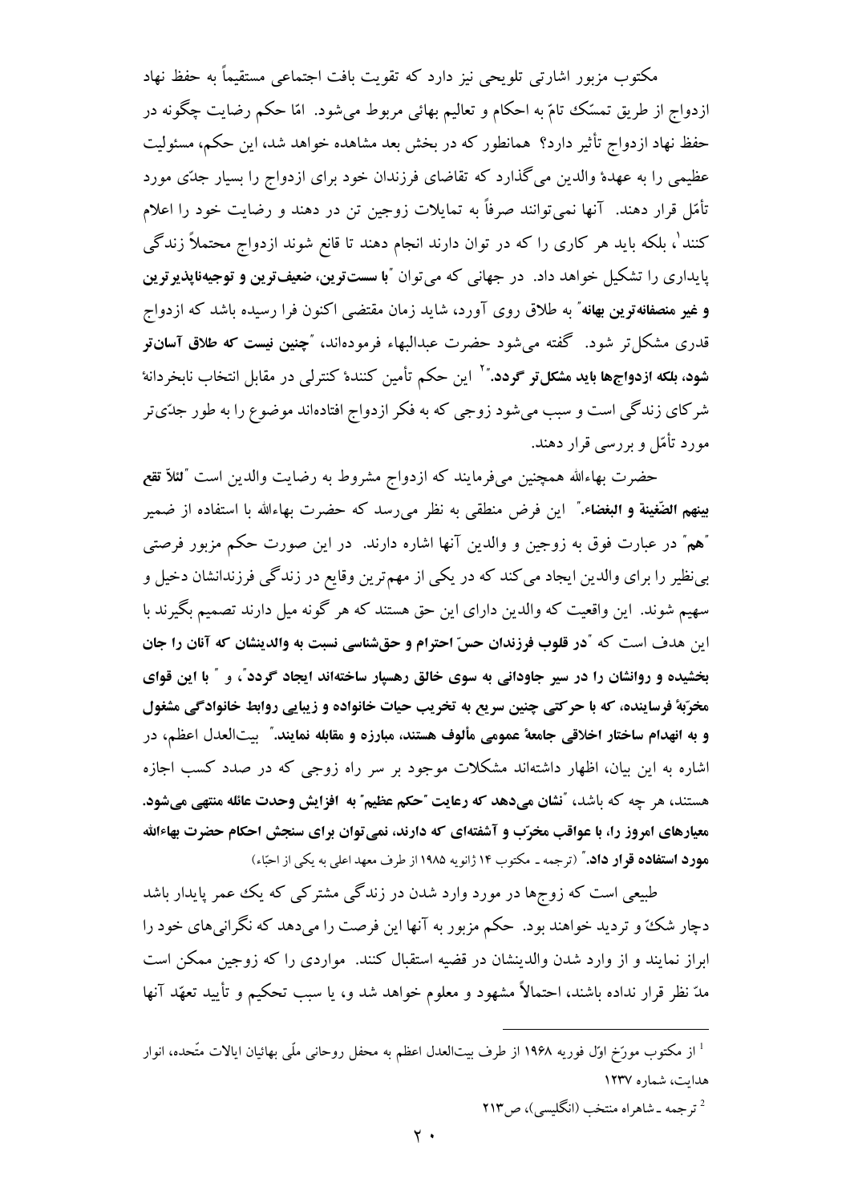مکتوب مزبور اشارتی تلویحی نیز دارد که تقویت بافت اجتماعی مستقیماً به حفظ نهاد ازدواج از طریق تمسّک تامّ به احکام و تعالیم بهائی مربوط می‌شود. امّا حکم رضایت چگونه در حفظ نهاد ازدواج تأثیر دارد؟ همانطور که در بخش بعد مشاهده خواهد شد، این حکم، مسئولیت عظیمی را به عهدهٔ والدین می‌گذارد که تقاضای فرزندان خود برای ازدواج را بسیار جدّی مورد تأمّل قرار دهند. آنها نمی‌توانند صرفاً به تمایلات زوجین تن در دهند و رضایت خود را اعلام کنند[1]، بلکه باید هر کاری را که در توان دارند انجام دهند تا قانع شوند ازدواج محتملاً زندگی پایداری را تشکیل خواهد داد. در جهانی که می‌توان "**با سست‌ترین، ضعیف‌ترین و توجیه‌ناپذیرترین و غیر منصفانه‌ترین بهانه**" به طلاق روی آورد، شاید زمان مقتضی اکنون فرا رسیده باشد که ازدواج قدری مشکل‌تر شود. گفته می‌شود حضرت عبدالبهاء فرموده‌اند، "**چنین نیست که طلاق آسان‌تر شود، بلکه ازدواج‌ها باید مشکل‌تر گردد.**"[2] این حکم تأمین کنندهٔ کنترلی در مقابل انتخاب نابخردانهٔ شرکای زندگی است و سبب می‌شود زوجی که به فکر ازدواج افتاده‌اند موضوع را به طور جدّی‌تر مورد تأمّل و بررسی قرار دهند.

حضرت بهاءالله همچنین می‌فرمایند که ازدواج مشروط به رضایت والدین است "**لئلاّ تقع بینهم الضّغینة و البغضاء.**" این فرض منطقی به نظر می‌رسد که حضرت بهاءالله با استفاده از ضمیر "**هم**" در عبارت فوق به زوجین و والدین آنها اشاره دارند. در این صورت حکم مزبور فرصتی بی‌نظیر را برای والدین ایجاد می‌کند که در یکی از مهم‌ترین وقایع در زندگی فرزندانشان دخیل و سهیم شوند. این واقعیت که والدین دارای این حق هستند که هر گونه میل دارند تصمیم بگیرند با این هدف است که "**در قلوب فرزندان حسّ احترام و حق‌شناسی نسبت به والدینشان که آنان را جان بخشیده و روانشان را در سیر جاودانی به سوی خالق رهسپار ساخته‌اند ایجاد گردد**"، و "**با این قوای مخرّبهٔ فرساینده، که با حرکتی چنین سریع به تخریب حیات خانواده و زیبایی روابط خانوادگی مشغول و به انهدام ساختار اخلاقی جامعهٔ عمومی مألوف هستند، مبارزه و مقابله نمایند.**" بیت‌العدل اعظم، در اشاره به این بیان، اظهار داشته‌اند مشکلات موجود بر سر راه زوجی که در صدد کسب اجازه هستند، هر چه که باشد، "**نشان می‌دهد که رعایت "حکم عظیم" به افزایش وحدت عائله منتهی می‌شود. معیارهای امروز را، با عواقب مخرّب و آشفته‌ای که دارند، نمی‌توان برای سنجش احکام حضرت بهاءالله مورد استفاده قرار داد.**" (ترجمه ـ مکتوب ۱۴ ژانویه ۱۹۸۵ از طرف معهد اعلی به یکی از احبّاء)

طبیعی است که زوج‌ها در مورد وارد شدن در زندگی مشترکی که یک عمر پایدار باشد دچار شکّ و تردید خواهند بود. حکم مزبور به آنها این فرصت را می‌دهد که نگرانی‌های خود را ابراز نمایند و از وارد شدن والدینشان در قضیه استقبال کنند. مواردی را که زوجین ممکن است مدّ نظر قرار نداده باشند، احتمالاً مشهود و معلوم خواهد شد و، یا سبب تحکیم و تأیید تعهّد آنها

---

[1] از مکتوب مورّخ اوّل فوریه ۱۹۶۸ از طرف بیت‌العدل اعظم به محفل روحانی ملّی بهائیان ایالات متّحده، انوار هدایت، شماره ۱۲۳۷

[2] ترجمه ـ شاهراه منتخب (انگلیسی)، ص۲۱۳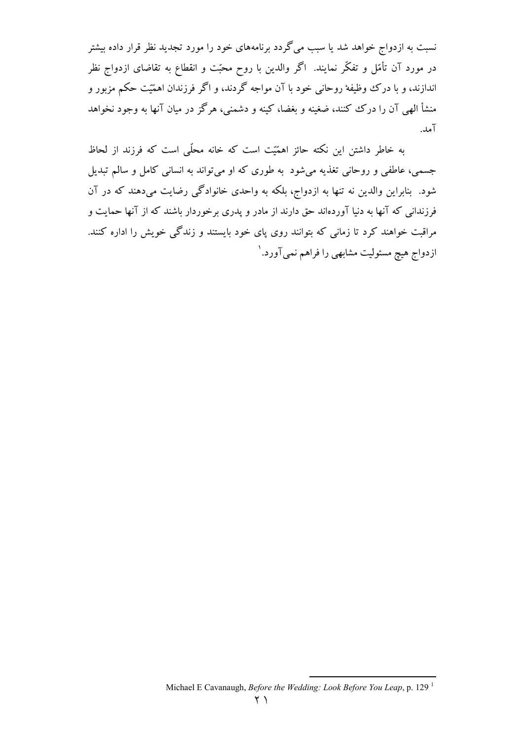نسبت به ازدواج خواهد شد یا سبب می‌گردد برنامه‌های خود را مورد تجدید نظر قرار داده بیشتر در مورد آن تأمّل و تفکّر نمایند. اگر والدین با روح محبّت و انقطاع به تقاضای ازدواج نظر اندازند، و با درک وظیفهٔ روحانی خود با آن مواجه گردند، و اگر فرزندان اهمّیّت حکم مزبور و منشأ الهی آن را درک کنند، ضغینه و بغضا، کینه و دشمنی، هرگز در میان آنها به وجود نخواهد آمد.

به خاطر داشتن این نکته حائز اهمّیّت است که خانه محلّی است که فرزند از لحاظ جسمی، عاطفی و روحانی تغذیه می‌شود به طوری که او می‌تواند به انسانی کامل و سالم تبدیل شود. بنابراین والدین نه تنها به ازدواج، بلکه به واحدی خانوادگی رضایت می‌دهند که در آن فرزندانی که آنها به دنیا آورده‌اند حق دارند از مادر و پدری برخوردار باشند که از آنها حمایت و مراقبت خواهند کرد تا زمانی که بتوانند روی پای خود بایستند و زندگی خویش را اداره کنند. ازدواج هیچ مسئولیت مشابهی را فراهم نمی‌آورد.[1]

---

[1] Michael E Cavanaugh, *Before the Wedding: Look Before You Leap*, p. 129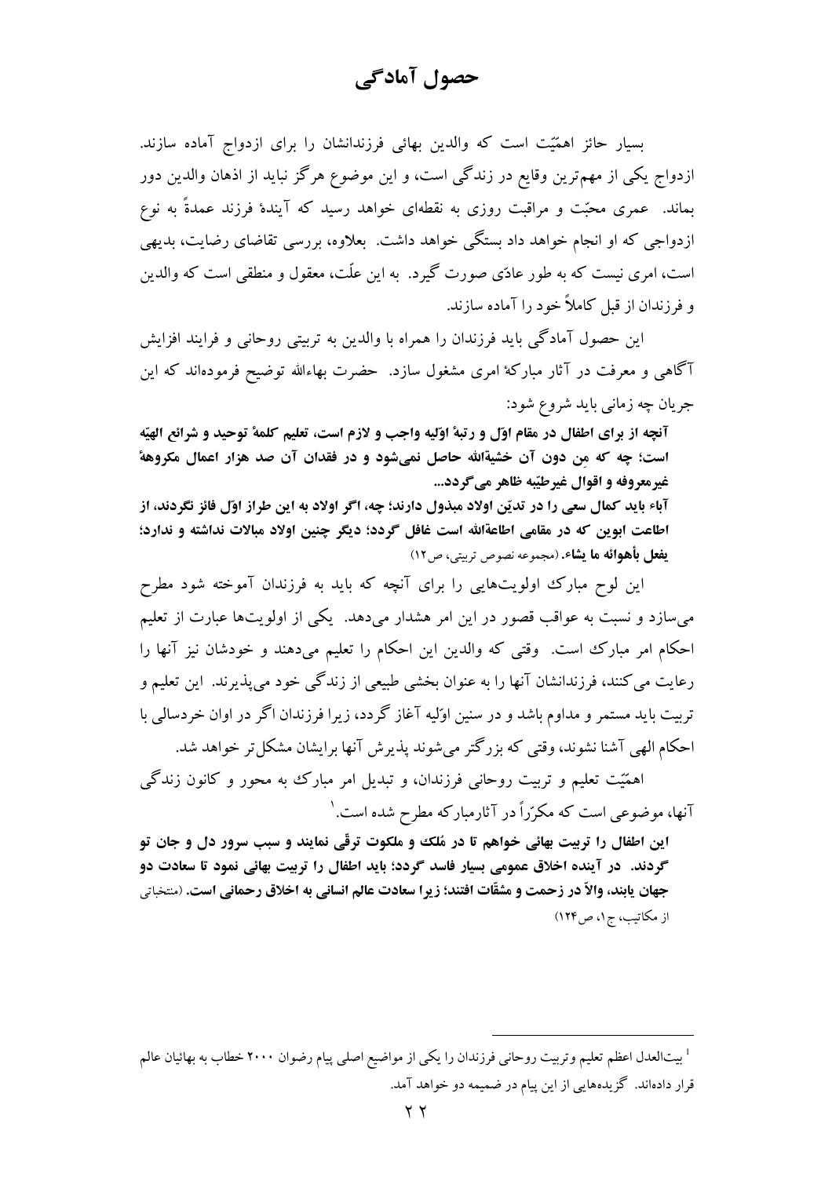# حصول آمادگی

بسیار حائز اهمیّت است که والدین بهائی فرزندانشان را برای ازدواج آماده سازند. ازدواج یکی از مهم‌ترین وقایع در زندگی است، و این موضوع هرگز نباید از اذهان والدین دور بماند. عمری محبّت و مراقبت روزی به نقطه‌ای خواهد رسید که آیندهٔ فرزند عمدةً به نوع ازدواجی که او انجام خواهد داد بستگی خواهد داشت. بعلاوه، بررسی تقاضای رضایت، بدیهی است، امری نیست که به طور عادّی صورت گیرد. به این علّت، معقول و منطقی است که والدین و فرزندان از قبل کاملاً خود را آماده سازند.

این حصول آمادگی باید فرزندان را همراه با والدین به تربیتی روحانی و فرایند افزایش آگاهی و معرفت در آثار مبارکهٔ امری مشغول سازد. حضرت بهاءالله توضیح فرموده‌اند که این جریان چه زمانی باید شروع شود:

**آنچه از برای اطفال در مقام اوّل و رتبهٔ اوّلیه واجب و لازم است، تعلیم کلمهٔ توحید و شرائع الهیّه است؛ چه که مِن دون آن خشیةالله حاصل نمی‌شود و در فقدان آن صد هزار اعمال مکروههٔ غیرمعروفه و اقوال غیرطیّبه ظاهر می‌گردد...**

**آباء باید کمال سعی را در تدیّن اولاد مبذول دارند؛ چه، اگر اولاد به این طراز اوّل فائز نگردند، از اطاعت ابوین که در مقامی اطاعةالله است غافل گردد؛ دیگر چنین اولاد مبالات نداشته و ندارد؛ یفعل بأهوائه ما یشاء.** (مجموعه نصوص تربیتی، ص۱۲)

این لوح مبارک اولویت‌هایی را برای آنچه که باید به فرزندان آموخته شود مطرح می‌سازد و نسبت به عواقب قصور در این امر هشدار می‌دهد. یکی از اولویت‌ها عبارت از تعلیم احکام امر مبارک است. وقتی که والدین این احکام را تعلیم می‌دهند و خودشان نیز آنها را رعایت می‌کنند، فرزندانشان آنها را به عنوان بخشی طبیعی از زندگی خود می‌پذیرند. این تعلیم و تربیت باید مستمر و مداوم باشد و در سنین اوّلیه آغاز گردد، زیرا فرزندان اگر در اوان خردسالی با احکام الهی آشنا نشوند، وقتی که بزرگتر می‌شوند پذیرش آنها برایشان مشکل‌تر خواهد شد.

اهمیّت تعلیم و تربیت روحانی فرزندان، و تبدیل امر مبارک به محور و کانون زندگی آنها، موضوعی است که مکرّراً در آثارمبارکه مطرح شده است.[1]

**این اطفال را تربیت بهائی خواهم تا در مُلک و ملکوت ترقّی نمایند و سبب سرور دل و جان تو گردند. در آینده اخلاق عمومی بسیار فاسد گردد؛ باید اطفال را تربیت بهائی نمود تا سعادت دو جهان یابند، والاّ در زحمت و مشقّات افتند؛ زیرا سعادت عالم انسانی به اخلاق رحمانی است.** (منتخباتی از مکاتیب، ج۱، ص۱۲۴)

---

[1] بیت‌العدل اعظم تعلیم وتربیت روحانی فرزندان را یکی از مواضیع اصلی پیام رضوان ۲۰۰۰ خطاب به بهائیان عالم قرار داده‌اند. گزیده‌هایی از این پیام در ضمیمه دو خواهد آمد.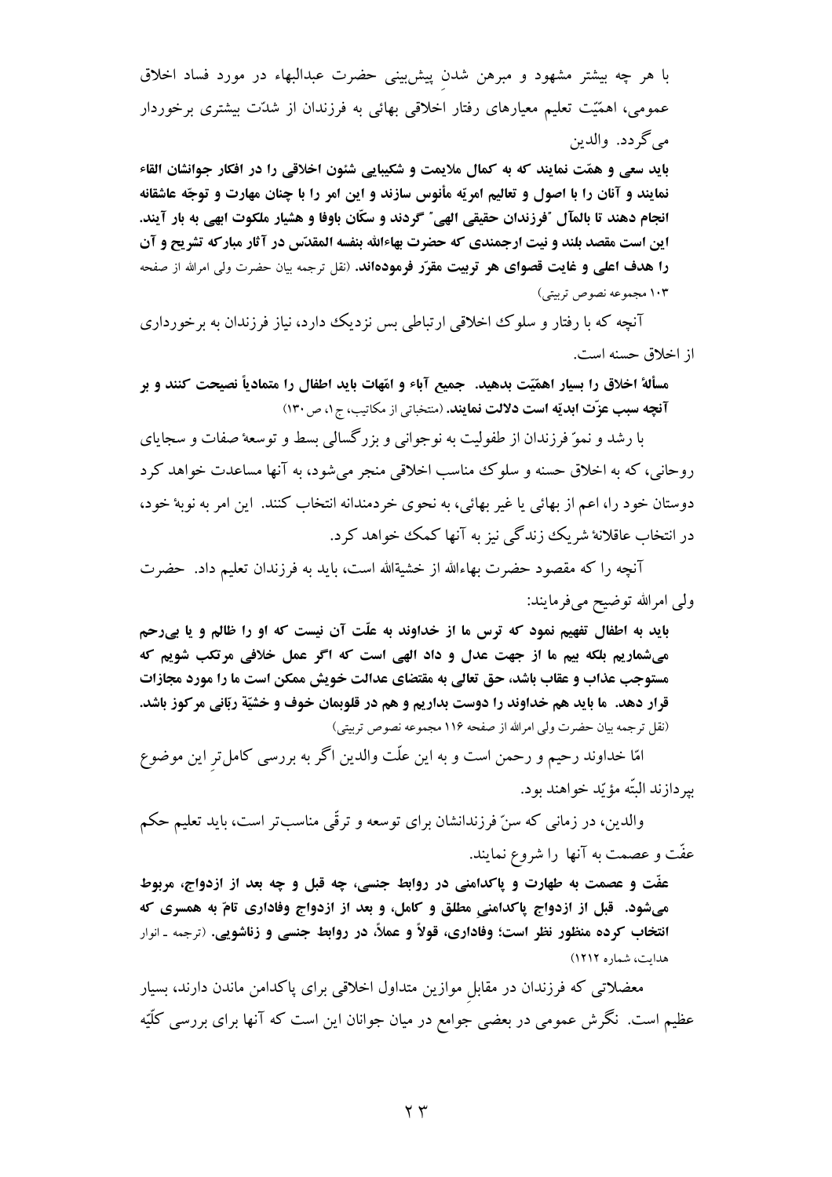با هر چه بیشتر مشهود و مبرهن شدنِ پیش‌بینی حضرت عبدالبهاء در مورد فساد اخلاق عمومی، اهمّیّت تعلیم معیارهای رفتار اخلاقی بهائی به فرزندان از شدّت بیشتری برخوردار می‌گردد. والدین

**باید سعی و همّت نمایند که به کمال ملایمت و شکیبایی شئون اخلاقی را در افکار جوانشان القاء نمایند و آنان را با اصول و تعالیم امریّه مأنوس سازند و این امر را با چنان مهارت و توجّه عاشقانه انجام دهند تا بالمآل "فرزندان حقیقی الهی" گردند و سکّان باوفا و هشیار ملکوت ابهی به بار آیند. این است مقصد بلند و نیت ارجمندی که حضرت بهاءالله بنفسه المقدّس در آثار مبارکه تشریح و آن را هدف اعلی و غایت قصوای هر تربیت مقرّر فرموده‌اند.** (نقل ترجمه بیان حضرت ولی امرالله از صفحه ۱۰۳ مجموعه نصوص تربیتی)

آنچه که با رفتار و سلوک اخلاقی ارتباطی بس نزدیک دارد، نیاز فرزندان به برخورداری از اخلاق حسنه است.

**مسألهٔ اخلاق را بسیار اهمّیّت بدهید. جمیع آباء و امّهات باید اطفال را متمادیاً نصیحت کنند و بر آنچه سبب عزّت ابدیّه است دلالت نمایند.** (منتخباتی از مکاتیب، ج ۱، ص ۱۳۰)

با رشد و نموّ فرزندان از طفولیت به نوجوانی و بزرگسالی بسط و توسعهٔ صفات و سجایای روحانی، که به اخلاق حسنه و سلوک مناسب اخلاقی منجر می‌شود، به آنها مساعدت خواهد کرد دوستان خود را، اعم از بهائی یا غیر بهائی، به نحوی خردمندانه انتخاب کنند. این امر به نوبهٔ خود، در انتخاب عاقلانهٔ شریک زندگی نیز به آنها کمک خواهد کرد.

آنچه را که مقصود حضرت بهاءالله از خشیةالله است، باید به فرزندان تعلیم داد. حضرت ولی امرالله توضیح می‌فرمایند:

**باید به اطفال تفهیم نمود که ترس ما از خداوند به علّت آن نیست که او را ظالم و یا بی‌رحم می‌شماریم بلکه بیم ما از جهت عدل و داد الهی است که اگر عمل خلافی مرتکب شویم که مستوجب عذاب و عقاب باشد، حق تعالی به مقتضای عدالت خویش ممکن است ما را مورد مجازات قرار دهد. ما باید هم خداوند را دوست بداریم و هم در قلوبمان خوف و خشیّهٔ ربّانی مرکوز باشد.** (نقل ترجمه بیان حضرت ولی امرالله از صفحه ۱۱۶ مجموعه نصوص تربیتی)

امّا خداوند رحیم و رحمن است و به این علّت والدین اگر به بررسی کامل‌ترِ این موضوع بپردازند البتّه مؤیّد خواهند بود.

والدین، در زمانی که سنّ فرزندانشان برای توسعه و ترقّی مناسب‌تر است، باید تعلیم حکم عفّت و عصمت به آنها را شروع نمایند.

**عفّت و عصمت به طهارت و پاکدامنی در روابط جنسی، چه قبل و چه بعد از ازدواج، مربوط می‌شود. قبل از ازدواج پاکدامنیِ مطلق و کامل، و بعد از ازدواج وفاداری تامّ به همسری که انتخاب کرده منظور نظر است؛ وفاداری، قولاً و عملاً، در روابط جنسی و زناشویی.** (ترجمه ـ انوار هدایت، شماره ۱۲۱۲)

معضلاتی که فرزندان در مقابلِ موازین متداول اخلاقی برای پاکدامن ماندن دارند، بسیار عظیم است. نگرش عمومی در بعضی جوامع در میان جوانان این است که آنها برای بررسی کلّیّه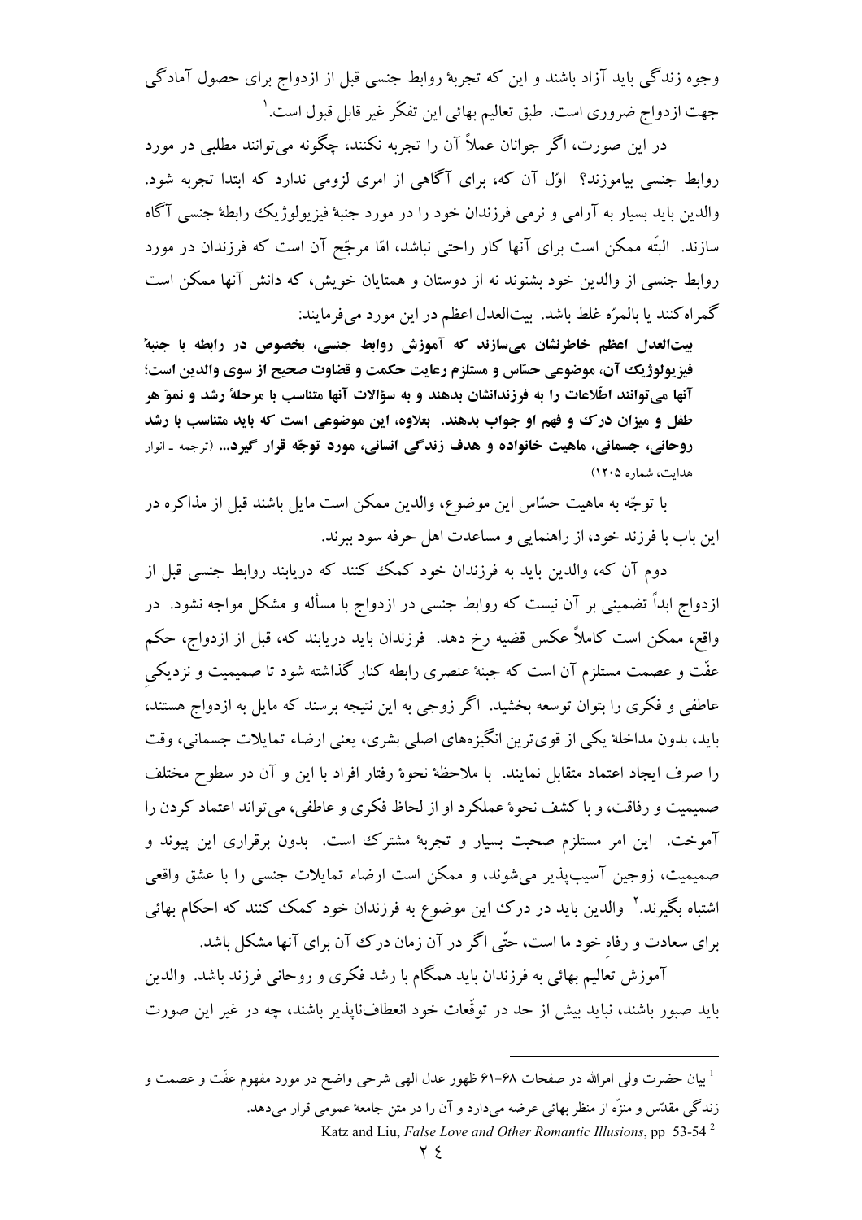وجوه زندگی باید آزاد باشند و این که تجربهٔ روابط جنسی قبل از ازدواج برای حصول آمادگی جهت ازدواج ضروری است. طبق تعالیم بهائی این تفکّر غیر قابل قبول است.[1]

در این صورت، اگر جوانان عملاً آن را تجربه نکنند، چگونه می‌توانند مطلبی در مورد روابط جنسی بیاموزند؟ اوّل آن که، برای آگاهی از امری لزومی ندارد که ابتدا تجربه شود. والدین باید بسیار به آرامی و نرمی فرزندان خود را در مورد جنبهٔ فیزیولوژیک رابطهٔ جنسی آگاه سازند. البتّه ممکن است برای آنها کار راحتی نباشد، امّا مرجّح آن است که فرزندان در مورد روابط جنسی از والدین خود بشنوند نه از دوستان و همتایان خویش، که دانش آنها ممکن است گمراه‌کنند یا بالمرّه غلط باشد. بیت‌العدل اعظم در این مورد می‌فرمایند:

**بیت‌العدل اعظم خاطرنشان می‌سازند که آموزش روابط جنسی، بخصوص در رابطه با جنبهٔ فیزیولوژیک آن، موضوعی حسّاس و مستلزم رعایت حکمت و قضاوت صحیح از سوی والدین است؛ آنها می‌توانند اطّلاعات را به فرزندانشان بدهند و به سؤالات آنها متناسب با مرحلهٔ رشد و نموّ هر طفل و میزان درک و فهم او جواب بدهند. بعلاوه، این موضوعی است که باید متناسب با رشد روحانی، جسمانی، ماهیت خانواده و هدف زندگی انسانی، مورد توجّه قرار گیرد...** (ترجمه ـ انوار هدایت، شماره ۱۲۰۵)

با توجّه به ماهیت حسّاس این موضوع، والدین ممکن است مایل باشند قبل از مذاکره در این باب با فرزند خود، از راهنمایی و مساعدت اهل حرفه سود ببرند.

دوم آن که، والدین باید به فرزندان خود کمک کنند که دریابند روابط جنسی قبل از ازدواج ابداً تضمینی بر آن نیست که روابط جنسی در ازدواج با مسأله و مشکل مواجه نشود. در واقع، ممکن است کاملاً عکس قضیه رخ دهد. فرزندان باید دریابند که، قبل از ازدواج، حکم عفّت و عصمت مستلزم آن است که جنبهٔ عنصری رابطه کنار گذاشته شود تا صمیمیت و نزدیکیِ عاطفی و فکری را بتوان توسعه بخشید. اگر زوجی به این نتیجه برسند که مایل به ازدواج هستند، باید، بدون مداخلهٔ یکی از قوی‌ترین انگیزه‌های اصلی بشری، یعنی ارضاء تمایلات جسمانی، وقت را صرف ایجاد اعتماد متقابل نمایند. با ملاحظهٔ نحوهٔ رفتار افراد با این و آن در سطوح مختلف صمیمیت و رفاقت، و با کشف نحوهٔ عملکرد او از لحاظ فکری و عاطفی، می‌تواند اعتماد کردن را آموخت. این امر مستلزم صحبت بسیار و تجربهٔ مشترک است. بدون برقراری این پیوند و صمیمیت، زوجین آسیب‌پذیر می‌شوند، و ممکن است ارضاء تمایلات جنسی را با عشق واقعی اشتباه بگیرند.[2] والدین باید در درک این موضوع به فرزندان خود کمک کنند که احکام بهائی برای سعادت و رفاه خود ما است، حتّی اگر در آن زمان درک آن برای آنها مشکل باشد.

آموزش تعالیم بهائی به فرزندان باید همگام با رشد فکری و روحانی فرزند باشد. والدین باید صبور باشند، نباید بیش از حد در توقّعات خود انعطاف‌ناپذیر باشند، چه در غیر این صورت

---

[1] بیان حضرت ولی امرالله در صفحات ۶۸-۶۱ ظهور عدل الهی شرحی واضح در مورد مفهوم عفّت و عصمت و زندگی مقدّس و منزّه از منظر بهائی عرضه می‌دارد و آن را در متن جامعهٔ عمومی قرار می‌دهد.

[2] Katz and Liu, *False Love and Other Romantic Illusions*, pp 53-54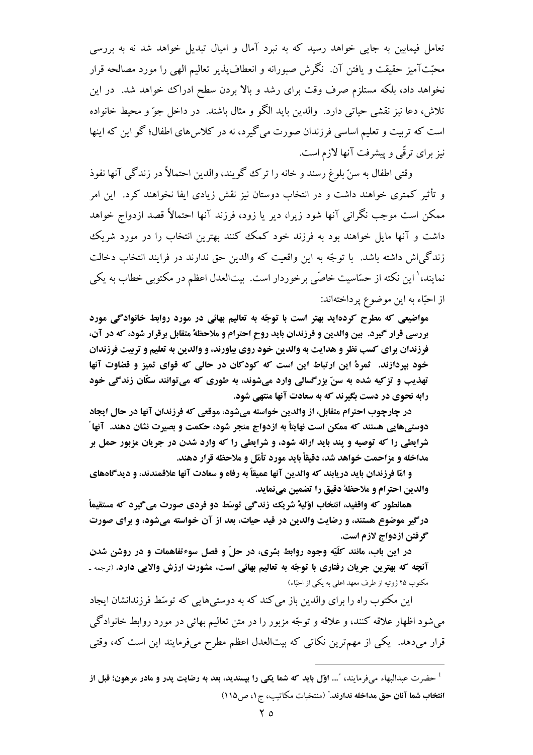تعامل فیمابین به جایی خواهد رسید که به نبرد آمال و امیال تبدیل خواهد شد نه به بررسی محبّت‌آمیز حقیقت و یافتن آن. نگرش صبورانه و انعطاف‌پذیر تعالیم الهی را مورد مصالحه قرار نخواهد داد، بلکه مستلزم صرف وقت برای رشد و بالا بردن سطح ادراک خواهد شد. در این تلاش، دعا نیز نقشی حیاتی دارد. والدین باید الگو و مثال باشند. در داخل جوّ و محیط خانواده است که تربیت و تعلیم اساسی فرزندان صورت می‌گیرد، نه در کلاس‌های اطفال؛ گو این که اینها نیز برای ترقّی و پیشرفت آنها لازم است.

وقتی اطفال به سنّ بلوغ رسند و خانه را ترک گویند، والدین احتمالاً در زندگی آنها نفوذ و تأثیر کمتری خواهند داشت و در انتخاب دوستان نیز نقش زیادی ایفا نخواهند کرد. این امر ممکن است موجب نگرانی آنها شود زیرا، دیر یا زود، فرزند آنها احتمالاً قصد ازدواج خواهد داشت و آنها مایل خواهند بود به فرزند خود کمک کنند بهترین انتخاب را در مورد شریک زندگی‌اش داشته باشد. با توجّه به این واقعیت که والدین حق ندارند در فرایند انتخاب دخالت نمایند،[1] این نکته از حسّاسیت خاصّی برخوردار است. بیت‌العدل اعظم در مکتوبی خطاب به یکی از احبّاء به این موضوع پرداخته‌اند:

**مواضیعی که مطرح کرده‌اید بهتر است با توجّه به تعالیم بهائی در مورد روابط خانوادگی مورد بررسی قرار گیرد. بین والدین و فرزندان باید روحِ احترام و ملاحظهٔ متقابل برقرار شود، که در آن، فرزندان برای کسب نظر و هدایت به والدین خود روی بیاورند، و والدین به تعلیم و تربیت فرزندان خود بپردازند. ثمرهٔ این ارتباط این است که کودکان در حالی که قوای تمیز و قضاوت آنها تهذیب و تزکیه شده به سنّ بزرگسالی وارد می‌شوند، به طوری که می‌توانند سکّان زندگی خود را به نحوی در دست بگیرند که به سعادت آنها منتهی شود.**

**در چارچوب احترام متقابل، از والدین خواسته می‌شود، موقعی که فرزندان آنها در حال ایجاد دوستی‌هایی هستند که ممکن است نهایتاً به ازدواج منجر شود، حکمت و بصیرت نشان دهند. آنها شرایطی را که توصیه و پند باید ارائه شود، و شرایطی را که وارد شدن در جریان مزبور حمل بر مداخله و مزاحمت خواهد شد، دقیقاً باید مورد تأمّل و ملاحظه قرار دهند.**

**و امّا فرزندان باید دریابند که والدین آنها عمیقاً به رفاه و سعادت آنها علاقمندند، و دیدگاه‌های والدین احترام و ملاحظهٔ دقیق را تضمین می‌نماید.**

**همانطور که واقفید، انتخاب اوّلیهٔ شریک زندگی توسّط دو فردی صورت می‌گیرد که مستقیماً درگیر موضوع هستند، و رضایت والدین در قید حیات، بعد از آن خواسته می‌شود، و برای صورت گرفتن ازدواج لازم است.**

**در این باب، مانند کلّیهٔ وجوه روابط بشری، در حلّ و فصل سوءتفاهمات و در روشن شدن آنچه که بهترین جریان رفتاری با توجّه به تعالیم بهائی است، مشورت ارزش والایی دارد.** (ترجمه - مکتوب ۲۵ ژوئیه از طرف معهد اعلی به یکی از احبّاء)

این مکتوب راه را برای والدین باز می‌کند که به دوستی‌هایی که توسّط فرزندانشان ایجاد می‌شود اظهار علاقه کنند، و علاقه و توجّه مزبور را در متن تعالیم بهائی در مورد روابط خانوادگی قرار می‌دهد. یکی از مهم‌ترین نکاتی که بیت‌العدل اعظم مطرح می‌فرمایند این است که، وقتی

---

[1] حضرت عبدالبهاء می‌فرمایند، "**... اوّل باید که شما یکی را بپسندید، بعد به رضایت پدر و مادر مرهون؛ قبل از انتخاب شما آنان حق مداخله ندارند.**" (منتخبات مکاتیب، ج ۱، ص ۱۱۵)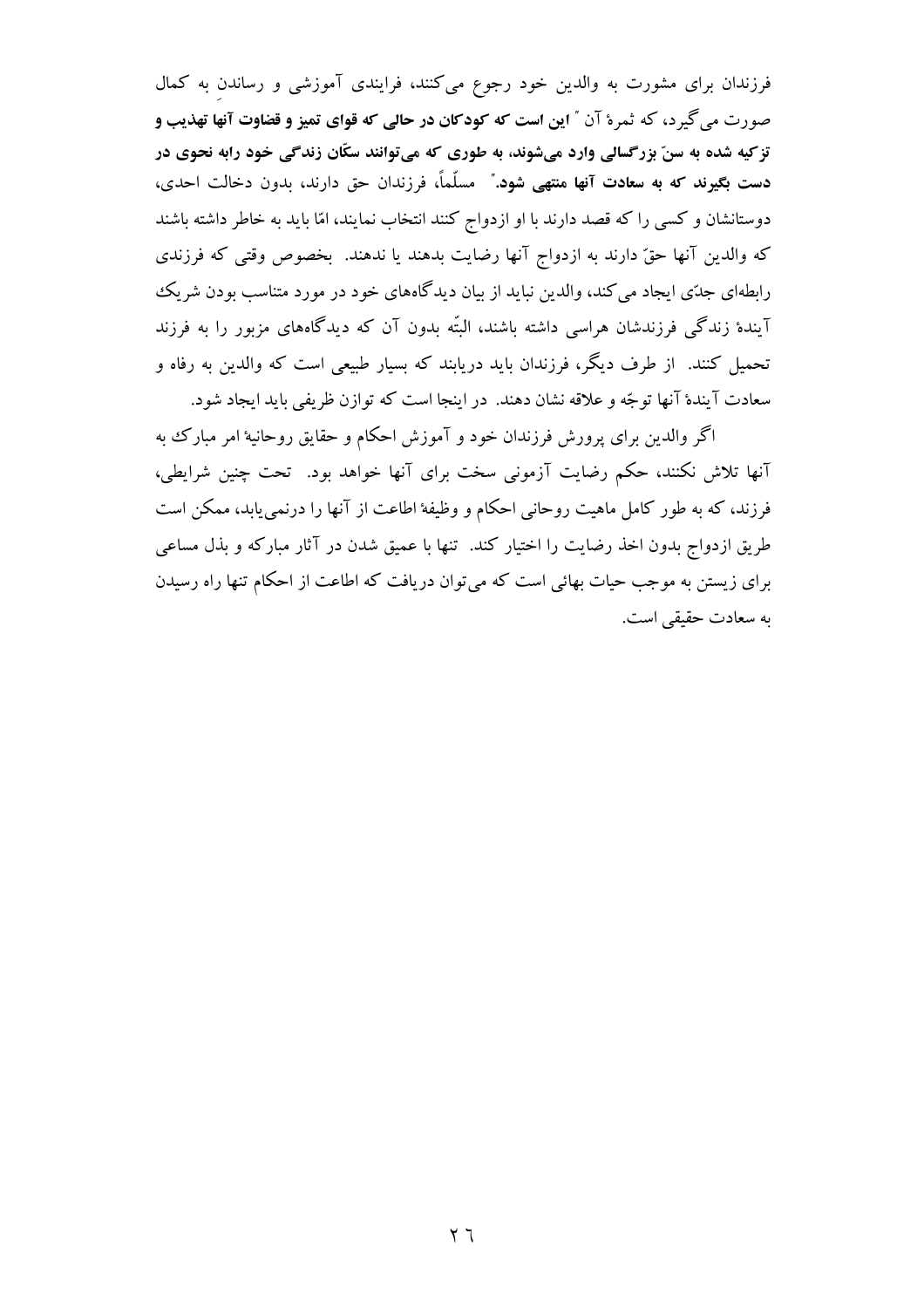فرزندان برای مشورت به والدین خود رجوع می‌کنند، فرایندی آموزشی و رساندنِ به کمال صورت می‌گیرد، که ثمرهٔ آن " **این است که کودکان در حالی که قوای تمیز و قضاوت آنها تهذیب و تزکیه شده به سنّ بزرگسالی وارد می‌شوند، به طوری که می‌توانند سکّان زندگی خود رابه نحوی در دست بگیرند که به سعادت آنها منتهی شود.**" مسلّماً، فرزندان حق دارند، بدون دخالت احدی، دوستانشان و کسی را که قصد دارند با او ازدواج کنند انتخاب نمایند، امّا باید به خاطر داشته باشند که والدین آنها حقّ دارند به ازدواج آنها رضایت بدهند یا ندهند. بخصوص وقتی که فرزندی رابطه‌ای جدّی ایجاد می‌کند، والدین نباید از بیان دیدگاه‌های خود در مورد متناسب بودن شریک آیندهٔ زندگی فرزندشان هراسی داشته باشند، البتّه بدون آن که دیدگاه‌های مزبور را به فرزند تحمیل کنند. از طرف دیگر، فرزندان باید دریابند که بسیار طبیعی است که والدین به رفاه و سعادت آیندهٔ آنها توجّه و علاقه نشان دهند. در اینجا است که توازن ظریفی باید ایجاد شود.

اگر والدین برای پرورش فرزندان خود و آموزش احکام و حقایق روحانیهٔ امر مبارک به آنها تلاش نکنند، حکم رضایت آزمونی سخت برای آنها خواهد بود. تحت چنین شرایطی، فرزند، که به طور کامل ماهیت روحانی احکام و وظیفهٔ اطاعت از آنها را درنمی‌یابد، ممکن است طریق ازدواج بدون اخذ رضایت را اختیار کند. تنها با عمیق شدن در آثار مبارکه و بذل مساعی برای زیستن به موجب حیات بهائی است که می‌توان دریافت که اطاعت از احکام تنها راه رسیدن به سعادت حقیقی است.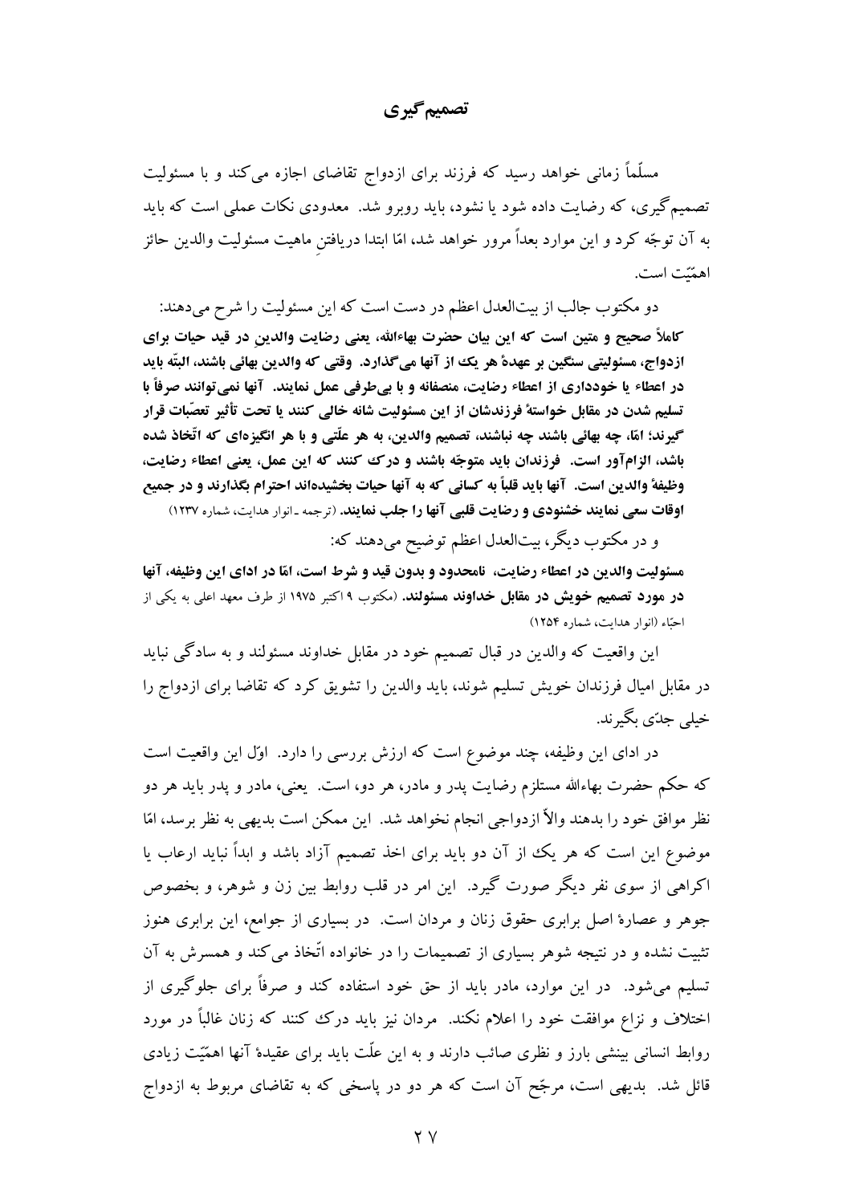## تصمیم‌گیری

مسلّماً زمانی خواهد رسید که فرزند برای ازدواج تقاضای اجازه می‌کند و با مسئولیت تصمیم‌گیری، که رضایت داده شود یا نشود، باید روبرو شد. معدودی نکات عملی است که باید به آن توجّه کرد و این موارد بعداً مرور خواهد شد، امّا ابتدا دریافتن ماهیت مسئولیت والدین حائز اهمّیّت است.

دو مکتوب جالب از بیت‌العدل اعظم در دست است که این مسئولیت را شرح می‌دهند:

**کاملاً صحیح و متین است که این بیان حضرت بهاءالله، یعنی رضایت والدین در قید حیات برای ازدواج، مسئولیتی سنگین بر عهدهٔ هر یک از آنها می‌گذارد. وقتی که والدین بهائی باشند، البتّه باید در اعطاء یا خودداری از اعطاء رضایت، منصفانه و با بی‌طرفی عمل نمایند. آنها نمی‌توانند صرفاً با تسلیم شدن در مقابل خواستهٔ فرزندشان از این مسئولیت شانه خالی کنند یا تحت تأثیر تعصّبات قرار گیرند؛ امّا، چه بهائی باشند چه نباشند، تصمیم والدین، به هر علّتی و با هر انگیزه‌ای که اتّخاذ شده باشد، الزام‌آور است. فرزندان باید متوجّه باشند و درک کنند که این عمل، یعنی اعطاء رضایت، وظیفهٔ والدین است. آنها باید قلباً به کسانی که به آنها حیات بخشیده‌اند احترام بگذارند و در جمیع اوقات سعی نمایند خشنودی و رضایت قلبی آنها را جلب نمایند.** (ترجمه ـ انوار هدایت، شماره ۱۲۳۷)

و در مکتوب دیگر، بیت‌العدل اعظم توضیح می‌دهند که:

**مسئولیت والدین در اعطاء رضایت، نامحدود و بدون قید و شرط است، امّا در ادای این وظیفه، آنها در مورد تصمیم خویش در مقابل خداوند مسئولند.** (مکتوب ۹ اکتبر ۱۹۷۵ از طرف معهد اعلی به یکی از احبّاء (انوار هدایت، شماره ۱۲۵۴)

این واقعیت که والدین در قبال تصمیم خود در مقابل خداوند مسئولند و به سادگی نباید در مقابل امیال فرزندان خویش تسلیم شوند، باید والدین را تشویق کرد که تقاضا برای ازدواج را خیلی جدّی بگیرند.

در ادای این وظیفه، چند موضوع است که ارزش بررسی را دارد. اوّل این واقعیت است که حکم حضرت بهاءالله مستلزم رضایت پدر و مادر، هر دو، است. یعنی، مادر و پدر باید هر دو نظر موافق خود را بدهند والاّ ازدواجی انجام نخواهد شد. این ممکن است بدیهی به نظر برسد، امّا موضوع این است که هر یک از آن دو باید برای اخذ تصمیم آزاد باشد و ابداً نباید ارعاب یا اکراهی از سوی نفر دیگر صورت گیرد. این امر در قلب روابط بین زن و شوهر، و بخصوص جوهر و عصارهٔ اصل برابری حقوق زنان و مردان است. در بسیاری از جوامع، این برابری هنوز تثبیت نشده و در نتیجه شوهر بسیاری از تصمیمات را در خانواده اتّخاذ می‌کند و همسرش به آن تسلیم می‌شود. در این موارد، مادر باید از حق خود استفاده کند و صرفاً برای جلوگیری از اختلاف و نزاع موافقت خود را اعلام نکند. مردان نیز باید درک کنند که زنان غالباً در مورد روابط انسانی بینشی بارز و نظری صائب دارند و به این علّت باید برای عقیدهٔ آنها اهمّیّت زیادی قائل شد. بدیهی است، مرجّح آن است که هر دو در پاسخی که به تقاضای مربوط به ازدواج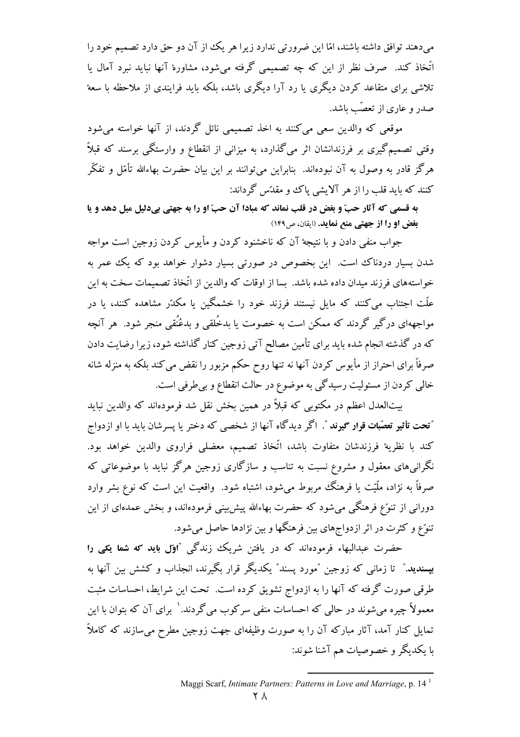می‌دهند توافق داشته باشند، امّا این ضرورتی ندارد زیرا هر یک از آن دو حق دارد تصمیم خود را اتّخاذ کند. صرف نظر از این که چه تصمیمی گرفته می‌شود، مشاورهٔ آنها نباید نبرد آمال یا تلاشی برای متقاعد کردن دیگری یا رد آرا دیگری باشد، بلکه باید فرایندی از ملاحظه با سعهٔ صدر و عاری از تعصّب باشد.

موقعی که والدین سعی می‌کنند به اخذ تصمیمی نائل گردند، از آنها خواسته می‌شود وقتی تصمیم‌گیری بر فرزندانشان اثر می‌گذارد، به میزانی از انقطاع و وارستگی برسند که قبلاً هرگز قادر به وصول به آن نبوده‌اند. بنابراین می‌توانند بر این بیان حضرت بهاءالله تأمّل و تفکّر کنند که باید قلب را از هر آلایشی پاک و مقدّس گرداند:

**به قسمی که آثار حبّ و بغض در قلب نماند که مبادا آن حبّ او را به جهتی بی‌دلیل میل دهد و یا بغض او را از جهتی منع نماید.** (ایقان، ص۱۴۹)

جواب منفی دادن و با نتیجهٔ آن که ناخشنود کردن و مأیوس کردن زوجین است مواجه شدن بسیار دردناک است. این بخصوص در صورتی بسیار دشوار خواهد بود که یک عمر به خواسته‌های فرزند میدان داده شده باشد. بسا از اوقات که والدین از اتّخاذ تصمیمات سخت به این علّت اجتناب می‌کنند که مایل نیستند فرزند خود را خشمگین یا مکدّر مشاهده کنند، یا در مواجهه‌ای درگیر گردند که ممکن است به خصومت یا بدخُلقی و بدعُنُقی منجر شود. هر آنچه که در گذشته انجام شده باید برای تأمین مصالح آتی زوجین کنار گذاشته شود، زیرا رضایت دادن صرفاً برای احتراز از مأیوس کردن آنها نه تنها روح حکم مزبور را نقض می‌کند بلکه به منزله شانه خالی کردن از مسئولیت رسیدگی به موضوع در حالت انقطاع و بی‌طرفی است.

بیت‌العدل اعظم در مکتوبی که قبلاً در همین بخش نقل شد فرموده‌اند که والدین نباید "**تحت تأثیر تعصّبات قرار گیرند**". اگر دیدگاه آنها از شخصی که دختر یا پسرشان باید با او ازدواج کند با نظریهٔ فرزندشان متفاوت باشد، اتّخاذ تصمیم، معضلی فراروی والدین خواهد بود. نگرانی‌های معقول و مشروع نسبت به تناسب و سازگاری زوجین هرگز نباید با موضوعاتی که صرفاً به نژاد، ملّیّت یا فرهنگ مربوط می‌شود، اشتباه شود. واقعیت این است که نوع بشر وارد دورانی از تنوّع فرهنگی می‌شود که حضرت بهاءالله پیش‌بینی فرموده‌اند، و بخش عمده‌ای از این تنوّع و کثرت در اثر ازدواج‌های بین فرهنگها و بین نژادها حاصل می‌شود.

حضرت عبدالبهاء فرموده‌اند که در یافتن شریک زندگی "**اوّل باید که شما یکی را بپسندید.**" تا زمانی که زوجین "مورد پسند" یکدیگر قرار بگیرند، انجذاب و کشش بین آنها به طرقی صورت گرفته که آنها را به ازدواج تشویق کرده است. تحت این شرایط، احساسات مثبت معمولاً چیره می‌شوند در حالی که احساسات منفی سرکوب می‌گردند.[1] برای آن که بتوان با این تمایل کنار آمد، آثار مبارکه آن را به صورت وظیفه‌ای جهت زوجین مطرح می‌سازند که کاملاً با یکدیگر و خصوصیات هم آشنا شوند:

---

[1] Maggi Scarf, *Intimate Partners: Patterns in Love and Marriage*, p. 14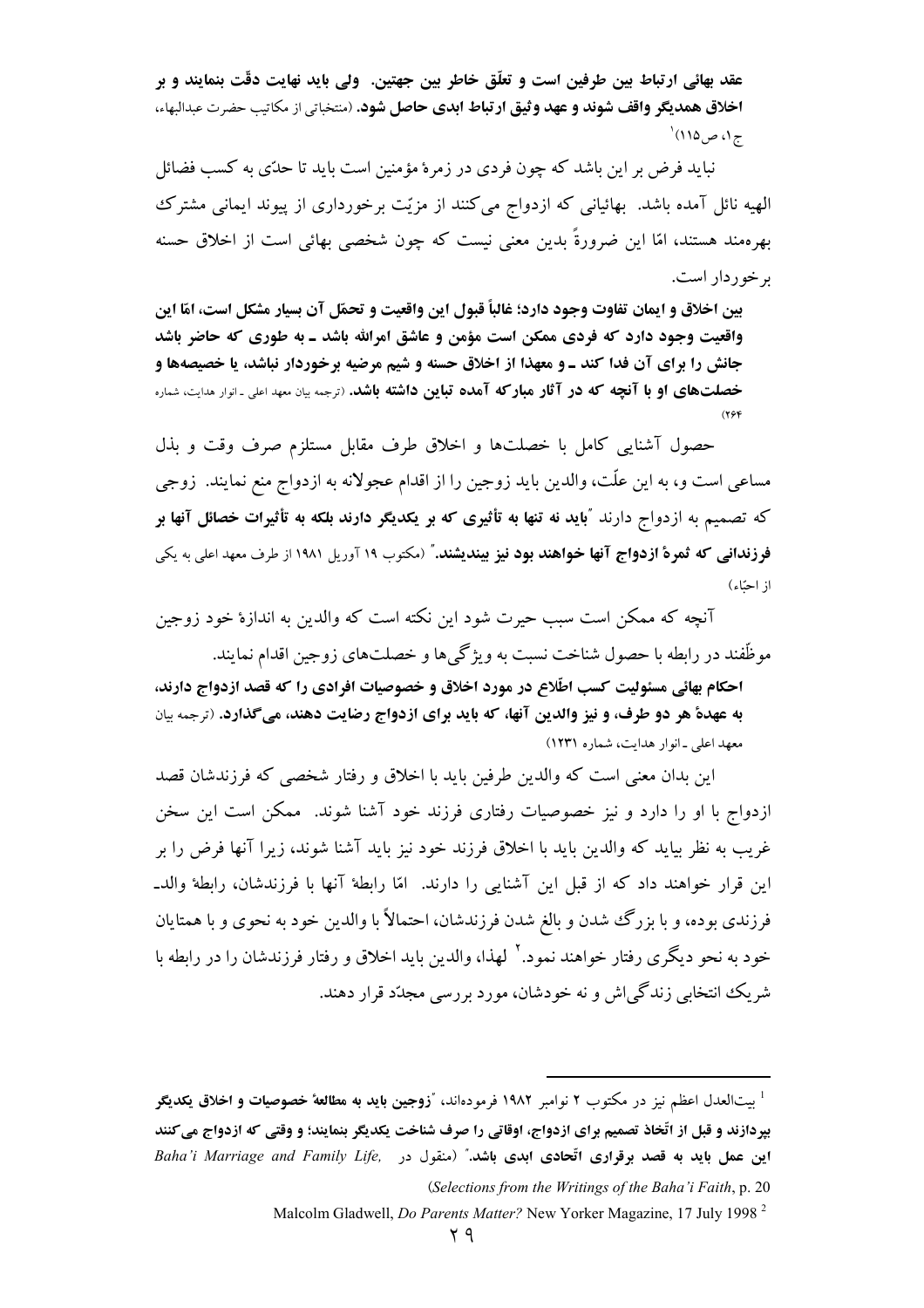**عقد بهائی ارتباط بین طرفین است و تعلّق خاطر بین جهتین. ولی باید نهایت دقّت بنمایند و بر اخلاق همدیگر واقف شوند و عهد وثیق ارتباط ابدی حاصل شود.** (منتخباتی از مکاتیب حضرت عبدالبهاء، ج۱، ص۱۱۵)[1]

نباید فرض بر این باشد که چون فردی در زمرهٔ مؤمنین است باید تا حدّی به کسب فضائل الهیه نائل آمده باشد. بهائیانی که ازدواج می‌کنند از مزیّت برخورداری از پیوند ایمانی مشترک بهره‌مند هستند، امّا این ضرورةً بدین معنی نیست که چون شخصی بهائی است از اخلاق حسنه برخوردار است.

**بین اخلاق و ایمان تفاوت وجود دارد؛ غالباً قبول این واقعیت و تحمّل آن بسیار مشکل است، امّا این واقعیت وجود دارد که فردی ممکن است مؤمن و عاشق امرالله باشد ـ به طوری که حاضر باشد جانش را برای آن فدا کند ـ و معهذا از اخلاق حسنه و شیم مرضیه برخوردار نباشد، یا خصیصه‌ها و خصلت‌های او با آنچه که در آثار مبارکه آمده تباین داشته باشد.** (ترجمه بیان معهد اعلی ـ انوار هدایت، شماره ۲۶۴)

حصول آشنایی کامل با خصلت‌ها و اخلاق طرف مقابل مستلزم صرف وقت و بذل مساعی است و، به این علّت، والدین باید زوجین را از اقدام عجولانه به ازدواج منع نمایند. زوجی که تصمیم به ازدواج دارند "**باید نه تنها به تأثیری که بر یکدیگر دارند بلکه به تأثیرات خصائل آنها بر فرزندانی که ثمرهٔ ازدواج آنها خواهند بود نیز بیندیشند.**" (مکتوب ۱۹ آوریل ۱۹۸۱ از طرف معهد اعلی به یکی از احبّاء)

آنچه که ممکن است سبب حیرت شود این نکته است که والدین به اندازهٔ خود زوجین موظّفند در رابطه با حصول شناخت نسبت به ویژگی‌ها و خصلت‌های زوجین اقدام نمایند.

**احکام بهائی مسئولیت کسب اطّلاع در مورد اخلاق و خصوصیات افرادی را که قصد ازدواج دارند، به عهدهٔ هر دو طرف، و نیز والدین آنها، که باید برای ازدواج رضایت دهند، می‌گذارد.** (ترجمه بیان معهد اعلی ـ انوار هدایت، شماره ۱۲۳۱)

این بدان معنی است که والدین طرفین باید با اخلاق و رفتار شخصی که فرزندشان قصد ازدواج با او را دارد و نیز خصوصیات رفتاری فرزند خود آشنا شوند. ممکن است این سخن غریب به نظر بیاید که والدین باید با اخلاق فرزند خود نیز باید آشنا شوند، زیرا آنها فرض را بر این قرار خواهند داد که از قبل این آشنایی را دارند. امّا رابطهٔ آنها با فرزندشان، رابطهٔ والد ـ فرزندی بوده، و با بزرگ شدن و بالغ شدن فرزندشان، احتمالاً با والدین خود به نحوی و با همتایان خود به نحو دیگری رفتار خواهند نمود.[2] لهذا، والدین باید اخلاق و رفتار فرزندشان را در رابطه با شریک انتخابی زندگی‌اش و نه خودشان، مورد بررسی مجدّد قرار دهند.

---

[1] بیت‌العدل اعظم نیز در مکتوب ۲ نوامبر ۱۹۸۲ فرموده‌اند، "**زوجین باید به مطالعهٔ خصوصیات و اخلاق یکدیگر بپردازند و قبل از اتّخاذ تصمیم برای ازدواج، اوقاتی را صرف شناخت یکدیگر بنمایند؛ و وقتی که ازدواج می‌کنند این عمل باید به قصد برقراری اتّحادی ابدی باشد.**" (منقول در *Baha'i Marriage and Family Life,* (*Selections from the Writings of the Baha'i Faith*, p. 20)

[2] Malcolm Gladwell, *Do Parents Matter?* New Yorker Magazine, 17 July 1998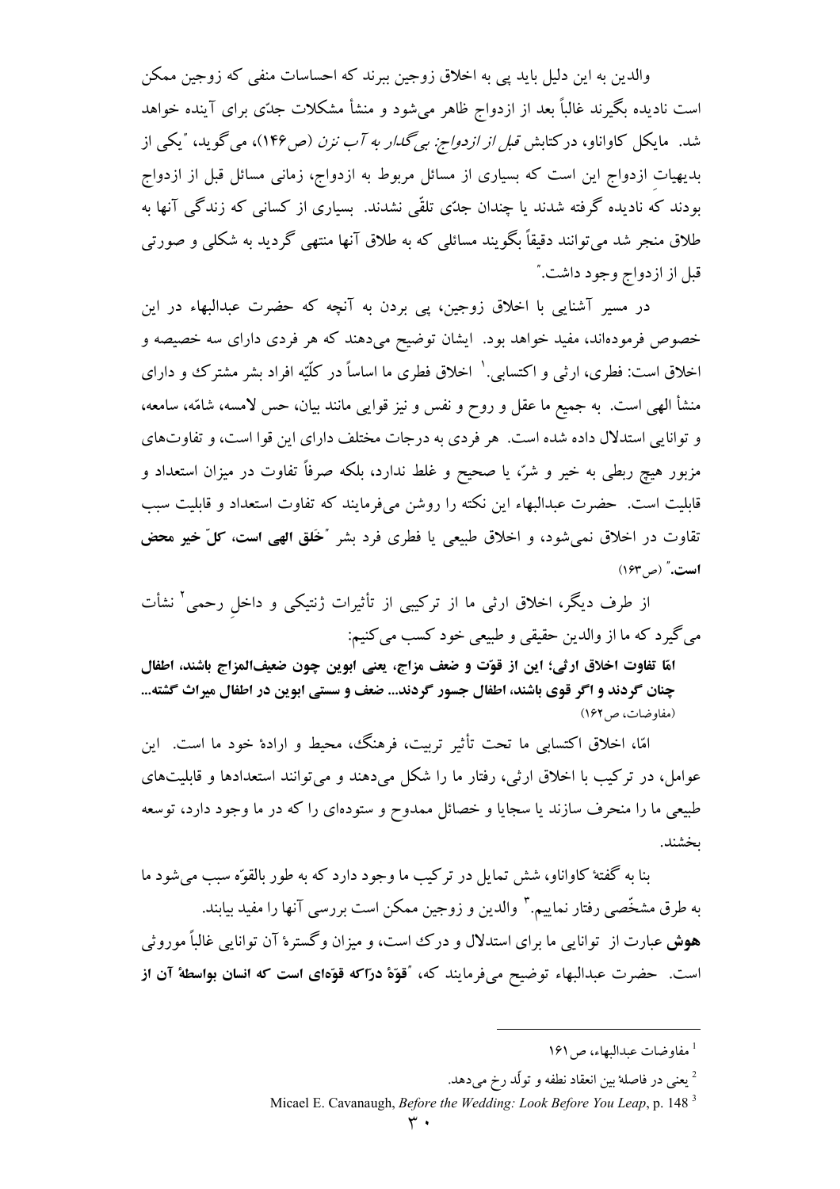والدین به این دلیل باید پی به اخلاق زوجین ببرند که احساسات منفی که زوجین ممکن است نادیده بگیرند غالباً بعد از ازدواج ظاهر می‌شود و منشأ مشکلات جدّی برای آینده خواهد شد. مایکل کاواناو، درکتابش *قبل از ازدواج: بی‌گدار به آب نزن* (ص۱۴۶)، می‌گوید، "یکی از بدیهیات ازدواج این است که بسیاری از مسائل مربوط به ازدواج، زمانی مسائل قبل از ازدواج بودند که نادیده گرفته شدند یا چندان جدّی تلقّی نشدند. بسیاری از کسانی که زندگی آنها به طلاق منجر شد می‌توانند دقیقاً بگویند مسائلی که به طلاق آنها منتهی گردید به شکلی و صورتی قبل از ازدواج وجود داشت."

در مسیر آشنایی با اخلاق زوجین، پی بردن به آنچه که حضرت عبدالبهاء در این خصوص فرموده‌اند، مفید خواهد بود. ایشان توضیح می‌دهند که هر فردی دارای سه خصیصه و اخلاق است: فطری، ارثی و اکتسابی.[1] اخلاق فطری ما اساساً در کلّیّه افراد بشر مشترک و دارای منشأ الهی است. به جمیع ما عقل و روح و نفس و نیز قوایی مانند بیان، حس لامسه، شامّه، سامعه، و توانایی استدلال داده شده است. هر فردی به درجات مختلف دارای این قوا است، و تفاوت‌های مزبور هیچ ربطی به خیر و شرّ، یا صحیح و غلط ندارد، بلکه صرفاً تفاوت در میزان استعداد و قابلیت است. حضرت عبدالبهاء این نکته را روشن می‌فرمایند که تفاوت استعداد و قابلیت سبب تفاوت در اخلاق نمی‌شود، و اخلاق طبیعی یا فطری فرد بشر "**خَلق الهی است، کلّ خیر محض است.**" (ص۱۶۳)

از طرف دیگر، اخلاق ارثی ما از ترکیبی از تأثیرات ژنتیکی و داخلِ رحمی[2] نشأت می‌گیرد که ما از والدین حقیقی و طبیعی خود کسب می‌کنیم:

**امّا تفاوت اخلاق ارثی؛ این از قوّت و ضعف مزاج، یعنی ابوین چون ضعیف‌المزاج باشند، اطفال چنان گردند و اگر قوی باشند، اطفال جسور گردند... ضعف و سستی ابوین در اطفال میراث گشته...** (مفاوضات، ص۱۶۲)

امّا، اخلاق اکتسابی ما تحت تأثیر تربیت، فرهنگ، محیط و ارادهٔ خود ما است. این عوامل، در ترکیب با اخلاق ارثی، رفتار ما را شکل می‌دهند و می‌توانند استعدادها و قابلیت‌های طبیعی ما را منحرف سازند یا سجایا و خصائل ممدوح و ستوده‌ای را که در ما وجود دارد، توسعه بخشند.

بنا به گفتهٔ کاواناو، شش تمایل در ترکیب ما وجود دارد که به طور بالقوّه سبب می‌شود ما به طرق مشخّصی رفتار نماییم.[3] والدین و زوجین ممکن است بررسی آنها را مفید بیابند.

**هوش** عبارت از توانایی ما برای استدلال و درک است، و میزان وگسترهٔ آن توانایی غالباً موروثی است. حضرت عبدالبهاء توضیح می‌فرمایند که، "**قوّهٔ درّاکه قوّه‌ای است که انسان بواسطهٔ آن از**

---

[1] مفاوضات عبدالبهاء، ص۱۶۱

[2] یعنی در فاصلهٔ بین انعقاد نطفه و تولّد رخ می‌دهد.

[3] Micael E. Cavanaugh, *Before the Wedding: Look Before You Leap*, p. 148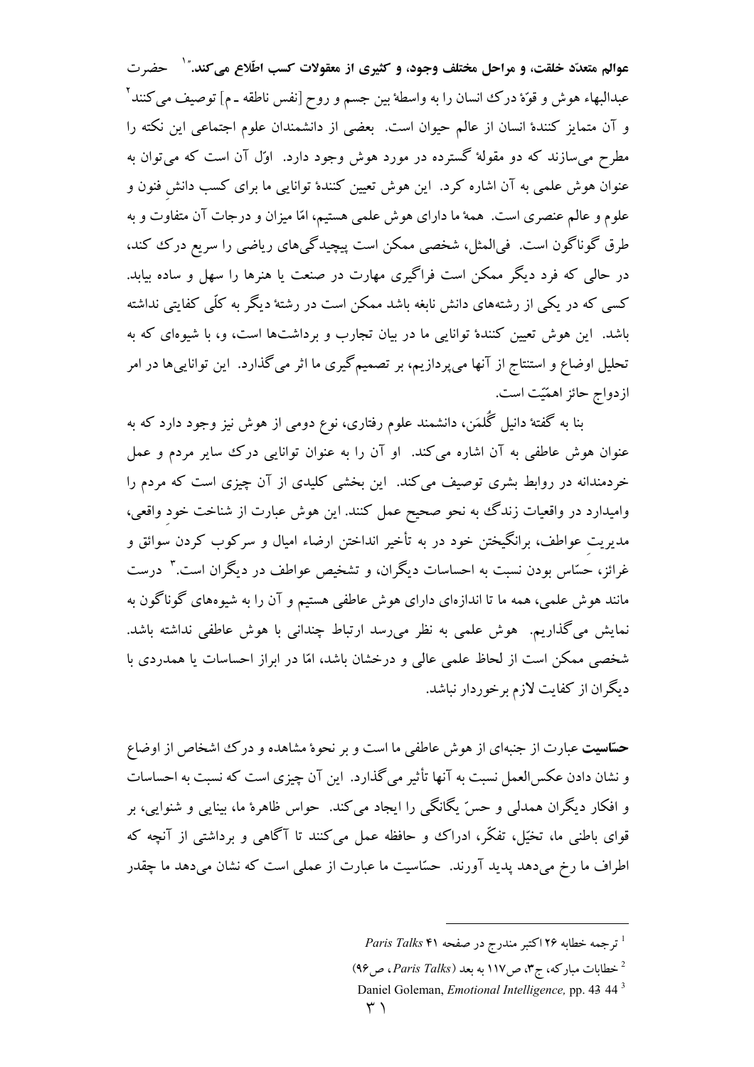**عوالم متعدّد خلقت، و مراحل مختلف وجود، و کثیری از معقولات کسب اطّلاع می‌کند."**[1] حضرت عبدالبهاء هوش و قوّهٔ درک انسان را به واسطهٔ بین جسم و روح [نفس ناطقه ـ م] توصیف می‌کنند[2] و آن متمایز کنندهٔ انسان از عالم حیوان است. بعضی از دانشمندان علوم اجتماعی این نکته را مطرح می‌سازند که دو مقولهٔ گسترده در مورد هوش وجود دارد. اوّل آن است که می‌توان به عنوان هوش علمی به آن اشاره کرد. این هوش تعیین کنندهٔ توانایی ما برای کسب دانشِ فنون و علوم و عالم عنصری است. همهٔ ما دارای هوش علمی هستیم، امّا میزان و درجات آن متفاوت و به طرق گوناگون است. فی‌المثل، شخصی ممکن است پیچیدگی‌های ریاضی را سریع درک کند، در حالی که فرد دیگر ممکن است فراگیری مهارت در صنعت یا هنرها را سهل و ساده بیابد. کسی که در یکی از رشته‌های دانش نابغه باشد ممکن است در رشتهٔ دیگر به کلّی کفایتی نداشته باشد. این هوش تعیین کنندهٔ توانایی ما در بیان تجارب و برداشت‌ها است، و، با شیوه‌ای که به تحلیل اوضاع و استنتاج از آنها می‌پردازیم، بر تصمیم‌گیری ما اثر می‌گذارد. این توانایی‌ها در امر ازدواج حائز اهمّیّت است.

بنا به گفتهٔ دانیل گُلمَن، دانشمند علوم رفتاری، نوع دومی از هوش نیز وجود دارد که به عنوان هوش عاطفی به آن اشاره می‌کند. او آن را به عنوان توانایی درک سایر مردم و عمل خردمندانه در روابط بشری توصیف می‌کند. این بخشی کلیدی از آن چیزی است که مردم را وامیدارد در واقعیات زندگ به نحو صحیح عمل کنند. این هوش عبارت از شناخت خودِ واقعی، مدیریت عواطف، برانگیختن خود در به تأخیر انداختن ارضاء امیال و سرکوب کردن سوائق و غرائز، حسّاس بودن نسبت به احساسات دیگران، و تشخیص عواطف در دیگران است.[3] درست مانند هوش علمی، همه ما تا اندازه‌ای دارای هوش عاطفی هستیم و آن را به شیوه‌های گوناگون به نمایش می‌گذاریم. هوش علمی به نظر می‌رسد ارتباط چندانی با هوش عاطفی نداشته باشد. شخصی ممکن است از لحاظ علمی عالی و درخشان باشد، امّا در ابراز احساسات یا همدردی با دیگران از کفایت لازم برخوردار نباشد.

**حسّاسیت** عبارت از جنبه‌ای از هوش عاطفی ما است و بر نحوهٔ مشاهده و درک اشخاص از اوضاع و نشان دادن عکس‌العمل نسبت به آنها تأثیر می‌گذارد. این آن چیزی است که نسبت به احساسات و افکار دیگران همدلی و حسّ یگانگی را ایجاد می‌کند. حواس ظاهرهٔ ما، بینایی و شنوایی، بر قوای باطنی ما، تخیّل، تفکّر، ادراک و حافظه عمل می‌کنند تا آگاهی و برداشتی از آنچه که اطراف ما رخ می‌دهد پدید آورند. حسّاسیت ما عبارت از عملی است که نشان می‌دهد ما چقدر

---

[1] ترجمه خطابه ۲۶ اکتبر مندرج در صفحه ۴۱ *Paris Talks*

[2] خطابات مبارکه، ج۳، ص۱۱۷ به بعد (*Paris Talks*، ص۹۶)

[3] Daniel Goleman, *Emotional Intelligence,* pp. 43 44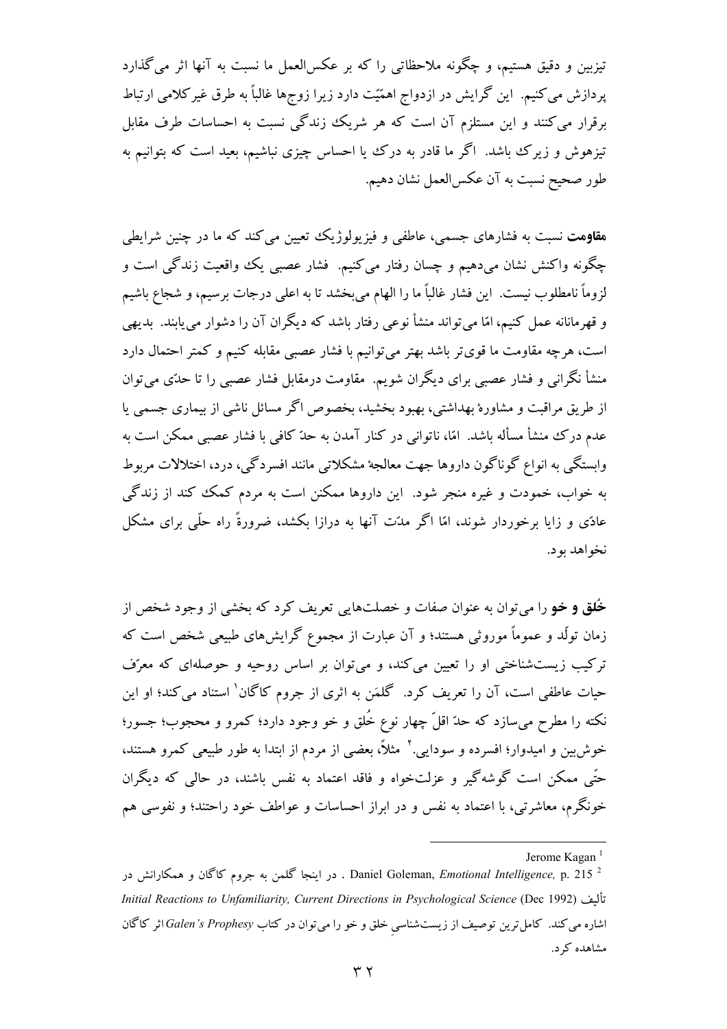تیزبین و دقیق هستیم، و چگونه ملاحظاتی را که بر عکس‌العمل ما نسبت به آنها اثر می‌گذارد پردازش می‌کنیم. این گرایش در ازدواج اهمّیّت دارد زیرا زوج‌ها غالباً به طرق غیرکلامی ارتباط برقرار می‌کنند و این مستلزم آن است که هر شریک زندگی نسبت به احساسات طرف مقابل تیزهوش و زیرک باشد. اگر ما قادر به درک یا احساس چیزی نباشیم، بعید است که بتوانیم به طور صحیح نسبت به آن عکس‌العمل نشان دهیم.

**مقاومت** نسبت به فشارهای جسمی، عاطفی و فیزیولوژیک تعیین می‌کند که ما در چنین شرایطی چگونه واکنش نشان می‌دهیم و چسان رفتار می‌کنیم. فشار عصبی یک واقعیت زندگی است و لزوماً نامطلوب نیست. این فشار غالباً ما را الهام می‌بخشد تا به اعلی درجات برسیم، و شجاع باشیم و قهرمانانه عمل کنیم، امّا می‌تواند منشأ نوعی رفتار باشد که دیگران آن را دشوار می‌یابند. بدیهی است، هرچه مقاومت ما قوی‌تر باشد بهتر می‌توانیم با فشار عصبی مقابله کنیم و کمتر احتمال دارد منشأ نگرانی و فشار عصبی برای دیگران شویم. مقاومت درمقابل فشار عصبی را تا حدّی می‌توان از طریق مراقبت و مشاورهٔ بهداشتی، بهبود بخشید، بخصوص اگر مسائل ناشی از بیماری جسمی یا عدم درک منشأ مسأله باشد. امّا، ناتوانی در کنار آمدن به حدّ کافی با فشار عصبی ممکن است به وابستگی به انواع گوناگون داروها جهت معالجهٔ مشکلاتی مانند افسردگی، درد، اختلالات مربوط به خواب، خمودت و غیره منجر شود. این داروها ممکن است به مردم کمک کند از زندگی عادّی و زایا برخوردار شوند، امّا اگر مدّت آنها به درازا بکشد، ضرورةً راه حلّی برای مشکل نخواهد بود.

**خُلق و خو** را می‌توان به عنوان صفات و خصلت‌هایی تعریف کرد که بخشی از وجود شخص از زمان تولّد و عموماً موروثی هستند؛ و آن عبارت از مجموع گرایش‌های طبیعی شخص است که ترکیب زیست‌شناختی او را تعیین می‌کند، و می‌توان بر اساس روحیه و حوصله‌ای که معرّف حیات عاطفی است، آن را تعریف کرد. گلمَن به اثری از جروم کاگان[1] استناد می‌کند؛ او این نکته را مطرح می‌سازد که حدّ اقلّ چهار نوع خُلق و خو وجود دارد؛ کمرو و محجوب؛ جسور؛ خوش‌بین و امیدوار؛ افسرده و سودایی.[2] مثلاً، بعضی از مردم از ابتدا به طور طبیعی کمرو هستند، حتّی ممکن است گوشه‌گیر و عزلت‌خواه و فاقد اعتماد به نفس باشند، در حالی که دیگران خونگرم، معاشرتی، با اعتماد به نفس و در ابراز احساسات و عواطف خود راحتند؛ و نفوسی هم

---

[1] Jerome Kagan

[2] Daniel Goleman, *Emotional Intelligence,* p. 215 . در اینجا گلمن به جروم کاگان و همکارانش در تألیف *Initial Reactions to Unfamiliarity, Current Directions in Psychological Science* (Dec 1992) اشاره می‌کند. کامل‌ترین توصیف از زیست‌شناسیِ خلق و خو را می‌توان در کتاب *Galen's Prophesy* اثر کاگان مشاهده کرد.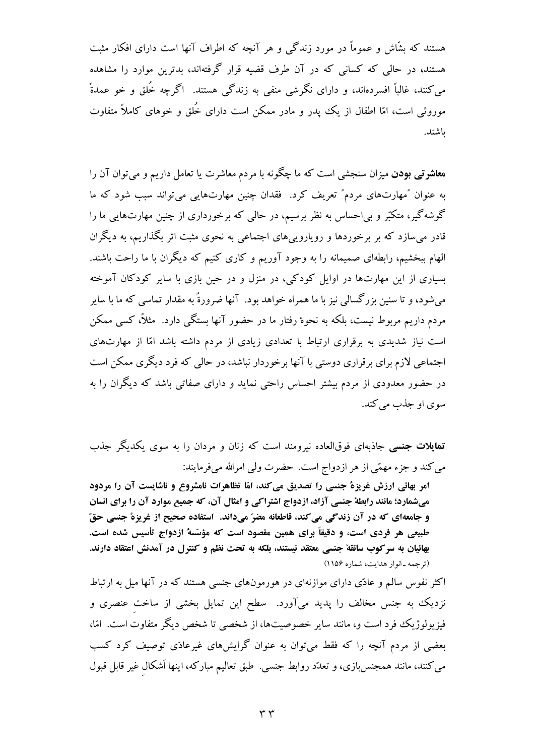هستند که بشّاش و عموماً در مورد زندگی و هر آنچه که اطراف آنها است دارای افکار مثبت هستند، در حالی که کسانی که در آن طرف قضیه قرار گرفته‌اند، بدترین موارد را مشاهده می‌کنند، غالباً افسرده‌اند، و دارای نگرشی منفی به زندگی هستند. اگرچه خُلق و خو عمدةً موروثی است، امّا اطفال از یک پدر و مادر ممکن است دارای خُلق و خوهای کاملاً متفاوت باشند.

**معاشرتی بودن** میزان سنجشی است که ما چگونه با مردم معاشرت یا تعامل داریم و می‌توان آن را به عنوان "مهارت‌های مردم" تعریف کرد. فقدان چنین مهارت‌هایی می‌تواند سبب شود که ما گوشه‌گیر، متکبّر و بی‌احساس به نظر برسیم، در حالی که برخورداری از چنین مهارت‌هایی ما را قادر می‌سازد که بر برخوردها و رویارویی‌های اجتماعی به نحوی مثبت اثر بگذاریم، به دیگران الهام ببخشیم، رابطه‌ای صمیمانه را به وجود آوریم و کاری کنیم که دیگران با ما راحت باشند. بسیاری از این مهارت‌ها در اوایل کودکی، در منزل و در حین بازی با سایر کودکان آموخته می‌شود، و تا سنین بزرگسالی نیز با ما همراه خواهد بود. آنها ضرورةً به مقدار تماسی که ما با سایر مردم داریم مربوط نیست، بلکه به نحوهٔ رفتار ما در حضور آنها بستگی دارد. مثلاً، کسی ممکن است نیاز شدیدی به برقراری ارتباط با تعدادی زیادی از مردم داشته باشد امّا از مهارت‌های اجتماعی لازم برای برقراری دوستی با آنها برخوردار نباشد، در حالی که فرد دیگری ممکن است در حضور معدودی از مردم بیشتر احساس راحتی نماید و دارای صفاتی باشد که دیگران را به سوی او جذب می‌کند.

**تمایلات جنسی** جاذبه‌ای فوق‌العاده نیرومند است که زنان و مردان را به سوی یکدیگر جذب می‌کند و جزء مهمّی از هر ازدواج است. حضرت ولی امرالله می‌فرمایند:

**امر بهائی ارزش غریزهٔ جنسی را تصدیق می‌کند، امّا تظاهرات نامشروع و ناشایست آن را مردود می‌شمارد؛ مانند رابطهٔ جنسی آزاد، ازدواج اشتراکی و امثال آن، که جمیع موارد آن را برای انسان و جامعه‌ای که در آن زندگی می‌کند، قاطعانه مضرّ می‌داند. استفاده صحیح از غریزهٔ جنسی حقّ طبیعی هر فردی است، و دقیقاً برای همین مقصود است که مؤسّسهٔ ازدواج تأسیس شده است. بهائیان به سرکوب سائقهٔ جنسی معتقد نیستند، بلکه به تحت نظم و کنترل در آمدنش اعتقاد دارند.** (ترجمه ـ انوار هدایت، شماره ۱۱۵۶)

اکثر نفوس سالم و عادّی دارای موازنه‌ای در هورمون‌های جنسی هستند که در آنها میل به ارتباط نزدیک به جنس مخالف را پدید می‌آورد. سطح این تمایل بخشی از ساختِ عنصری و فیزیولوژیک فرد است و، مانند سایر خصوصیت‌ها، از شخصی تا شخص دیگر متفاوت است. امّا، بعضی از مردم آنچه را که فقط می‌توان به عنوان گرایش‌های غیرعادّی توصیف کرد کسب می‌کنند، مانند همجنس‌بازی، و تعدّد روابط جنسی. طبق تعالیم مبارکه، اینها اَشکالِ غیر قابل قبول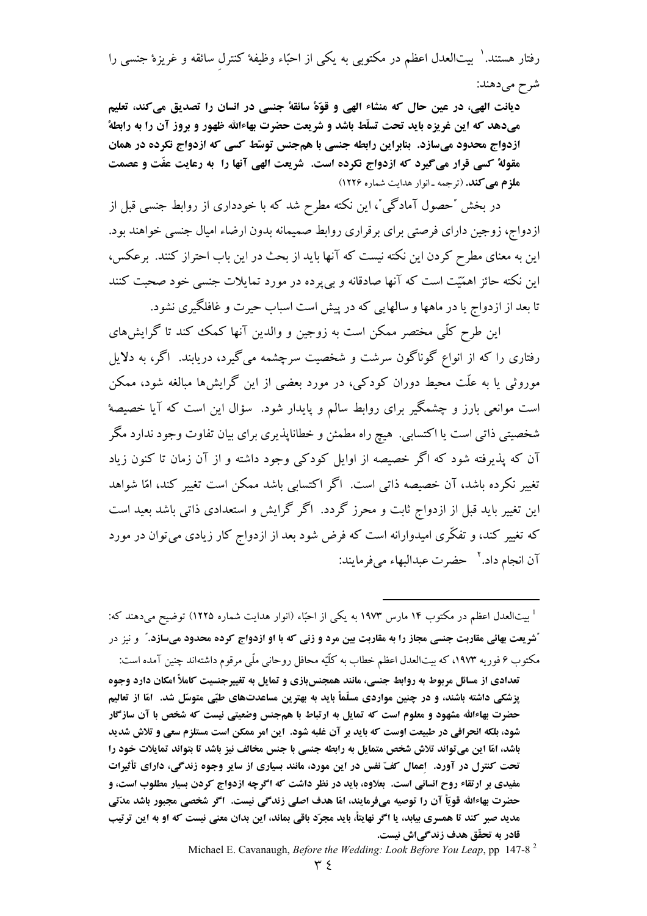رفتار هستند.[1] بیت‌العدل اعظم در مکتوبی به یکی از احبّاء وظیفهٔ کنترلِ سائقه و غریزهٔ جنسی را شرح می‌دهند:

**دیانت الهی، در عین حال که منشاء الهی و قوّهٔ سائقهٔ جنسی در انسان را تصدیق می‌کند، تعلیم می‌دهد که این غریزه باید تحت تسلّط باشد و شریعت حضرت بهاءالله ظهور و بروز آن را به رابطهٔ ازدواج محدود می‌سازد. بنابراین رابطه جنسی با هم‌جنس توسّط کسی که ازدواج نکرده در همان مقولهٔ کسی قرار می‌گیرد که ازدواج نکرده است. شریعت الهی آنها را به رعایت عفّت و عصمت ملزم می‌کند.** (ترجمه ـ انوار هدایت شماره ۱۲۲۶)

در بخش "حصول آمادگی"، این نکته مطرح شد که با خودداری از روابط جنسی قبل از ازدواج، زوجین دارای فرصتی برای برقراری روابط صمیمانه بدون ارضاء امیال جنسی خواهند بود. این به معنای مطرح کردن این نکته نیست که آنها باید از بحث در این باب احتراز کنند. برعکس، این نکته حائز اهمّیّت است که آنها صادقانه و بی‌پرده در مورد تمایلات جنسی خود صحبت کنند تا بعد از ازدواج یا در ماهها و سالهایی که در پیش است اسباب حیرت و غافلگیری نشود.

این طرح کلّی مختصر ممکن است به زوجین و والدین آنها کمک کند تا گرایش‌های رفتاری را که از انواع گوناگون سرشت و شخصیت سرچشمه می‌گیرد، دریابند. اگر، به دلایل موروثی یا به علّت محیط دوران کودکی، در مورد بعضی از این گرایش‌ها مبالغه شود، ممکن است موانعی بارز و چشمگیر برای روابط سالم و پایدار شود. سؤال این است که آیا خصیصهٔ شخصیتی ذاتی است یا اکتسابی. هیچ راه مطمئن و خطاناپذیری برای بیان تفاوت وجود ندارد مگر آن که پذیرفته شود که اگر خصیصه از اوایل کودکی وجود داشته و از آن زمان تا کنون زیاد تغییر نکرده باشد، آن خصیصه ذاتی است. اگر اکتسابی باشد ممکن است تغییر کند، امّا شواهد این تغییر باید قبل از ازدواج ثابت و محرز گردد. اگر گرایش و استعدادی ذاتی باشد بعید است که تغییر کند، و تفکّری امیدوارانه است که فرض شود بعد از ازدواج کار زیادی می‌توان در مورد آن انجام داد.[2] حضرت عبدالبهاء می‌فرمایند:

---

[1] بیت‌العدل اعظم در مکتوب ۱۴ مارس ۱۹۷۳ به یکی از احبّاء (انوار هدایت شماره ۱۲۲۵) توضیح می‌دهند که: "**شریعت بهائی مقاربت جنسی مجاز را به مقاربت بین مرد و زنی که با او ازدواج کرده محدود می‌سازد.**" و نیز در مکتوب ۶ فوریه ۱۹۷۳، که بیت‌العدل اعظم خطاب به کلّیّه محافل روحانی ملّی مرقوم داشته‌اند چنین آمده است:

**تعدادی از مسائل مربوط به روابط جنسی، مانند همجنس‌بازی و تمایل به تغییرجنسیت کاملاً امکان دارد وجوه پزشکی داشته باشند، و در چنین مواردی مسلّماً باید به بهترین مساعدت‌های طبّی متوسّل شد. امّا از تعالیم حضرت بهاءالله مشهود و معلوم است که تمایل به ارتباط با هم‌جنس وضعیتی نیست که شخص با آن سازگار شود، بلکه انحرافی در طبیعت اوست که باید بر آن غلبه شود. این امر ممکن است مستلزم سعی و تلاش شدید باشد، امّا این می‌تواند تلاش شخص متمایل به رابطه جنسی با جنس مخالف نیز باشد تا بتواند تمایلات خود را تحت کنترل در آورد. اِعمال کفّ نفس در این مورد، مانند بسیاری از سایر وجوه زندگی، دارای تأثیرات مفیدی بر ارتقاء روح انسانی است. بعلاوه، باید در نظر داشت که اگرچه ازدواج کردن بسیار مطلوب است، و حضرت بهاءالله قویاً آن را توصیه می‌فرمایند، امّا هدف اصلی زندگی نیست. اگر شخصی مجبور باشد مدّتی مدید صبر کند تا همسری بیابد، یا اگر نهایتاً، باید مجرّد باقی بماند، این بدان معنی نیست که او به این ترتیب قادر به تحقّق هدف زندگی‌اش نیست.**

[2] Michael E. Cavanaugh, *Before the Wedding: Look Before You Leap*, pp 147-8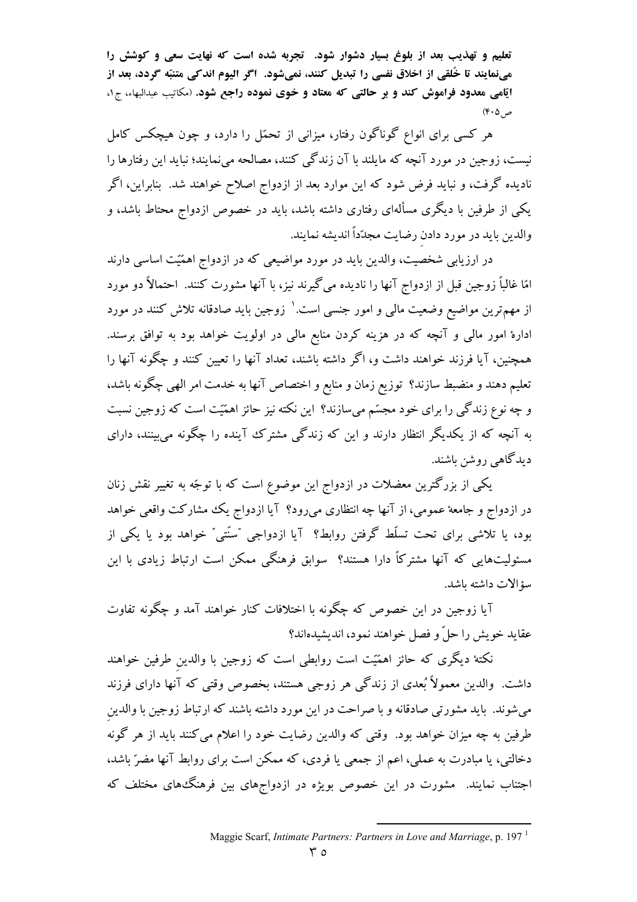**تعلیم و تهذیب بعد از بلوغ بسیار دشوار شود. تجربه شده است که نهایت سعی و کوشش را می‌نمایند تا خُلقی از اخلاق نفسی را تبدیل کنند، نمی‌شود. اگر الیوم اندکی متنبّه گردد، بعد از ایّامی معدود فراموش کند و بر حالتی که معتاد و خوی نموده راجع شود.** (مکاتیب عبدالبهاء، ج۱، ص۴۰۵)

هر کسی برای انواع گوناگون رفتار، میزانی از تحمّل را دارد، و چون هیچکس کامل نیست، زوجین در مورد آنچه که مایلند با آن زندگی کنند، مصالحه می‌نمایند؛ نباید این رفتارها را نادیده گرفت، و نباید فرض شود که این موارد بعد از ازدواج اصلاح خواهند شد. بنابراین، اگر یکی از طرفین با دیگری مسأله‌ای رفتاری داشته باشد، باید در خصوص ازدواج محتاط باشد، و والدین باید در مورد دادنِ رضایت مجدّداً اندیشه نمایند.

در ارزیابی شخصیت، والدین باید در مورد مواضیعی که در ازدواج اهمّیّت اساسی دارند امّا غالباً زوجین قبل از ازدواج آنها را نادیده می‌گیرند نیز، با آنها مشورت کنند. احتمالاً دو مورد از مهم‌ترین مواضیع وضعیت مالی و امور جنسی است.[1] زوجین باید صادقانه تلاش کنند در مورد ادارهٔ امور مالی و آنچه که در هزینه کردن منابع مالی در اولویت خواهد بود به توافق برسند. همچنین، آیا فرزند خواهند داشت و، اگر داشته باشند، تعداد آنها را تعیین کنند و چگونه آنها را تعلیم دهند و منضبط سازند؟ توزیع زمان و منابع و اختصاص آنها به خدمت امر الهی چگونه باشد، و چه نوع زندگی را برای خود مجسّم می‌سازند؟ این نکته نیز حائز اهمّیّت است که زوجین نسبت به آنچه که از یکدیگر انتظار دارند و این که زندگی مشترک آینده را چگونه می‌بینند، دارای دیدگاهی روشن باشند.

یکی از بزرگترین معضلات در ازدواج این موضوع است که با توجّه به تغییر نقش زنان در ازدواج و جامعهٔ عمومی، از آنها چه انتظاری می‌رود؟ آیا ازدواج یک مشارکت واقعی خواهد بود، یا تلاشی برای تحت تسلّط گرفتن روابط؟ آیا ازدواجی "سنّتی" خواهد بود یا یکی از مسئولیت‌هایی که آنها مشترکاً دارا هستند؟ سوابق فرهنگی ممکن است ارتباط زیادی با این سؤالات داشته باشد.

آیا زوجین در این خصوص که چگونه با اختلافات کنار خواهند آمد و چگونه تفاوت عقاید خویش را حلّ و فصل خواهند نمود، اندیشیده‌اند؟

نکتهٔ دیگری که حائز اهمّیّت است روابطی است که زوجین با والدینِ طرفین خواهند داشت. والدین معمولاً بُعدی از زندگی هر زوجی هستند، بخصوص وقتی که آنها دارای فرزند می‌شوند. باید مشورتی صادقانه و با صراحت در این مورد داشته باشند که ارتباط زوجین با والدینِ طرفین به چه میزان خواهد بود. وقتی که والدین رضایت خود را اعلام می‌کنند باید از هر گونه دخالتی، یا مبادرت به عملی، اعم از جمعی یا فردی، که ممکن است برای روابط آنها مضرّ باشد، اجتناب نمایند. مشورت در این خصوص بویژه در ازدواج‌های بین فرهنگ‌های مختلف که

---

[1] Maggie Scarf, *Intimate Partners: Partners in Love and Marriage*, p. 197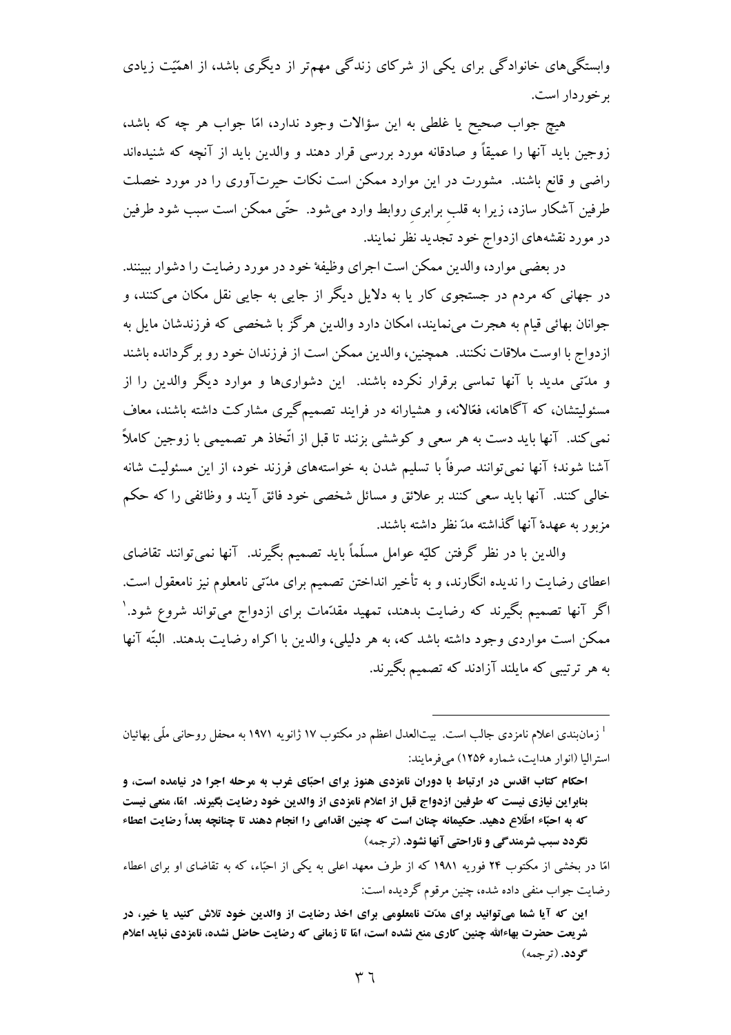وابستگی‌های خانوادگی برای یکی از شرکای زندگی مهم‌تر از دیگری باشد، از اهمّیّت زیادی برخوردار است.

هیچ جواب صحیح یا غلطی به این سؤالات وجود ندارد، امّا جواب هر چه که باشد، زوجین باید آنها را عمیقاً و صادقانه مورد بررسی قرار دهند و والدین باید از آنچه که شنیده‌اند راضی و قانع باشند. مشورت در این موارد ممکن است نکات حیرت‌آوری را در مورد خصلت طرفین آشکار سازد، زیرا به قلبِ برابریِ روابط وارد می‌شود. حتّی ممکن است سبب شود طرفین در مورد نقشه‌های ازدواج خود تجدید نظر نمایند.

در بعضی موارد، والدین ممکن است اجرای وظیفهٔ خود در مورد رضایت را دشوار ببینند. در جهانی که مردم در جستجوی کار یا به دلایل دیگر از جایی به جایی نقل مکان می‌کنند، و جوانان بهائی قیام به هجرت می‌نمایند، امکان دارد والدین هرگز با شخصی که فرزندشان مایل به ازدواج با اوست ملاقات نکنند. همچنین، والدین ممکن است از فرزندان خود رو برگردانده باشند و مدّتی مدید با آنها تماسی برقرار نکرده باشند. این دشواری‌ها و موارد دیگر والدین را از مسئولیتشان، که آگاهانه، فعّالانه، و هشیارانه در فرایند تصمیم‌گیری مشارکت داشته باشند، معاف نمی‌کند. آنها باید دست به هر سعی و کوششی بزنند تا قبل از اتّخاذ هر تصمیمی با زوجین کاملاً آشنا شوند؛ آنها نمی‌توانند صرفاً با تسلیم شدن به خواسته‌های فرزند خود، از این مسئولیت شانه خالی کنند. آنها باید سعی کنند بر علائق و مسائل شخصی خود فائق آیند و وظائفی را که حکم مزبور به عهدهٔ آنها گذاشته مدّ نظر داشته باشند.

والدین با در نظر گرفتن کلیّه عوامل مسلّماً باید تصمیم بگیرند. آنها نمی‌توانند تقاضای اعطای رضایت را نادیده انگارند، و به تأخیر انداختن تصمیم برای مدّتی نامعلوم نیز نامعقول است. اگر آنها تصمیم بگیرند که رضایت بدهند، تمهید مقدّمات برای ازدواج می‌تواند شروع شود.[1] ممکن است مواردی وجود داشته باشد که، به هر دلیلی، والدین با اکراه رضایت بدهند. البتّه آنها به هر ترتیبی که مایلند آزادند که تصمیم بگیرند.

---

[1] زمان‌بندی اعلام نامزدی جالب است. بیت‌العدل اعظم در مکتوب ۱۷ ژانویه ۱۹۷۱ به محفل روحانی ملّی بهائیان استرالیا (انوار هدایت، شماره ۱۲۵۶) می‌فرمایند:

**احکام کتاب اقدس در ارتباط با دوران نامزدی هنوز برای احبّای غرب به مرحله اجرا در نیامده است، و بنابراین نیازی نیست که طرفین ازدواج قبل از اعلام نامزدی از والدین خود رضایت بگیرند. امّا، منعی نیست که به احبّاء اطّلاع دهید. حکیمانه چنان است که چنین اقدامی را انجام دهند تا چنانچه بعداً رضایت اعطاء نگردد سبب شرمندگی و ناراحتی آنها نشود.** (ترجمه)

امّا در بخشی از مکتوب ۲۴ فوریه ۱۹۸۱ که از طرف معهد اعلی به یکی از احبّاء، که به تقاضای او برای اعطاء رضایت جواب منفی داده شده، چنین مرقوم گردیده است:

**این که آیا شما می‌توانید برای مدّت نامعلومی برای اخذ رضایت از والدین خود تلاش کنید یا خیر، در شریعت حضرت بهاءالله چنین کاری منع نشده است، امّا تا زمانی که رضایت حاصل نشده، نامزدی نباید اعلام گردد.** (ترجمه)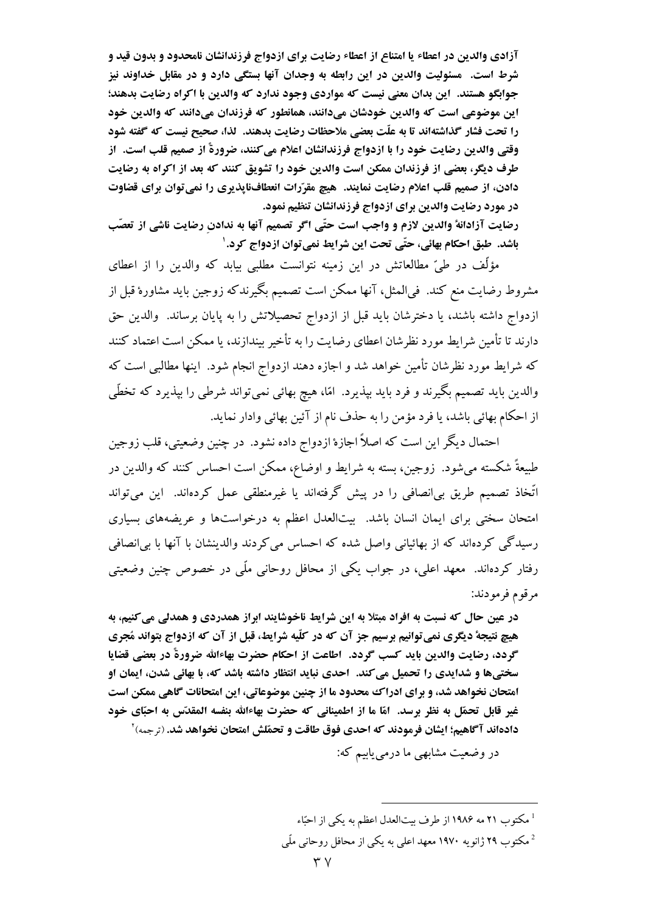**آزادی والدین در اعطاء یا امتناع از اعطاء رضایت برای ازدواج فرزندانشان نامحدود و بدون قید و شرط است. مسئولیت والدین در این رابطه به وجدان آنها بستگی دارد و در مقابل خداوند نیز جوابگو هستند. این بدان معنی نیست که مواردی وجود ندارد که والدین با اکراه رضایت بدهند؛ این موضوعی است که والدین خودشان میدانند، همانطور که فرزندان میدانند که والدین خود را تحت فشار گذاشتهاند تا به علّت بعضی ملاحظات رضایت بدهند. لذا، صحیح نیست که گفته شود وقتی والدین رضایت خود را با ازدواج فرزندانشان اعلام میکنند، ضرورةً از صمیم قلب است. از طرف دیگر، بعضی از فرزندان ممکن است والدین خود را تشویق کنند که بعد از اکراه به رضایت دادن، از صمیم قلب اعلام رضایت نمایند. هیچ مقرّرات انعطافناپذیری را نمیتوان برای قضاوت در مورد رضایت والدین برای ازدواج فرزندانشان تنظیم نمود.**

**رضایت آزادانهٔ والدین لازم و واجب است حتّی اگر تصمیم آنها به ندادن رضایت ناشی از تعصّب باشد. طبق احکام بهائی، حتّی تحت این شرایط نمیتوان ازدواج کرد.**[1]

مؤلّف در طیّ مطالعاتش در این زمینه نتوانست مطلبی بیابد که والدین را از اعطای مشروط رضایت منع کند. فیالمثل، آنها ممکن است تصمیم بگیرندکه زوجین باید مشاورهٔ قبل از ازدواج داشته باشند، یا دخترشان باید قبل از ازدواج تحصیلاتش را به پایان برساند. والدین حق دارند تا تأمین شرایط مورد نظرشان اعطای رضایت را به تأخیر بیندازند، یا ممکن است اعتماد کنند که شرایط مورد نظرشان تأمین خواهد شد و اجازه دهند ازدواج انجام شود. اینها مطالبی است که والدین باید تصمیم بگیرند و فرد باید بپذیرد. امّا، هیچ بهائی نمیتواند شرطی را بپذیرد که تخطّی از احکام بهائی باشد، یا فرد مؤمن را به حذف نام از آئین بهائی وادار نماید.

احتمال دیگر این است که اصلاً اجازهٔ ازدواج داده نشود. در چنین وضعیتی، قلب زوجین طبیعةً شکسته میشود. زوجین، بسته به شرایط و اوضاع، ممکن است احساس کنند که والدین در اتّخاذ تصمیم طریق بیانصافی را در پیش گرفتهاند یا غیرمنطقی عمل کردهاند. این میتواند امتحان سختی برای ایمان انسان باشد. بیتالعدل اعظم به درخواستها و عریضههای بسیاری رسیدگی کردهاند که از بهائیانی واصل شده که احساس میکردند والدینشان با آنها با بیانصافی رفتار کردهاند. معهد اعلی، در جواب یکی از محافل روحانی ملّی در خصوص چنین وضعیتی مرقوم فرمودند:

**در عین حال که نسبت به افراد مبتلا به این شرایط ناخوشایند ابراز همدردی و همدلی میکنیم، به هیچ نتیجهٔ دیگری نمیتوانیم برسیم جز آن که در کلّیه شرایط، قبل از آن که ازدواج بتواند مُجری گردد، رضایت والدین باید کسب گردد. اطاعت از احکام حضرت بهاءالله ضرورةً در بعضی قضایا سختیها و شدایدی را تحمیل میکند. احدی نباید انتظار داشته باشد که، با بهائی شدن، ایمان او امتحان نخواهد شد، و برای ادراک محدود ما از چنین موضوعاتی، این امتحانات گاهی ممکن است غیر قابل تحمّل به نظر برسد. امّا ما از اطمینانی که حضرت بهاءالله بنفسه المقدّس به احبّای خود دادهاند آگاهیم؛ ایشان فرمودند که احدی فوق طاقت و تحمّلش امتحان نخواهد شد.** (ترجمه)[2]

در وضعیت مشابهی ما درمییابیم که:

---

[1] مکتوب ۲۱ مه ۱۹۸۶ از طرف بیتالعدل اعظم به یکی از احبّاء

[2] مکتوب ۲۹ ژانویه ۱۹۷۰ معهد اعلی به یکی از محافل روحانی ملّی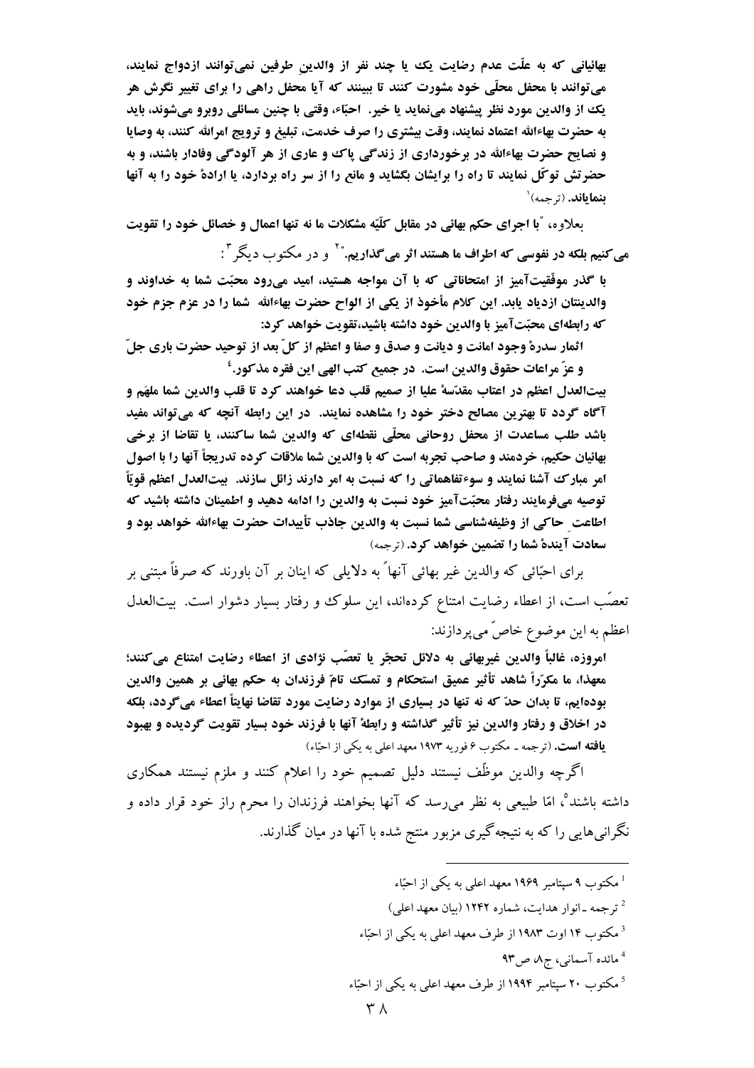**بهائیانی که به علّت عدم رضایت یک یا چند نفر از والدین طرفین نمی‌توانند ازدواج نمایند، می‌توانند با محفل محلّی خود مشورت کنند تا ببینند که آیا محفل راهی را برای تغییر نگرش هر یک از والدین مورد نظر پیشنهاد می‌نماید یا خیر. احبّاء، وقتی با چنین مسائلی روبرو می‌شوند، باید به حضرت بهاءالله اعتماد نمایند، وقت بیشتری را صرف خدمت، تبلیغ و ترویج امرالله کنند، به وصایا و نصایح حضرت بهاءالله در برخورداری از زندگی پاک و عاری از هر آلودگی وفادار باشند، و به حضرتش توکّل نمایند تا راه را برایشان بگشاید و مانع را از سر راه بردارد، یا ارادهٔ خود را به آنها بنمایاند.** (ترجمه)[1]

بعلاوه، "**با اجرای حکم بهائی در مقابل کلیّه مشکلات ما نه تنها اعمال و خصائل خود را تقویت می‌کنیم بلکه در نفوسی که اطراف ما هستند اثر می‌گذاریم.**"[2] و در مکتوب دیگر[3]:

**با گذر موفّقیت‌آمیز از امتحاناتی که با آن مواجه هستید، امید می‌رود محبّت شما به خداوند و والدینتان ازدیاد یابد. این کلام مأخوذ از یکی از الواح حضرت بهاءالله شما را در عزم جزم خود که رابطه‌ای محبّت‌آمیز با والدین خود داشته باشید،تقویت خواهد کرد:**

**اثمار سدرهٔ وجود امانت و دیانت و صدق و صفا و اعظم از کلّ بعد از توحید حضرت باری جلّ و عزّ مراعات حقوق والدین است. در جمیع کتب الهی این فقره مذکور.**[4]

**بیت‌العدل اعظم در اعتاب مقدّسهٔ علیا از صمیم قلب دعا خواهند کرد تا قلب والدین شما ملهَم و آگاه گردد تا بهترین مصالح دختر خود را مشاهده نمایند. در این رابطه آنچه که می‌تواند مفید باشد طلب مساعدت از محفل روحانی محلّی نقطه‌ای که والدین شما ساکنند، یا تقاضا از برخی بهائیان حکیم، خردمند و صاحب تجربه است که با والدین شما ملاقات کرده تدریجاً آنها را با اصول امر مبارک آشنا نمایند و سوءتفاهماتی را که نسبت به امر دارند زائل سازند. بیت‌العدل اعظم قویّاً توصیه می‌فرمایند رفتار محبّت‌آمیز خود نسبت به والدین را ادامه دهید و اطمینان داشته باشید که اطاعت حاکی از وظیفه‌شناسی شما نسبت به والدین جاذب تأییدات حضرت بهاءالله خواهد بود و سعادت آیندهٔ شما را تضمین خواهد کرد.** (ترجمه)

برای احبّائی که والدین غیر بهائی آنها به دلایلی که اینان بر آن باورند که صرفاً مبتنی بر تعصّب است، از اعطاء رضایت امتناع کرده‌اند، این سلوک و رفتار بسیار دشوار است. بیت‌العدل اعظم به این موضوع خاصّ می‌پردازند:

**امروزه، غالباً والدین غیربهائی به دلائل تحجّر یا تعصّب نژادی از اعطاء رضایت امتناع می‌کنند؛ معهذا، ما مکرّراً شاهد تأثیر عمیق استحکام و تمسّک تامّ فرزندان به حکم بهائی بر همین والدین بوده‌ایم، تا بدان حدّ که نه تنها در بسیاری از موارد رضایت مورد تقاضا نهایتاً اعطاء می‌گردد، بلکه در اخلاق و رفتار والدین نیز تأثیر گذاشته و رابطهٔ آنها با فرزند خود بسیار تقویت گردیده و بهبود یافته است.** (ترجمه ـ مکتوب ۶ فوریه ۱۹۷۳ معهد اعلی به یکی از احبّاء)

اگرچه والدین موظّف نیستند دلیل تصمیم خود را اعلام کنند و ملزم نیستند همکاری داشته باشند[5]، امّا طبیعی به نظر می‌رسد که آنها بخواهند فرزندان را محرم راز خود قرار داده و نگرانی‌هایی را که به نتیجه‌گیری مزبور منتج شده با آنها در میان گذارند.

---

[1] مکتوب ۹ سپتامبر ۱۹۶۹ معهد اعلی به یکی از احبّاء

[2] ترجمه ـ انوار هدایت، شماره ۱۲۴۲ (بیان معهد اعلی)

[3] مکتوب ۱۴ اوت ۱۹۸۳ از طرف معهد اعلی به یکی از احبّاء

[4] مائده آسمانی، ج۸ ص۹۳

[5] مکتوب ۲۰ سپتامبر ۱۹۹۴ از طرف معهد اعلی به یکی از احبّاء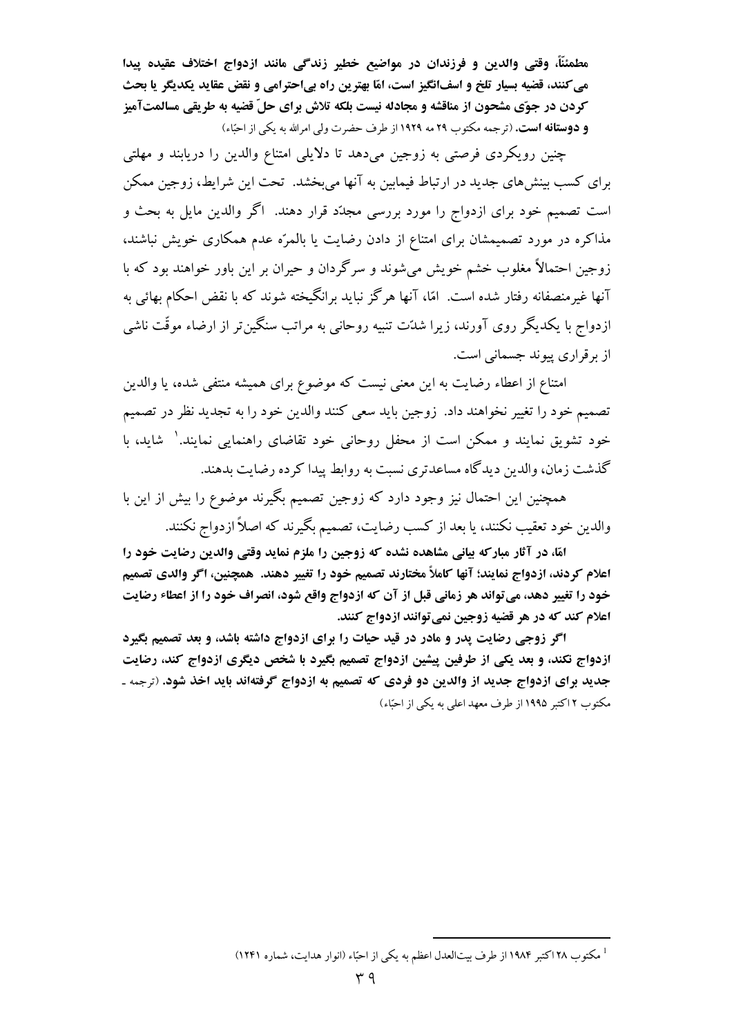**مطمئناً، وقتی والدین و فرزندان در مواضیع خطیر زندگی مانند ازدواج اختلاف عقیده پیدا می‌کنند، قضیه بسیار تلخ و اسف‌انگیز است، امّا بهترین راه بی‌احترامی و نقض عقاید یکدیگر یا بحث کردن در جوّی مشحون از مناقشه و مجادله نیست بلکه تلاش برای حلّ قضیه به طریقی مسالمت‌آمیز و دوستانه است.** (ترجمه مکتوب ۲۹ مه ۱۹۲۹ از طرف حضرت ولی امرالله به یکی از احبّاء)

چنین رویکردی فرصتی به زوجین می‌دهد تا دلایلی امتناع والدین را دریابند و مهلتی برای کسب بینش‌های جدید در ارتباط فیمابین به آنها می‌بخشد. تحت این شرایط، زوجین ممکن است تصمیم خود برای ازدواج را مورد بررسی مجدّد قرار دهند. اگر والدین مایل به بحث و مذاکره در مورد تصمیمشان برای امتناع از دادن رضایت یا بالمرّه عدم همکاری خویش نباشند، زوجین احتمالاً مغلوب خشم خویش می‌شوند و سرگردان و حیران بر این باور خواهند بود که با آنها غیرمنصفانه رفتار شده است. امّا، آنها هرگز نباید برانگیخته شوند که با نقض احکام بهائی به ازدواج با یکدیگر روی آورند، زیرا شدّت تنبیه روحانی به مراتب سنگین‌تر از ارضاء موقّت ناشی از برقراری پیوند جسمانی است.

امتناع از اعطاء رضایت به این معنی نیست که موضوع برای همیشه منتفی شده، یا والدین تصمیم خود را تغییر نخواهند داد. زوجین باید سعی کنند والدین خود را به تجدید نظر در تصمیم خود تشویق نمایند و ممکن است از محفل روحانی خود تقاضای راهنمایی نمایند.[1] شاید، با گذشت زمان، والدین دیدگاه مساعدتری نسبت به روابط پیدا کرده رضایت بدهند.

همچنین این احتمال نیز وجود دارد که زوجین تصمیم بگیرند موضوع را بیش از این با والدین خود تعقیب نکنند، یا بعد از کسب رضایت، تصمیم بگیرند که اصلاً ازدواج نکنند.

**امّا، در آثار مبارکه بیانی مشاهده نشده که زوجین را ملزم نماید وقتی والدین رضایت خود را اعلام کردند، ازدواج نمایند؛ آنها کاملاً مختارند تصمیم خود را تغییر دهند. همچنین، اگر والدی تصمیم خود را تغییر دهد، می‌تواند هر زمانی قبل از آن که ازدواج واقع شود، انصراف خود را از اعطاء رضایت اعلام کند که در هر قضیه زوجین نمی‌توانند ازدواج کنند.**

**اگر زوجی رضایت پدر و مادر در قید حیات را برای ازدواج داشته باشد، و بعد تصمیم بگیرد ازدواج نکند، و بعد یکی از طرفین پیشین ازدواج تصمیم بگیرد با شخص دیگری ازدواج کند، رضایت جدید برای ازدواج جدید از والدین دو فردی که تصمیم به ازدواج گرفته‌اند باید اخذ شود.** (ترجمه ـ مکتوب ۲ اکتبر ۱۹۹۵ از طرف معهد اعلی به یکی از احبّاء)

---

[1] مکتوب ۲۸ اکتبر ۱۹۸۴ از طرف بیت‌العدل اعظم به یکی از احبّاء (انوار هدایت، شماره ۱۲۴۱)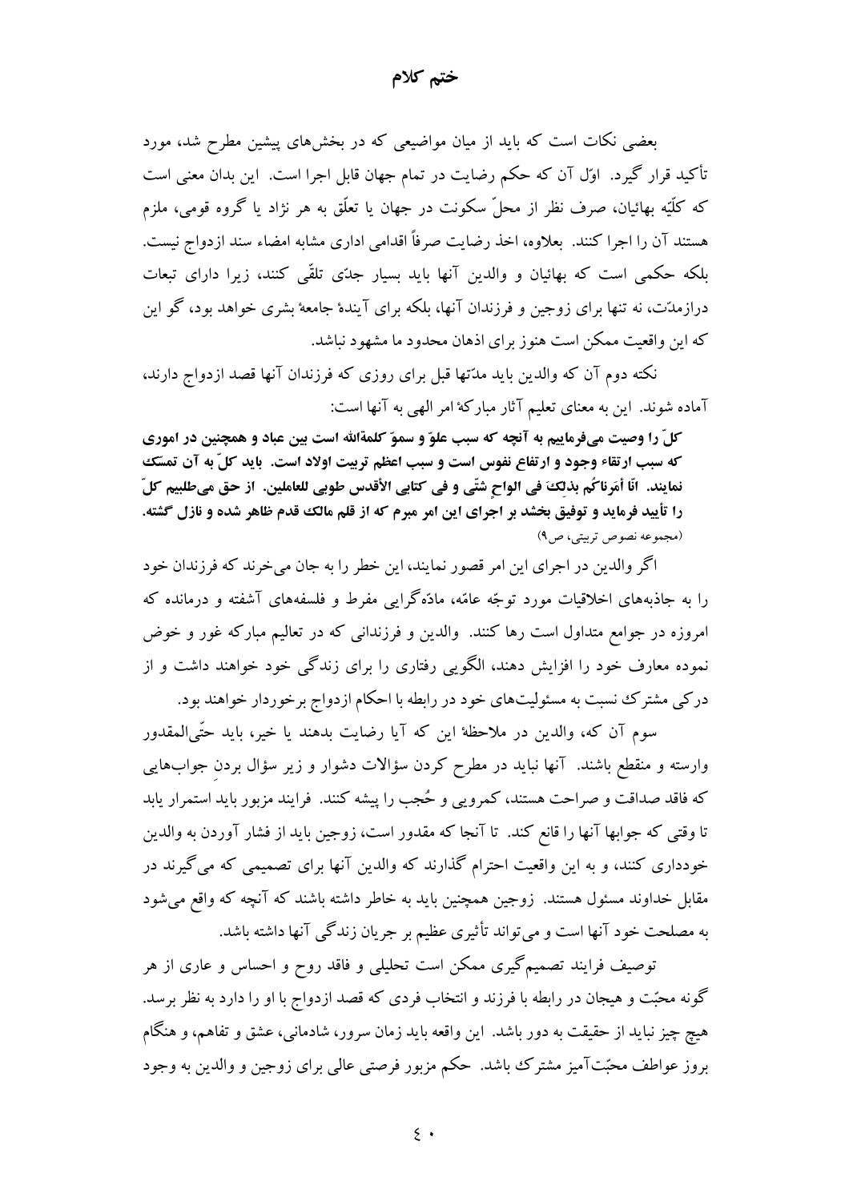# ختم کلام

بعضی نکات است که باید از میان مواضیعی که در بخش‌های پیشین مطرح شد، مورد تأکید قرار گیرد.  اوّل آن که حکم رضایت در تمام جهان قابل اجرا است.  این بدان معنی است که کلّیّه بهائیان، صرف نظر از محلّ سکونت در جهان یا تعلّق به هر نژاد یا گروه قومی، ملزم هستند آن را اجرا کنند.  بعلاوه، اخذ رضایت صرفاً اقدامی اداری مشابه امضاء سند ازدواج نیست.  بلکه حکمی است که بهائیان و والدین آنها باید بسیار جدّی تلقّی کنند، زیرا دارای تبعات درازمدّت، نه تنها برای زوجین و فرزندان آنها، بلکه برای آیندهٔ جامعهٔ بشری خواهد بود، گو این که این واقعیت ممکن است هنوز برای اذهان محدود ما مشهود نباشد.

نکته دوم آن که والدین باید مدّتها قبل برای روزی که فرزندان آنها قصد ازدواج دارند، آماده شوند.  این به معنای تعلیم آثار مبارکهٔ امر الهی به آنها است:

**کلّ را وصیت می‌فرماییم به آنچه که سبب علوّ و سموّ کلمةالله است بین عباد و همچنین در اموری که سبب ارتقاء وجود و ارتفاع نفوس است و سبب اعظم تربیت اولاد است.  باید کلّ به آن تمسّک نمایند.  انّا أمَرناکُم بذلِکَ فی الواحٍ شتّی و فی کتابی الأقدس طوبی للعاملین.  از حق می‌طلبیم کلّ را تأیید فرماید و توفیق بخشد بر اجرای این امر مبرم که از قلم مالک قدم ظاهر شده و نازل گشته.**
(مجموعه نصوص تربیتی، ص۹)

اگر والدین در اجرای این امر قصور نمایند، این خطر را به جان می‌خرند که فرزندان خود را به جاذبه‌های اخلاقیات مورد توجّه عامّه، مادّه‌گرایی مفرط و فلسفه‌های آشفته و درمانده که امروزه در جوامع متداول است رها کنند.  والدین و فرزندانی که در تعالیم مبارکه غور و خوض نموده معارف خود را افزایش دهند، الگویی رفتاری را برای زندگی خود خواهند داشت و از درکی مشترک نسبت به مسئولیت‌های خود در رابطه با احکام ازدواج برخوردار خواهند بود.

سوم آن که، والدین در ملاحظهٔ این که آیا رضایت بدهند یا خیر، باید حتّی‌المقدور وارسته و منقطع باشند.  آنها نباید در مطرح کردن سؤالات دشوار و زیر سؤال بردنِ جواب‌هایی که فاقد صداقت و صراحت هستند، کمرویی و حُجب را پیشه کنند.  فرایند مزبور باید استمرار یابد تا وقتی که جوابها آنها را قانع کند.  تا آنجا که مقدور است، زوجین باید از فشار آوردن به والدین خودداری کنند، و به این واقعیت احترام گذارند که والدین آنها برای تصمیمی که می‌گیرند در مقابل خداوند مسئول هستند.  زوجین همچنین باید به خاطر داشته باشند که آنچه که واقع می‌شود به مصلحت خود آنها است و می‌تواند تأثیری عظیم بر جریان زندگی آنها داشته باشد.

توصیف فرایند تصمیم‌گیری ممکن است تحلیلی و فاقد روح و احساس و عاری از هر گونه محبّت و هیجان در رابطه با فرزند و انتخاب فردی که قصد ازدواج با او را دارد به نظر برسد.  هیچ چیز نباید از حقیقت به دور باشد.  این واقعه باید زمان سرور، شادمانی، عشق و تفاهم، و هنگام بروز عواطف محبّت‌آمیز مشترک باشد.  حکم مزبور فرصتی عالی برای زوجین و والدین به وجود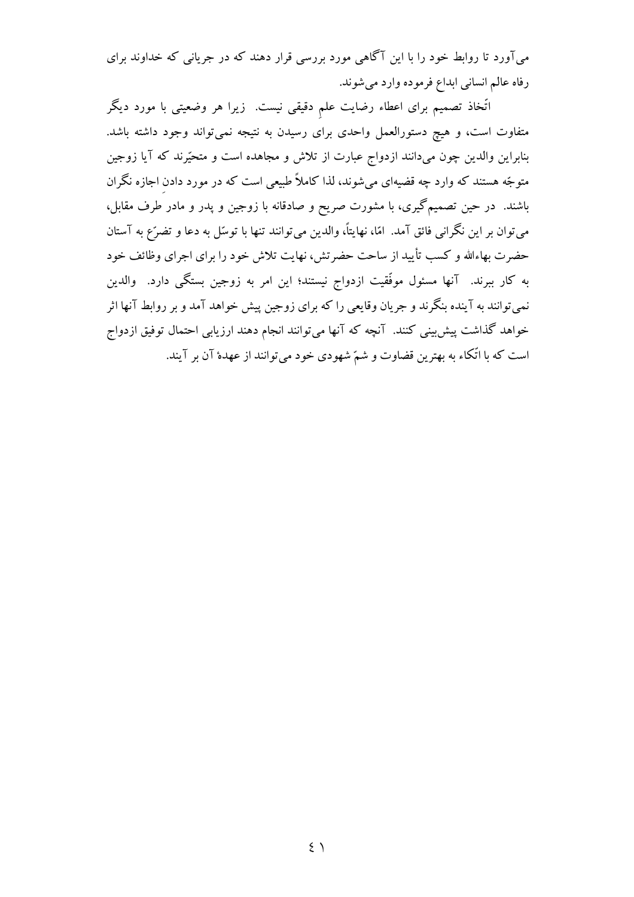می‌آورد تا روابط خود را با این آگاهی مورد بررسی قرار دهند که در جریانی که خداوند برای رفاه عالم انسانی ابداع فرموده وارد می‌شوند.

اتّخاذ تصمیم برای اعطاء رضایت علمِ دقیقی نیست. زیرا هر وضعیتی با مورد دیگر متفاوت است، و هیچ دستورالعمل واحدی برای رسیدن به نتیجه نمی‌تواند وجود داشته باشد. بنابراین والدین چون می‌دانند ازدواج عبارت از تلاش و مجاهده است و متحیّرند که آیا زوجین متوجّه هستند که وارد چه قضیه‌ای می‌شوند، لذا کاملاً طبیعی است که در مورد دادنِ اجازه نگران باشند. در حین تصمیم‌گیری، با مشورت صریح و صادقانه با زوجین و پدر و مادرِ طرف مقابل، می‌توان بر این نگرانی فائق آمد. امّا، نهایتاً، والدین می‌توانند تنها با توسّل به دعا و تضرّع به آستان حضرت بهاءالله و کسب تأیید از ساحت حضرتش، نهایت تلاش خود را برای اجرای وظائف خود به کار ببرند. آنها مسئول موفّقیت ازدواج نیستند؛ این امر به زوجین بستگی دارد. والدین نمی‌توانند به آینده بنگرند و جریان وقایعی را که برای زوجین پیش خواهد آمد و بر روابط آنها اثر خواهد گذاشت پیش‌بینی کنند. آنچه که آنها می‌توانند انجام دهند ارزیابی احتمال توفیق ازدواج است که با اتّکاء به بهترین قضاوت و شمّ شهودی خود می‌توانند از عهدهٔ آن بر آیند.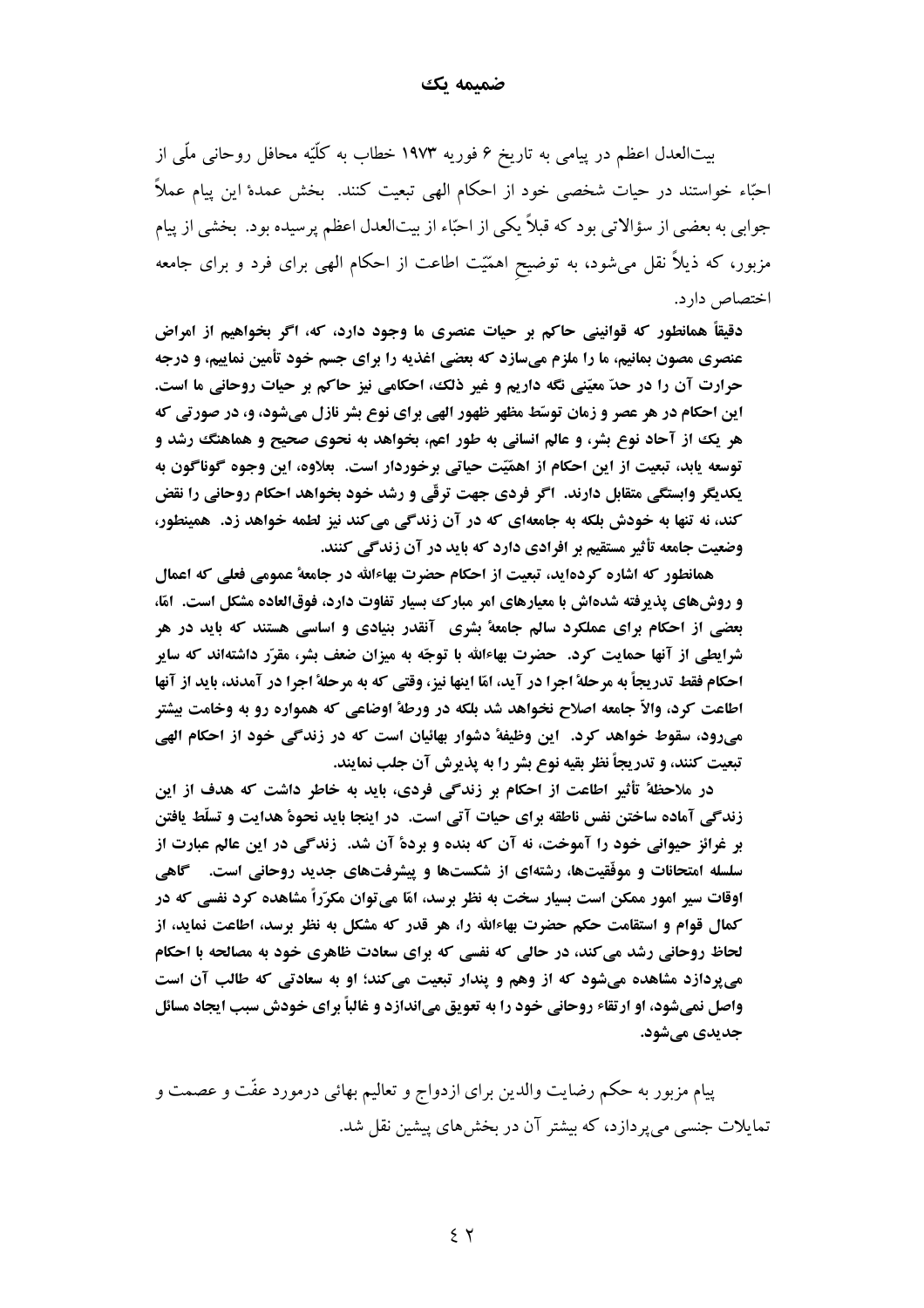# ضمیمه یک

بیت‌العدل اعظم در پیامی به تاریخ ۶ فوریه ۱۹۷۳ خطاب به کلّیّه محافل روحانی ملّی از احبّاء خواستند در حیات شخصی خود از احکام الهی تبعیت کنند. بخش عمدهٔ این پیام عملاً جوابی به بعضی از سؤالاتی بود که قبلاً یکی از احبّاء از بیت‌العدل اعظم پرسیده بود. بخشی از پیام مزبور، که ذیلاً نقل می‌شود، به توضیحِ اهمّیّت اطاعت از احکام الهی برای فرد و برای جامعه اختصاص دارد.

**دقیقاً همانطور که قوانینی حاکم بر حیات عنصری ما وجود دارد، که، اگر بخواهیم از امراض عنصری مصون بمانیم، ما را ملزم می‌سازد که بعضی اغذیه را برای جسم خود تأمین نماییم، و درجه حرارت آن را در حدّ معیّنی نگه داریم و غیر ذلک، احکامی نیز حاکم بر حیات روحانی ما است. این احکام در هر عصر و زمان توسّط مظهر ظهور الهی برای نوع بشر نازل می‌شود، و، در صورتی که هر یک از آحاد نوع بشر، و عالم انسانی به طور اعم، بخواهد به نحوی صحیح و هماهنگ رشد و توسعه یابد، تبعیت از این احکام از اهمّیّت حیاتی برخوردار است. بعلاوه، این وجوه گوناگون به یکدیگر وابستگی متقابل دارند. اگر فردی جهت ترقّی و رشد خود بخواهد احکام روحانی را نقض کند، نه تنها به خودش بلکه به جامعه‌ای که در آن زندگی می‌کند نیز لطمه خواهد زد. همینطور، وضعیت جامعه تأثیر مستقیم بر افرادی دارد که باید در آن زندگی کنند.**

**همانطور که اشاره کرده‌اید، تبعیت از احکام حضرت بهاءالله در جامعهٔ عمومی فعلی که اعمال و روش‌های پذیرفته شده‌اش با معیارهای امر مبارک بسیار تفاوت دارد، فوق‌العاده مشکل است. امّا، بعضی از احکام برای عملکرد سالم جامعهٔ بشری آنقدر بنیادی و اساسی هستند که باید در هر شرایطی از آنها حمایت کرد. حضرت بهاءالله با توجّه به میزان ضعف بشر، مقرّر داشته‌اند که سایر احکام فقط تدریجاً به مرحلهٔ اجرا در آید، امّا اینها نیز، وقتی که به مرحلهٔ اجرا در آمدند، باید از آنها اطاعت کرد، والاّ جامعه اصلاح نخواهد شد بلکه در ورطهٔ اوضاعی که همواره رو به وخامت بیشتر می‌رود، سقوط خواهد کرد. این وظیفهٔ دشوار بهائیان است که در زندگی خود از احکام الهی تبعیت کنند، و تدریجاً نظر بقیه نوع بشر را به پذیرش آن جلب نمایند.**

**در ملاحظهٔ تأثیر اطاعت از احکام بر زندگی فردی، باید به خاطر داشت که هدف از این زندگی آماده ساختن نفس ناطقه برای حیات آتی است. در اینجا باید نحوهٔ هدایت و تسلّط یافتن بر غرائز حیوانی خود را آموخت، نه آن که بنده و بردهٔ آن شد. زندگی در این عالم عبارت از سلسله امتحانات و موفّقیت‌ها، رشته‌ای از شکست‌ها و پیشرفت‌های جدید روحانی است. گاهی اوقات سیر امور ممکن است بسیار سخت به نظر برسد، امّا می‌توان مکرّراً مشاهده کرد نفسی که در کمال قوام و استقامت حکم حضرت بهاءالله را، هر قدر که مشکل به نظر برسد، اطاعت نماید، از لحاظ روحانی رشد می‌کند، در حالی که نفسی که برای سعادت ظاهری خود به مصالحه با احکام می‌پردازد مشاهده می‌شود که از وهم و پندار تبعیت می‌کند؛ او به سعادتی که طالب آن است واصل نمی‌شود، او ارتقاء روحانی خود را به تعویق می‌اندازد و غالباً برای خودش سبب ایجاد مسائل جدیدی می‌شود.**

پیام مزبور به حکم رضایت والدین برای ازدواج و تعالیم بهائی درمورد عفّت و عصمت و تمایلات جنسی می‌پردازد، که بیشتر آن در بخش‌های پیشین نقل شد.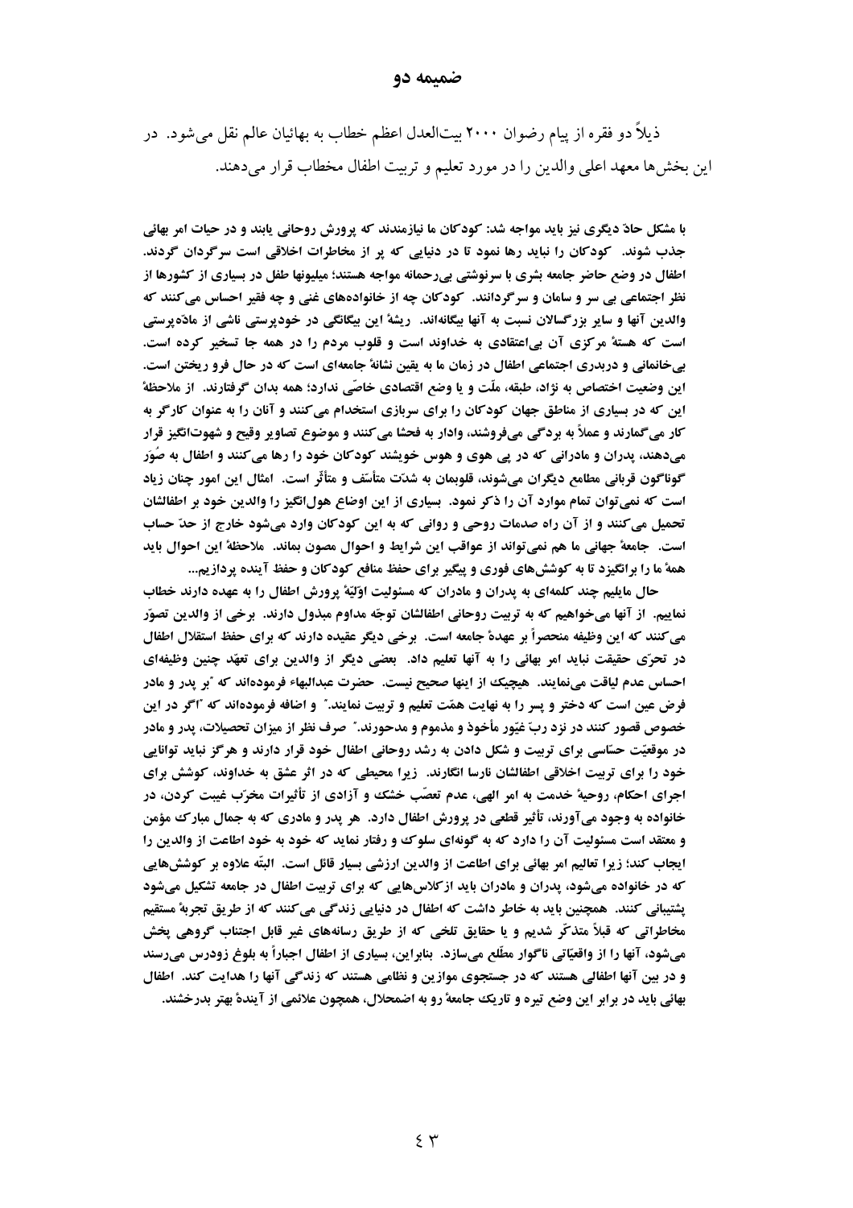## ضمیمه دو

ذیلاً دو فقره از پیام رضوان ۲۰۰۰ بیت‌العدل اعظم خطاب به بهائیان عالم نقل می‌شود. در این بخش‌ها معهد اعلی والدین را در مورد تعلیم و تربیت اطفال مخاطب قرار می‌دهند.

**با مشکل حادّ دیگری نیز باید مواجه شد: کودکان ما نیازمندند که پرورش روحانی یابند و در حیات امر بهائی جذب شوند. کودکان را نباید رها نمود تا در دنیایی که پر از مخاطرات اخلاقی است سرگردان گردند. اطفال در وضع حاضر جامعه بشری با سرنوشتی بی‌رحمانه مواجه هستند؛ میلیونها طفل در بسیاری از کشورها از نظر اجتماعی بی سر و سامان و سرگردانند. کودکان چه از خانواده‌های غنی و چه فقیر احساس می‌کنند که والدین آنها و سایر بزرگسالان نسبت به آنها بیگانه‌اند. ریشهٔ این بیگانگی در خودپرستی ناشی از مادّه‌پرستی است که هستهٔ مرکزی آن بی‌اعتقادی به خداوند است و قلوب مردم را در همه جا تسخیر کرده است. بی‌خانمانی و دربدری اجتماعی اطفال در زمان ما به یقین نشانهٔ جامعه‌ای است که در حال فرو ریختن است. این وضعیت اختصاص به نژاد، طبقه، ملّت و یا وضع اقتصادی خاصّی ندارد؛ همه بدان گرفتارند. از ملاحظهٔ این که در بسیاری از مناطق جهان کودکان را برای سربازی استخدام می‌کنند و آنان را به عنوان کارگر به کار می‌گمارند و عملاً به بردگی می‌فروشند، وادار به فحشا می‌کنند و موضوع تصاویر وقیح و شهوت‌انگیز قرار می‌دهند، پدران و مادرانی که در پی هوی و هوس خویشند کودکان خود را رها می‌کنند و اطفال به صُوَر گوناگون قربانی مطامع دیگران می‌شوند، قلوبمان به شدّت متأسّف و متأثّر است. امثال این امور چنان زیاد است که نمی‌توان تمام موارد آن را ذکر نمود. بسیاری از این اوضاع هول‌انگیز را والدین خود بر اطفالشان تحمیل می‌کنند و از آن راه صدمات روحی و روانی که به این کودکان وارد می‌شود خارج از حدّ حساب است. جامعهٔ جهانی ما هم نمی‌تواند از عواقب این شرایط و احوال مصون بماند. ملاحظهٔ این احوال باید همهٔ ما را برانگیزد تا به کوشش‌های فوری و پیگیر برای حفظ منافع کودکان و حفظ آینده پردازیم...**

**حال مایلیم چند کلمه‌ای به پدران و مادران که مسئولیت اوّلیّهٔ پرورش اطفال را به عهده دارند خطاب نماییم. از آنها می‌خواهیم که به تربیت روحانی اطفالشان توجّه مداوم مبذول دارند. برخی از والدین تصوّر می‌کنند که این وظیفه منحصراً بر عهدهٔ جامعه است. برخی دیگر عقیده دارند که برای حفظ استقلال اطفال در تحرّی حقیقت نباید امر بهائی را به آنها تعلیم داد. بعضی دیگر از والدین برای تعهّد چنین وظیفه‌ای احساس عدم لیاقت می‌نمایند. هیچیک از اینها صحیح نیست. حضرت عبدالبهاء فرموده‌اند که "بر پدر و مادر فرض عین است که دختر و پسر را به نهایت همّت تعلیم و تربیت نمایند." و اضافه فرموده‌اند که "اگر در این خصوص قصور کنند در نزد ربّ غیّور مأخوذ و مذموم و مدحورند." صرف نظر از میزان تحصیلات، پدر و مادر در موقعیّت حسّاسی برای تربیت و شکل دادن به رشد روحانی اطفال خود قرار دارند و هرگز نباید توانایی خود را برای تربیت اخلاقی اطفالشان نارسا انگارند. زیرا محیطی که در اثر عشق به خداوند، کوشش برای اجرای احکام، روحیهٔ خدمت به امر الهی، عدم تعصّب خشک و آزادی از تأثیرات مخرّب غیبت کردن، در خانواده به وجود می‌آورند، تأثیر قطعی در پرورش اطفال دارد. هر پدر و مادری که به جمال مبارک مؤمن و معتقد است مسئولیت آن را دارد که به گونه‌ای سلوک و رفتار نماید که خود به خود اطاعت از والدین را ایجاب کند؛ زیرا تعالیم امر بهائی برای اطاعت از والدین ارزشی بسیار قائل است. البتّه علاوه بر کوشش‌هایی که در خانواده می‌شود، پدران و مادران باید از کلاس‌هایی که برای تربیت اطفال در جامعه تشکیل می‌شود پشتیبانی کنند. همچنین باید به خاطر داشت که اطفال در دنیایی زندگی می‌کنند که از طریق تجربهٔ مستقیم مخاطراتی که قبلاً متذکّر شدیم و یا حقایق تلخی که از طریق رسانه‌های غیر قابل اجتناب گروهی پخش می‌شود، آنها را از واقعیّاتی ناگوار مطّلع می‌سازد. بنابراین، بسیاری از اطفال اجباراً به بلوغ زودرس می‌رسند و در بین آنها اطفالی هستند که در جستجوی موازین و نظامی هستند که زندگی آنها را هدایت کند. اطفال بهائی باید در برابر این وضع تیره و تاریک جامعهٔ رو به اضمحلال، همچون علائمی از آیندهٔ بهتر بدرخشند.**